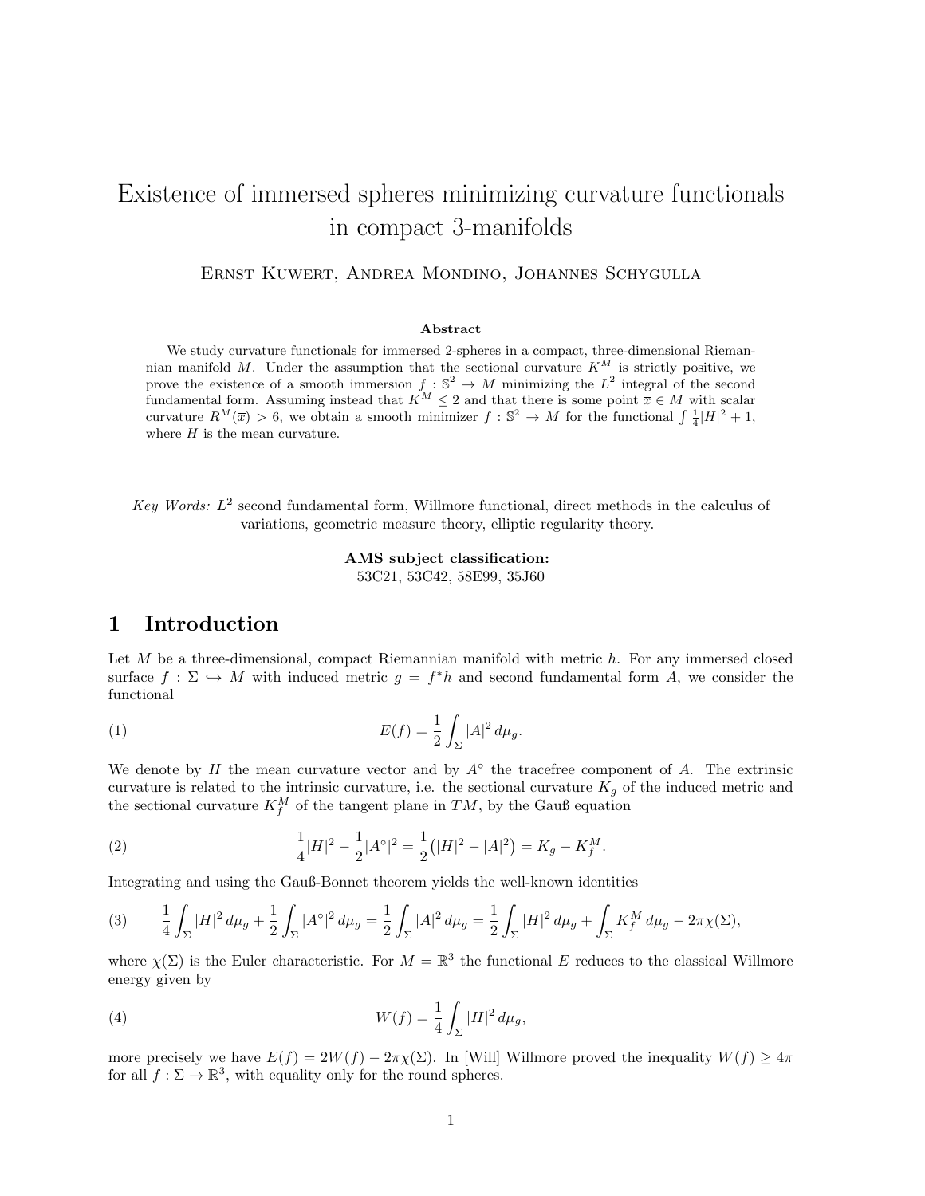# Existence of immersed spheres minimizing curvature functionals in compact 3-manifolds

Ernst Kuwert, Andrea Mondino, Johannes Schygulla

**Abstract**

We study curvature functionals for immersed 2-spheres in a compact, three-dimensional Riemannian manifold $M$. Under the assumption that the sectional curvature $K^M$ is strictly positive, we prove the existence of a smooth immersion $f : \mathbb{S}^2 \to M$ minimizing the $L^2$ integral of the second fundamental form. Assuming instead that $K^M \leq 2$ and that there is some point $\overline{x} \in M$ with scalar curvature $R^M(\overline{x}) > 6$, we obtain a smooth minimizer $f : \mathbb{S}^2 \to M$ for the functional $\int \frac{1}{4}|H|^2 + 1$, where $H$ is the mean curvature.

*Key Words:* $L^2$ second fundamental form, Willmore functional, direct methods in the calculus of variations, geometric measure theory, elliptic regularity theory.

**AMS subject classification:**
53C21, 53C42, 58E99, 35J60

## 1 Introduction

Let $M$ be a three-dimensional, compact Riemannian manifold with metric $h$. For any immersed closed surface $f : \Sigma \hookrightarrow M$ with induced metric $g = f^*h$ and second fundamental form $A$, we consider the functional

$$E(f) = \frac{1}{2} \int_\Sigma |A|^2 \, d\mu_g. \tag{1}$$

We denote by $H$ the mean curvature vector and by $A^\circ$ the tracefree component of $A$. The extrinsic curvature is related to the intrinsic curvature, i.e. the sectional curvature $K_g$ of the induced metric and the sectional curvature $K_f^M$ of the tangent plane in $TM$, by the Gauß equation

$$\frac{1}{4}|H|^2 - \frac{1}{2}|A^\circ|^2 = \frac{1}{2}\big(|H|^2 - |A|^2\big) = K_g - K_f^M. \tag{2}$$

Integrating and using the Gauß-Bonnet theorem yields the well-known identities

$$\frac{1}{4}\int_\Sigma |H|^2 \, d\mu_g + \frac{1}{2}\int_\Sigma |A^\circ|^2 \, d\mu_g = \frac{1}{2}\int_\Sigma |A|^2 \, d\mu_g = \frac{1}{2}\int_\Sigma |H|^2 \, d\mu_g + \int_\Sigma K_f^M \, d\mu_g - 2\pi\chi(\Sigma), \tag{3}$$

where $\chi(\Sigma)$ is the Euler characteristic. For $M = \mathbb{R}^3$ the functional $E$ reduces to the classical Willmore energy given by

$$W(f) = \frac{1}{4}\int_\Sigma |H|^2 \, d\mu_g, \tag{4}$$

more precisely we have $E(f) = 2W(f) - 2\pi\chi(\Sigma)$. In [Will] Willmore proved the inequality $W(f) \geq 4\pi$ for all $f : \Sigma \to \mathbb{R}^3$, with equality only for the round spheres.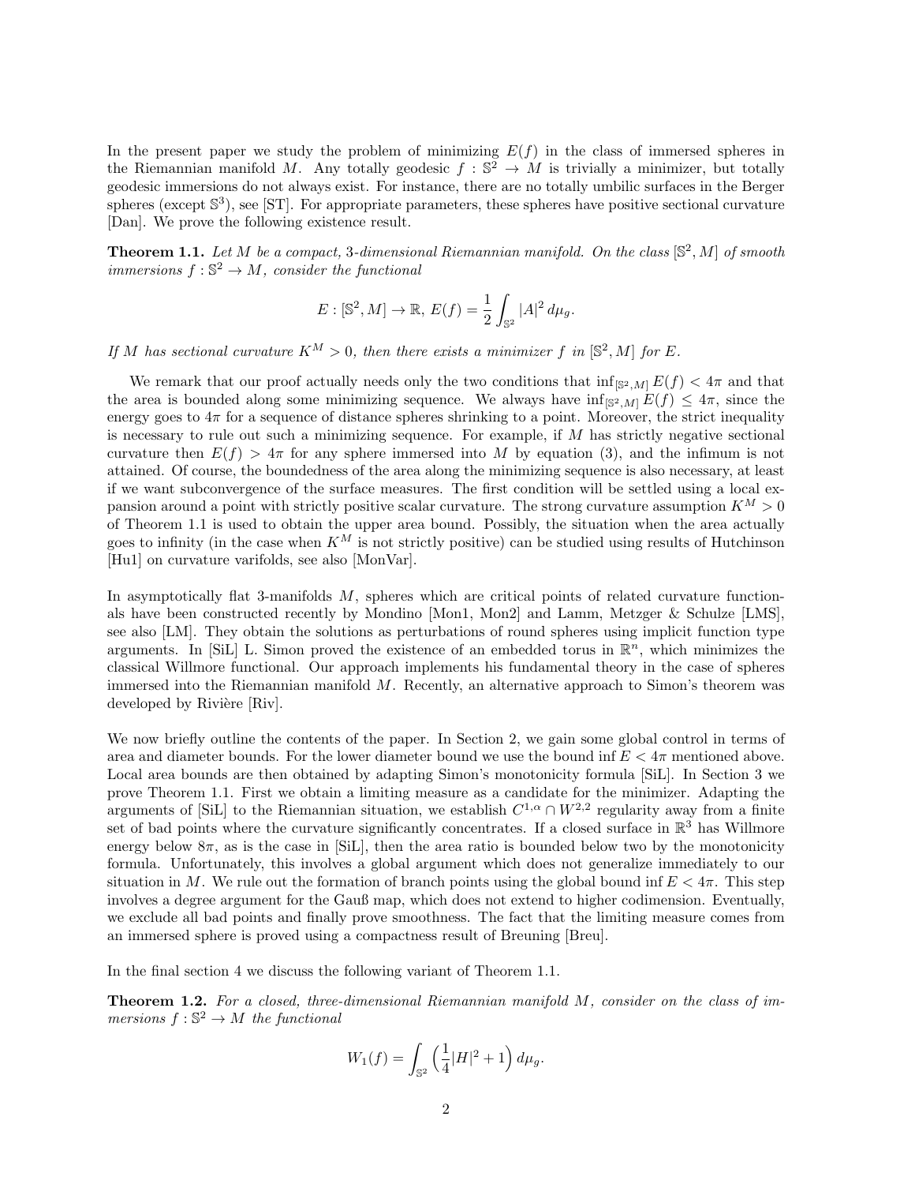In the present paper we study the problem of minimizing $E(f)$ in the class of immersed spheres in the Riemannian manifold $M$. Any totally geodesic $f : \mathbb{S}^2 \to M$ is trivially a minimizer, but totally geodesic immersions do not always exist. For instance, there are no totally umbilic surfaces in the Berger spheres (except $\mathbb{S}^3$), see [ST]. For appropriate parameters, these spheres have positive sectional curvature [Dan]. We prove the following existence result.

**Theorem 1.1.** *Let $M$ be a compact, 3-dimensional Riemannian manifold. On the class $[\mathbb{S}^2, M]$ of smooth immersions $f : \mathbb{S}^2 \to M$, consider the functional*

$$E : [\mathbb{S}^2, M] \to \mathbb{R},\ E(f) = \frac{1}{2}\int_{\mathbb{S}^2} |A|^2\, d\mu_g.$$

*If $M$ has sectional curvature $K^M > 0$, then there exists a minimizer $f$ in $[\mathbb{S}^2, M]$ for $E$.*

We remark that our proof actually needs only the two conditions that $\inf_{[\mathbb{S}^2,M]} E(f) < 4\pi$ and that the area is bounded along some minimizing sequence. We always have $\inf_{[\mathbb{S}^2,M]} E(f) \leq 4\pi$, since the energy goes to $4\pi$ for a sequence of distance spheres shrinking to a point. Moreover, the strict inequality is necessary to rule out such a minimizing sequence. For example, if $M$ has strictly negative sectional curvature then $E(f) > 4\pi$ for any sphere immersed into $M$ by equation (3), and the infimum is not attained. Of course, the boundedness of the area along the minimizing sequence is also necessary, at least if we want subconvergence of the surface measures. The first condition will be settled using a local expansion around a point with strictly positive scalar curvature. The strong curvature assumption $K^M > 0$ of Theorem 1.1 is used to obtain the upper area bound. Possibly, the situation when the area actually goes to infinity (in the case when $K^M$ is not strictly positive) can be studied using results of Hutchinson [Hu1] on curvature varifolds, see also [MonVar].

In asymptotically flat 3-manifolds $M$, spheres which are critical points of related curvature functionals have been constructed recently by Mondino [Mon1, Mon2] and Lamm, Metzger & Schulze [LMS], see also [LM]. They obtain the solutions as perturbations of round spheres using implicit function type arguments. In [SiL] L. Simon proved the existence of an embedded torus in $\mathbb{R}^n$, which minimizes the classical Willmore functional. Our approach implements his fundamental theory in the case of spheres immersed into the Riemannian manifold $M$. Recently, an alternative approach to Simon's theorem was developed by Rivière [Riv].

We now briefly outline the contents of the paper. In Section 2, we gain some global control in terms of area and diameter bounds. For the lower diameter bound we use the bound $\inf E < 4\pi$ mentioned above. Local area bounds are then obtained by adapting Simon's monotonicity formula [SiL]. In Section 3 we prove Theorem 1.1. First we obtain a limiting measure as a candidate for the minimizer. Adapting the arguments of [SiL] to the Riemannian situation, we establish $C^{1,\alpha} \cap W^{2,2}$ regularity away from a finite set of bad points where the curvature significantly concentrates. If a closed surface in $\mathbb{R}^3$ has Willmore energy below $8\pi$, as is the case in [SiL], then the area ratio is bounded below two by the monotonicity formula. Unfortunately, this involves a global argument which does not generalize immediately to our situation in $M$. We rule out the formation of branch points using the global bound $\inf E < 4\pi$. This step involves a degree argument for the Gauß map, which does not extend to higher codimension. Eventually, we exclude all bad points and finally prove smoothness. The fact that the limiting measure comes from an immersed sphere is proved using a compactness result of Breuning [Breu].

In the final section 4 we discuss the following variant of Theorem 1.1.

**Theorem 1.2.** *For a closed, three-dimensional Riemannian manifold $M$, consider on the class of immersions $f : \mathbb{S}^2 \to M$ the functional*

$$W_1(f) = \int_{\mathbb{S}^2} \Big(\frac{1}{4}|H|^2 + 1\Big)\, d\mu_g.$$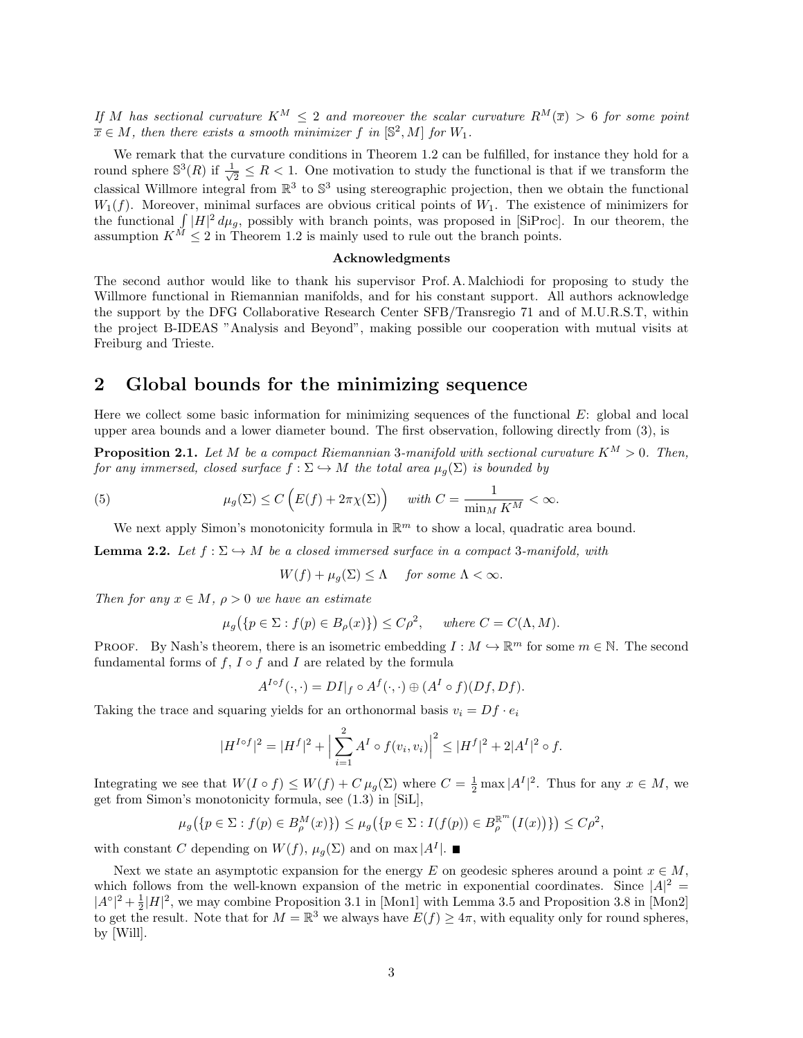*If $M$ has sectional curvature $K^M \leq 2$ and moreover the scalar curvature $R^M(\overline{x}) > 6$ for some point $\overline{x} \in M$, then there exists a smooth minimizer $f$ in $[\mathbb{S}^2, M]$ for $W_1$.*

We remark that the curvature conditions in Theorem 1.2 can be fulfilled, for instance they hold for a round sphere $\mathbb{S}^3(R)$ if $\frac{1}{\sqrt{2}} \leq R < 1$. One motivation to study the functional is that if we transform the classical Willmore integral from $\mathbb{R}^3$ to $\mathbb{S}^3$ using stereographic projection, then we obtain the functional $W_1(f)$. Moreover, minimal surfaces are obvious critical points of $W_1$. The existence of minimizers for the functional $\int |H|^2 \, d\mu_g$, possibly with branch points, was proposed in [SiProc]. In our theorem, the assumption $K^M \leq 2$ in Theorem 1.2 is mainly used to rule out the branch points.

**Acknowledgments**

The second author would like to thank his supervisor Prof. A. Malchiodi for proposing to study the Willmore functional in Riemannian manifolds, and for his constant support. All authors acknowledge the support by the DFG Collaborative Research Center SFB/Transregio 71 and of M.U.R.S.T, within the project B-IDEAS "Analysis and Beyond", making possible our cooperation with mutual visits at Freiburg and Trieste.

## 2 Global bounds for the minimizing sequence

Here we collect some basic information for minimizing sequences of the functional $E$: global and local upper area bounds and a lower diameter bound. The first observation, following directly from (3), is

**Proposition 2.1.** *Let $M$ be a compact Riemannian 3-manifold with sectional curvature $K^M > 0$. Then, for any immersed, closed surface $f : \Sigma \hookrightarrow M$ the total area $\mu_g(\Sigma)$ is bounded by*

$$\mu_g(\Sigma) \leq C\Big(E(f) + 2\pi\chi(\Sigma)\Big) \quad \text{with } C = \frac{1}{\min_M K^M} < \infty. \tag{5}$$

We next apply Simon's monotonicity formula in $\mathbb{R}^m$ to show a local, quadratic area bound.

**Lemma 2.2.** *Let $f : \Sigma \hookrightarrow M$ be a closed immersed surface in a compact 3-manifold, with*

$$W(f) + \mu_g(\Sigma) \leq \Lambda \quad \text{for some } \Lambda < \infty.$$

*Then for any $x \in M$, $\rho > 0$ we have an estimate*

$$\mu_g\big(\{p \in \Sigma : f(p) \in B_\rho(x)\}\big) \leq C\rho^2, \quad \text{where } C = C(\Lambda, M).$$

Proof. By Nash's theorem, there is an isometric embedding $I : M \hookrightarrow \mathbb{R}^m$ for some $m \in \mathbb{N}$. The second fundamental forms of $f$, $I \circ f$ and $I$ are related by the formula

$$A^{I \circ f}(\cdot, \cdot) = DI|_f \circ A^f(\cdot, \cdot) \oplus (A^I \circ f)(Df, Df).$$

Taking the trace and squaring yields for an orthonormal basis $v_i = Df \cdot e_i$

$$|H^{I \circ f}|^2 = |H^f|^2 + \Big|\sum_{i=1}^{2} A^I \circ f(v_i, v_i)\Big|^2 \leq |H^f|^2 + 2|A^I|^2 \circ f.$$

Integrating we see that $W(I \circ f) \leq W(f) + C\,\mu_g(\Sigma)$ where $C = \frac{1}{2}\max|A^I|^2$. Thus for any $x \in M$, we get from Simon's monotonicity formula, see (1.3) in [SiL],

$$\mu_g\big(\{p \in \Sigma : f(p) \in B_\rho^M(x)\}\big) \leq \mu_g\big(\{p \in \Sigma : I(f(p)) \in B_\rho^{\mathbb{R}^m}\big(I(x)\big)\}\big) \leq C\rho^2,$$

with constant $C$ depending on $W(f)$, $\mu_g(\Sigma)$ and on $\max|A^I|$. ∎

Next we state an asymptotic expansion for the energy $E$ on geodesic spheres around a point $x \in M$, which follows from the well-known expansion of the metric in exponential coordinates. Since $|A|^2 = |A^\circ|^2 + \frac{1}{2}|H|^2$, we may combine Proposition 3.1 in [Mon1] with Lemma 3.5 and Proposition 3.8 in [Mon2] to get the result. Note that for $M = \mathbb{R}^3$ we always have $E(f) \geq 4\pi$, with equality only for round spheres, by [Will].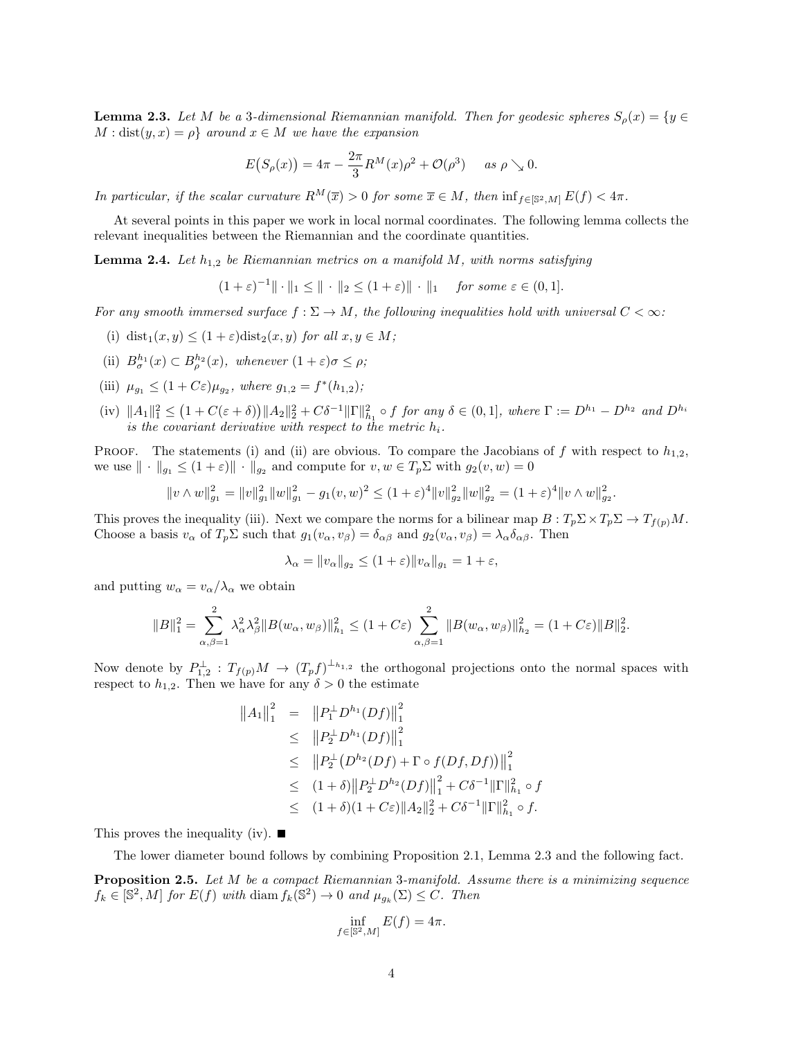**Lemma 2.3.** *Let $M$ be a 3-dimensional Riemannian manifold. Then for geodesic spheres $S_\rho(x) = \{y \in M : \mathrm{dist}(y,x) = \rho\}$ around $x \in M$ we have the expansion*

$$E\big(S_\rho(x)\big) = 4\pi - \frac{2\pi}{3} R^M(x)\rho^2 + \mathcal{O}(\rho^3) \quad \text{ as } \rho \searrow 0.$$

*In particular, if the scalar curvature $R^M(\overline{x}) > 0$ for some $\overline{x} \in M$, then $\inf_{f \in [\mathbb{S}^2, M]} E(f) < 4\pi$.*

At several points in this paper we work in local normal coordinates. The following lemma collects the relevant inequalities between the Riemannian and the coordinate quantities.

**Lemma 2.4.** *Let $h_{1,2}$ be Riemannian metrics on a manifold $M$, with norms satisfying*

$$(1+\varepsilon)^{-1}\|\cdot\|_1 \leq \|\cdot\|_2 \leq (1+\varepsilon)\|\cdot\|_1 \quad \text{ for some } \varepsilon \in (0,1].$$

*For any smooth immersed surface $f : \Sigma \to M$, the following inequalities hold with universal $C < \infty$:*

(i) $\mathrm{dist}_1(x,y) \leq (1+\varepsilon)\mathrm{dist}_2(x,y)$ *for all $x, y \in M$;*

(ii) $B^{h_1}_\sigma(x) \subset B^{h_2}_\rho(x)$, *whenever $(1+\varepsilon)\sigma \leq \rho$;*

(iii) $\mu_{g_1} \leq (1 + C\varepsilon)\mu_{g_2}$, *where $g_{1,2} = f^*(h_{1,2})$;*

(iv) $\|A_1\|_1^2 \leq \big(1 + C(\varepsilon+\delta)\big)\|A_2\|_2^2 + C\delta^{-1}\|\Gamma\|^2_{h_1} \circ f$ *for any $\delta \in (0,1]$, where $\Gamma := D^{h_1} - D^{h_2}$ and $D^{h_i}$ is the covariant derivative with respect to the metric $h_i$.*

Proof. The statements (i) and (ii) are obvious. To compare the Jacobians of $f$ with respect to $h_{1,2}$, we use $\|\cdot\|_{g_1} \leq (1+\varepsilon)\|\cdot\|_{g_2}$ and compute for $v, w \in T_p\Sigma$ with $g_2(v,w) = 0$

$$\|v \wedge w\|^2_{g_1} = \|v\|^2_{g_1}\|w\|^2_{g_1} - g_1(v,w)^2 \leq (1+\varepsilon)^4\|v\|^2_{g_2}\|w\|^2_{g_2} = (1+\varepsilon)^4\|v \wedge w\|^2_{g_2}.$$

This proves the inequality (iii). Next we compare the norms for a bilinear map $B : T_p\Sigma \times T_p\Sigma \to T_{f(p)}M$. Choose a basis $v_\alpha$ of $T_p\Sigma$ such that $g_1(v_\alpha, v_\beta) = \delta_{\alpha\beta}$ and $g_2(v_\alpha, v_\beta) = \lambda_\alpha\delta_{\alpha\beta}$. Then

$$\lambda_\alpha = \|v_\alpha\|_{g_2} \leq (1+\varepsilon)\|v_\alpha\|_{g_1} = 1+\varepsilon,$$

and putting $w_\alpha = v_\alpha/\lambda_\alpha$ we obtain

$$\|B\|_1^2 = \sum_{\alpha,\beta=1}^{2} \lambda_\alpha^2\lambda_\beta^2\|B(w_\alpha,w_\beta)\|^2_{h_1} \leq (1+C\varepsilon)\sum_{\alpha,\beta=1}^{2}\|B(w_\alpha,w_\beta)\|^2_{h_2} = (1+C\varepsilon)\|B\|_2^2.$$

Now denote by $P^\perp_{1,2} : T_{f(p)}M \to (T_pf)^{\perp_{h_{1,2}}}$ the orthogonal projections onto the normal spaces with respect to $h_{1,2}$. Then we have for any $\delta > 0$ the estimate

$$\begin{aligned}
\big\|A_1\big\|_1^2 &= \big\|P_1^\perp D^{h_1}(Df)\big\|_1^2 \\
&\leq \big\|P_2^\perp D^{h_1}(Df)\big\|_1^2 \\
&\leq \big\|P_2^\perp\big(D^{h_2}(Df) + \Gamma \circ f(Df,Df)\big)\big\|_1^2 \\
&\leq (1+\delta)\big\|P_2^\perp D^{h_2}(Df)\big\|_1^2 + C\delta^{-1}\|\Gamma\|^2_{h_1} \circ f \\
&\leq (1+\delta)(1+C\varepsilon)\|A_2\|_2^2 + C\delta^{-1}\|\Gamma\|^2_{h_1} \circ f.
\end{aligned}$$

This proves the inequality (iv). ■

The lower diameter bound follows by combining Proposition 2.1, Lemma 2.3 and the following fact.

**Proposition 2.5.** *Let $M$ be a compact Riemannian 3-manifold. Assume there is a minimizing sequence $f_k \in [\mathbb{S}^2, M]$ for $E(f)$ with $\operatorname{diam} f_k(\mathbb{S}^2) \to 0$ and $\mu_{g_k}(\Sigma) \leq C$. Then*

$$\inf_{f \in [\mathbb{S}^2, M]} E(f) = 4\pi.$$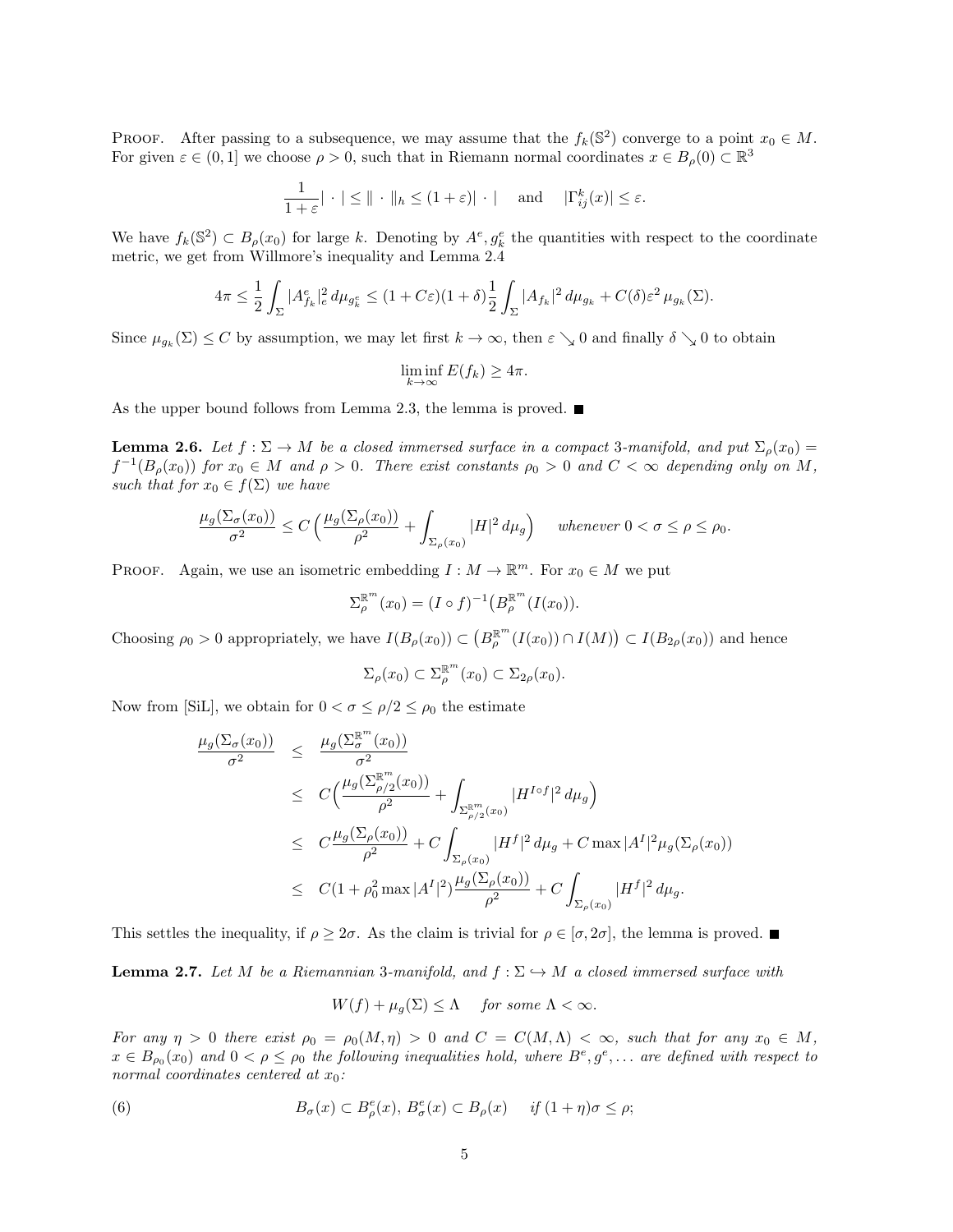PROOF. After passing to a subsequence, we may assume that the $f_k(\mathbb{S}^2)$ converge to a point $x_0 \in M$. For given $\varepsilon \in (0,1]$ we choose $\rho > 0$, such that in Riemann normal coordinates $x \in B_\rho(0) \subset \mathbb{R}^3$

$$\frac{1}{1+\varepsilon}|\cdot| \leq \|\cdot\|_h \leq (1+\varepsilon)|\cdot| \quad \text{and} \quad |\Gamma_{ij}^k(x)| \leq \varepsilon.$$

We have $f_k(\mathbb{S}^2) \subset B_\rho(x_0)$ for large $k$. Denoting by $A^e, g_k^e$ the quantities with respect to the coordinate metric, we get from Willmore's inequality and Lemma 2.4

$$4\pi \leq \frac{1}{2}\int_\Sigma |A^e_{f_k}|_e^2\, d\mu_{g_k^e} \leq (1+C\varepsilon)(1+\delta)\frac{1}{2}\int_\Sigma |A_{f_k}|^2\, d\mu_{g_k} + C(\delta)\varepsilon^2\, \mu_{g_k}(\Sigma).$$

Since $\mu_{g_k}(\Sigma) \leq C$ by assumption, we may let first $k \to \infty$, then $\varepsilon \searrow 0$ and finally $\delta \searrow 0$ to obtain

$$\liminf_{k\to\infty} E(f_k) \geq 4\pi.$$

As the upper bound follows from Lemma 2.3, the lemma is proved. ∎

**Lemma 2.6.** *Let $f : \Sigma \to M$ be a closed immersed surface in a compact 3-manifold, and put $\Sigma_\rho(x_0) = f^{-1}(B_\rho(x_0))$ for $x_0 \in M$ and $\rho > 0$. There exist constants $\rho_0 > 0$ and $C < \infty$ depending only on $M$, such that for $x_0 \in f(\Sigma)$ we have*

$$\frac{\mu_g(\Sigma_\sigma(x_0))}{\sigma^2} \leq C\Big(\frac{\mu_g(\Sigma_\rho(x_0))}{\rho^2} + \int_{\Sigma_\rho(x_0)} |H|^2\, d\mu_g\Big) \quad \text{whenever } 0 < \sigma \leq \rho \leq \rho_0.$$

PROOF. Again, we use an isometric embedding $I : M \to \mathbb{R}^m$. For $x_0 \in M$ we put

$$\Sigma_\rho^{\mathbb{R}^m}(x_0) = (I\circ f)^{-1}\big(B_\rho^{\mathbb{R}^m}(I(x_0))\big).$$

Choosing $\rho_0 > 0$ appropriately, we have $I(B_\rho(x_0)) \subset \big(B_\rho^{\mathbb{R}^m}(I(x_0)) \cap I(M)\big) \subset I(B_{2\rho}(x_0))$ and hence

$$\Sigma_\rho(x_0) \subset \Sigma_\rho^{\mathbb{R}^m}(x_0) \subset \Sigma_{2\rho}(x_0).$$

Now from [SiL], we obtain for $0 < \sigma \leq \rho/2 \leq \rho_0$ the estimate

$$\begin{aligned}
\frac{\mu_g(\Sigma_\sigma(x_0))}{\sigma^2} &\leq \frac{\mu_g(\Sigma_\sigma^{\mathbb{R}^m}(x_0))}{\sigma^2}\\
&\leq C\Big(\frac{\mu_g(\Sigma_{\rho/2}^{\mathbb{R}^m}(x_0))}{\rho^2} + \int_{\Sigma_{\rho/2}^{\mathbb{R}^m}(x_0)} |H^{I\circ f}|^2\, d\mu_g\Big)\\
&\leq C\frac{\mu_g(\Sigma_\rho(x_0))}{\rho^2} + C\int_{\Sigma_\rho(x_0)} |H^f|^2\, d\mu_g + C\max|A^I|^2\mu_g(\Sigma_\rho(x_0))\\
&\leq C(1+\rho_0^2\max|A^I|^2)\frac{\mu_g(\Sigma_\rho(x_0))}{\rho^2} + C\int_{\Sigma_\rho(x_0)} |H^f|^2\, d\mu_g.
\end{aligned}$$

This settles the inequality, if $\rho \geq 2\sigma$. As the claim is trivial for $\rho \in [\sigma, 2\sigma]$, the lemma is proved. ∎

**Lemma 2.7.** *Let $M$ be a Riemannian 3-manifold, and $f : \Sigma \hookrightarrow M$ a closed immersed surface with*

$$W(f) + \mu_g(\Sigma) \leq \Lambda \quad \text{for some } \Lambda < \infty.$$

*For any $\eta > 0$ there exist $\rho_0 = \rho_0(M,\eta) > 0$ and $C = C(M,\Lambda) < \infty$, such that for any $x_0 \in M$, $x \in B_{\rho_0}(x_0)$ and $0 < \rho \leq \rho_0$ the following inequalities hold, where $B^e, g^e, \ldots$ are defined with respect to normal coordinates centered at $x_0$:*

$$B_\sigma(x) \subset B^e_\rho(x),\ B^e_\sigma(x) \subset B_\rho(x) \quad \text{if } (1+\eta)\sigma \leq \rho; \tag{6}$$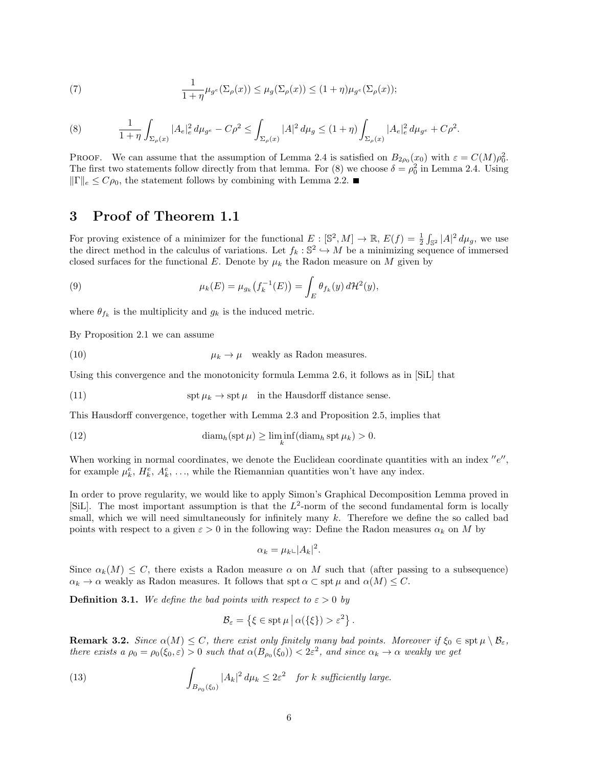$$\frac{1}{1+\eta}\mu_{g^e}(\Sigma_\rho(x)) \le \mu_g(\Sigma_\rho(x)) \le (1+\eta)\mu_{g^e}(\Sigma_\rho(x)); \tag{7}$$

$$\frac{1}{1+\eta}\int_{\Sigma_\rho(x)} |A_e|_e^2 \, d\mu_{g^e} - C\rho^2 \le \int_{\Sigma_\rho(x)} |A|^2 \, d\mu_g \le (1+\eta)\int_{\Sigma_\rho(x)} |A_e|_e^2 \, d\mu_{g^e} + C\rho^2. \tag{8}$$

Proof. We can assume that the assumption of Lemma 2.4 is satisfied on $B_{2\rho_0}(x_0)$ with $\varepsilon = C(M)\rho_0^2$. The first two statements follow directly from that lemma. For (8) we choose $\delta = \rho_0^2$ in Lemma 2.4. Using $\|\Gamma\|_e \le C\rho_0$, the statement follows by combining with Lemma 2.2. ■

# 3 Proof of Theorem 1.1

For proving existence of a minimizer for the functional $E : [\mathbb{S}^2, M] \to \mathbb{R}$, $E(f) = \frac{1}{2}\int_{\mathbb{S}^2} |A|^2 \, d\mu_g$, we use the direct method in the calculus of variations. Let $f_k : \mathbb{S}^2 \hookrightarrow M$ be a minimizing sequence of immersed closed surfaces for the functional $E$. Denote by $\mu_k$ the Radon measure on $M$ given by

$$\mu_k(E) = \mu_{g_k}\big(f_k^{-1}(E)\big) = \int_E \theta_{f_k}(y) \, d\mathcal{H}^2(y), \tag{9}$$

where $\theta_{f_k}$ is the multiplicity and $g_k$ is the induced metric.

By Proposition 2.1 we can assume

$$\mu_k \to \mu \quad \text{weakly as Radon measures.} \tag{10}$$

Using this convergence and the monotonicity formula Lemma 2.6, it follows as in [SiL] that

$$\operatorname{spt}\mu_k \to \operatorname{spt}\mu \quad \text{in the Hausdorff distance sense.} \tag{11}$$

This Hausdorff convergence, together with Lemma 2.3 and Proposition 2.5, implies that

$$\operatorname{diam}_h(\operatorname{spt}\mu) \ge \liminf_k(\operatorname{diam}_h \operatorname{spt}\mu_k) > 0. \tag{12}$$

When working in normal coordinates, we denote the Euclidean coordinate quantities with an index $''e''$, for example $\mu_k^e$, $H_k^e$, $A_k^e$, ..., while the Riemannian quantities won't have any index.

In order to prove regularity, we would like to apply Simon's Graphical Decomposition Lemma proved in [SiL]. The most important assumption is that the $L^2$-norm of the second fundamental form is locally small, which we will need simultaneously for infinitely many $k$. Therefore we define the so called bad points with respect to a given $\varepsilon > 0$ in the following way: Define the Radon measures $\alpha_k$ on $M$ by

$$\alpha_k = \mu_k \llcorner |A_k|^2.$$

Since $\alpha_k(M) \le C$, there exists a Radon measure $\alpha$ on $M$ such that (after passing to a subsequence) $\alpha_k \to \alpha$ weakly as Radon measures. It follows that $\operatorname{spt}\alpha \subset \operatorname{spt}\mu$ and $\alpha(M) \le C$.

**Definition 3.1.** *We define the bad points with respect to $\varepsilon > 0$ by*

$$\mathcal{B}_\varepsilon = \left\{\xi \in \operatorname{spt}\mu \,\middle|\, \alpha(\{\xi\}) > \varepsilon^2\right\}.$$

**Remark 3.2.** *Since $\alpha(M) \le C$, there exist only finitely many bad points. Moreover if $\xi_0 \in \operatorname{spt}\mu \setminus \mathcal{B}_\varepsilon$, there exists a $\rho_0 = \rho_0(\xi_0, \varepsilon) > 0$ such that $\alpha(B_{\rho_0}(\xi_0)) < 2\varepsilon^2$, and since $\alpha_k \to \alpha$ weakly we get*

$$\int_{B_{\rho_0}(\xi_0)} |A_k|^2 \, d\mu_k \le 2\varepsilon^2 \quad \text{for } k \text{ sufficiently large.} \tag{13}$$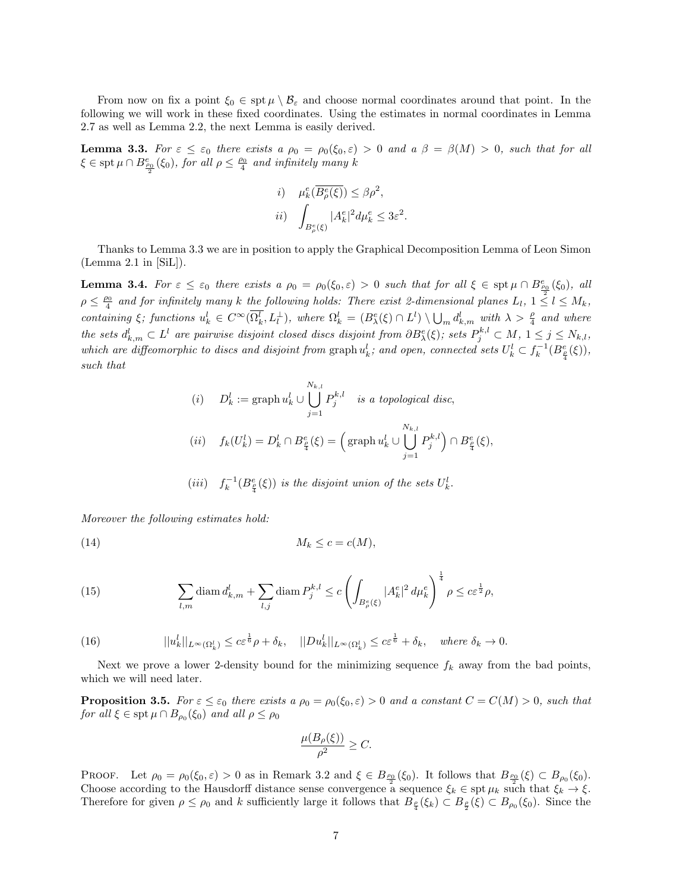From now on fix a point $\xi_0 \in \operatorname{spt} \mu \setminus \mathcal{B}_\varepsilon$ and choose normal coordinates around that point. In the following we will work in these fixed coordinates. Using the estimates in normal coordinates in Lemma 2.7 as well as Lemma 2.2, the next Lemma is easily derived.

**Lemma 3.3.** *For $\varepsilon \leq \varepsilon_0$ there exists a $\rho_0 = \rho_0(\xi_0, \varepsilon) > 0$ and a $\beta = \beta(M) > 0$, such that for all $\xi \in \operatorname{spt} \mu \cap B^e_{\frac{\rho_0}{2}}(\xi_0)$, for all $\rho \leq \frac{\rho_0}{4}$ and infinitely many $k$*

$$
\begin{aligned}
i) \quad & \mu^e_k(\overline{B^e_\rho(\xi)}) \leq \beta \rho^2, \\
ii) \quad & \int_{B^e_\rho(\xi)} |A^e_k|^2 d\mu^e_k \leq 3\varepsilon^2.
\end{aligned}
$$

Thanks to Lemma 3.3 we are in position to apply the Graphical Decomposition Lemma of Leon Simon (Lemma 2.1 in [SiL]).

**Lemma 3.4.** *For $\varepsilon \leq \varepsilon_0$ there exists a $\rho_0 = \rho_0(\xi_0, \varepsilon) > 0$ such that for all $\xi \in \operatorname{spt} \mu \cap B^e_{\frac{\rho_0}{2}}(\xi_0)$, all $\rho \leq \frac{\rho_0}{4}$ and for infinitely many $k$ the following holds: There exist 2-dimensional planes $L_l$, $1 \leq l \leq M_k$, containing $\xi$; functions $u^l_k \in C^\infty(\overline{\Omega^l_k}, L_l^\perp)$, where $\Omega^l_k = (B^e_\lambda(\xi) \cap L^l) \setminus \bigcup_m d^l_{k,m}$ with $\lambda > \frac{\rho}{4}$ and where the sets $d^l_{k,m} \subset L^l$ are pairwise disjoint closed discs disjoint from $\partial B^e_\lambda(\xi)$; sets $P^{k,l}_j \subset M$, $1 \leq j \leq N_{k,l}$, which are diffeomorphic to discs and disjoint from $\operatorname{graph} u^l_k$; and open, connected sets $U^l_k \subset f_k^{-1}(B^e_{\frac{\rho}{4}}(\xi))$, such that*

$$
(i) \quad D^l_k := \operatorname{graph} u^l_k \cup \bigcup_{j=1}^{N_{k,l}} P^{k,l}_j \quad \textit{is a topological disc,}
$$

$$
(ii) \quad f_k(U^l_k) = D^l_k \cap B^e_{\frac{\rho}{4}}(\xi) = \Big( \operatorname{graph} u^l_k \cup \bigcup_{j=1}^{N_{k,l}} P^{k,l}_j \Big) \cap B^e_{\frac{\rho}{4}}(\xi),
$$

$$
(iii) \quad f_k^{-1}(B^e_{\frac{\rho}{4}}(\xi)) \textit{ is the disjoint union of the sets } U^l_k.
$$

*Moreover the following estimates hold:*

$$
M_k \leq c = c(M), \tag{14}
$$

$$
\sum_{l,m} \operatorname{diam} d^l_{k,m} + \sum_{l,j} \operatorname{diam} P^{k,l}_j \leq c \left( \int_{B^e_\rho(\xi)} |A^e_k|^2 \, d\mu^e_k \right)^{\frac{1}{4}} \rho \leq c\varepsilon^{\frac{1}{2}} \rho, \tag{15}
$$

$$
||u^l_k||_{L^\infty(\Omega^l_k)} \leq c\varepsilon^{\frac{1}{6}} \rho + \delta_k, \quad ||Du^l_k||_{L^\infty(\Omega^l_k)} \leq c\varepsilon^{\frac{1}{6}} + \delta_k, \quad \textit{where } \delta_k \to 0. \tag{16}
$$

Next we prove a lower 2-density bound for the minimizing sequence $f_k$ away from the bad points, which we will need later.

**Proposition 3.5.** *For $\varepsilon \leq \varepsilon_0$ there exists a $\rho_0 = \rho_0(\xi_0, \varepsilon) > 0$ and a constant $C = C(M) > 0$, such that for all $\xi \in \operatorname{spt} \mu \cap B_{\rho_0}(\xi_0)$ and all $\rho \leq \rho_0$*

$$
\frac{\mu(B_\rho(\xi))}{\rho^2} \geq C.
$$

Proof. Let $\rho_0 = \rho_0(\xi_0, \varepsilon) > 0$ as in Remark 3.2 and $\xi \in B_{\frac{\rho_0}{2}}(\xi_0)$. It follows that $B_{\frac{\rho_0}{2}}(\xi) \subset B_{\rho_0}(\xi_0)$. Choose according to the Hausdorff distance sense convergence a sequence $\xi_k \in \operatorname{spt} \mu_k$ such that $\xi_k \to \xi$. Therefore for given $\rho \leq \rho_0$ and $k$ sufficiently large it follows that $B_{\frac{\rho}{4}}(\xi_k) \subset B_{\frac{\rho}{2}}(\xi) \subset B_{\rho_0}(\xi_0)$. Since the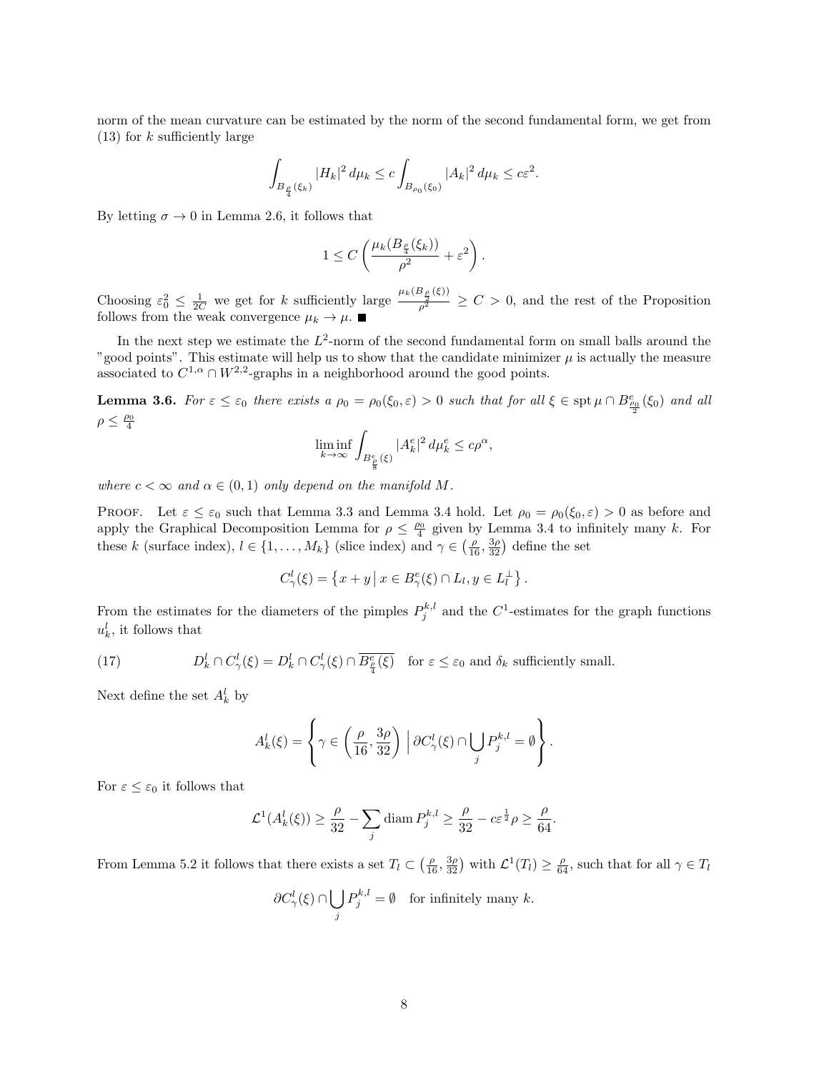norm of the mean curvature can be estimated by the norm of the second fundamental form, we get from (13) for $k$ sufficiently large

$$\int_{B_{\frac{\rho}{4}}(\xi_k)} |H_k|^2 \, d\mu_k \leq c \int_{B_{\rho_0}(\xi_0)} |A_k|^2 \, d\mu_k \leq c\varepsilon^2.$$

By letting $\sigma \to 0$ in Lemma 2.6, it follows that

$$1 \leq C \left( \frac{\mu_k(B_{\frac{\rho}{4}}(\xi_k))}{\rho^2} + \varepsilon^2 \right).$$

Choosing $\varepsilon_0^2 \leq \frac{1}{2C}$ we get for $k$ sufficiently large $\frac{\mu_k(B_{\frac{\rho}{2}}(\xi))}{\rho^2} \geq C > 0$, and the rest of the Proposition follows from the weak convergence $\mu_k \to \mu$. ■

In the next step we estimate the $L^2$-norm of the second fundamental form on small balls around the "good points". This estimate will help us to show that the candidate minimizer $\mu$ is actually the measure associated to $C^{1,\alpha} \cap W^{2,2}$-graphs in a neighborhood around the good points.

**Lemma 3.6.** *For $\varepsilon \leq \varepsilon_0$ there exists a $\rho_0 = \rho_0(\xi_0, \varepsilon) > 0$ such that for all $\xi \in \operatorname{spt} \mu \cap B^e_{\frac{\rho_0}{2}}(\xi_0)$ and all $\rho \leq \frac{\rho_0}{4}$*

$$\liminf_{k\to\infty} \int_{B^e_{\frac{\rho}{8}}(\xi)} |A^e_k|^2 \, d\mu^e_k \leq c\rho^\alpha,$$

*where $c < \infty$ and $\alpha \in (0,1)$ only depend on the manifold $M$.*

Proof. Let $\varepsilon \leq \varepsilon_0$ such that Lemma 3.3 and Lemma 3.4 hold. Let $\rho_0 = \rho_0(\xi_0, \varepsilon) > 0$ as before and apply the Graphical Decomposition Lemma for $\rho \leq \frac{\rho_0}{4}$ given by Lemma 3.4 to infinitely many $k$. For these $k$ (surface index), $l \in \{1, \dots, M_k\}$ (slice index) and $\gamma \in \left(\frac{\rho}{16}, \frac{3\rho}{32}\right)$ define the set

$$C^l_\gamma(\xi) = \left\{ x + y \,\middle|\, x \in B^e_\gamma(\xi) \cap L_l, y \in L_l^\perp \right\}.$$

From the estimates for the diameters of the pimples $P^{k,l}_j$ and the $C^1$-estimates for the graph functions $u^l_k$, it follows that

$$D^l_k \cap C^l_\gamma(\xi) = D^l_k \cap C^l_\gamma(\xi) \cap \overline{B^e_{\frac{\rho}{4}}(\xi)} \quad \text{for } \varepsilon \leq \varepsilon_0 \text{ and } \delta_k \text{ sufficiently small.} \tag{17}$$

Next define the set $A^l_k$ by

$$A^l_k(\xi) = \left\{ \gamma \in \left(\frac{\rho}{16}, \frac{3\rho}{32}\right) \,\middle|\, \partial C^l_\gamma(\xi) \cap \bigcup_j P^{k,l}_j = \emptyset \right\}.$$

For $\varepsilon \leq \varepsilon_0$ it follows that

$$\mathcal{L}^1(A^l_k(\xi)) \geq \frac{\rho}{32} - \sum_j \operatorname{diam} P^{k,l}_j \geq \frac{\rho}{32} - c\varepsilon^{\frac{1}{2}}\rho \geq \frac{\rho}{64}.$$

From Lemma 5.2 it follows that there exists a set $T_l \subset \left(\frac{\rho}{16}, \frac{3\rho}{32}\right)$ with $\mathcal{L}^1(T_l) \geq \frac{\rho}{64}$, such that for all $\gamma \in T_l$

$$\partial C^l_\gamma(\xi) \cap \bigcup_j P^{k,l}_j = \emptyset \quad \text{for infinitely many } k.$$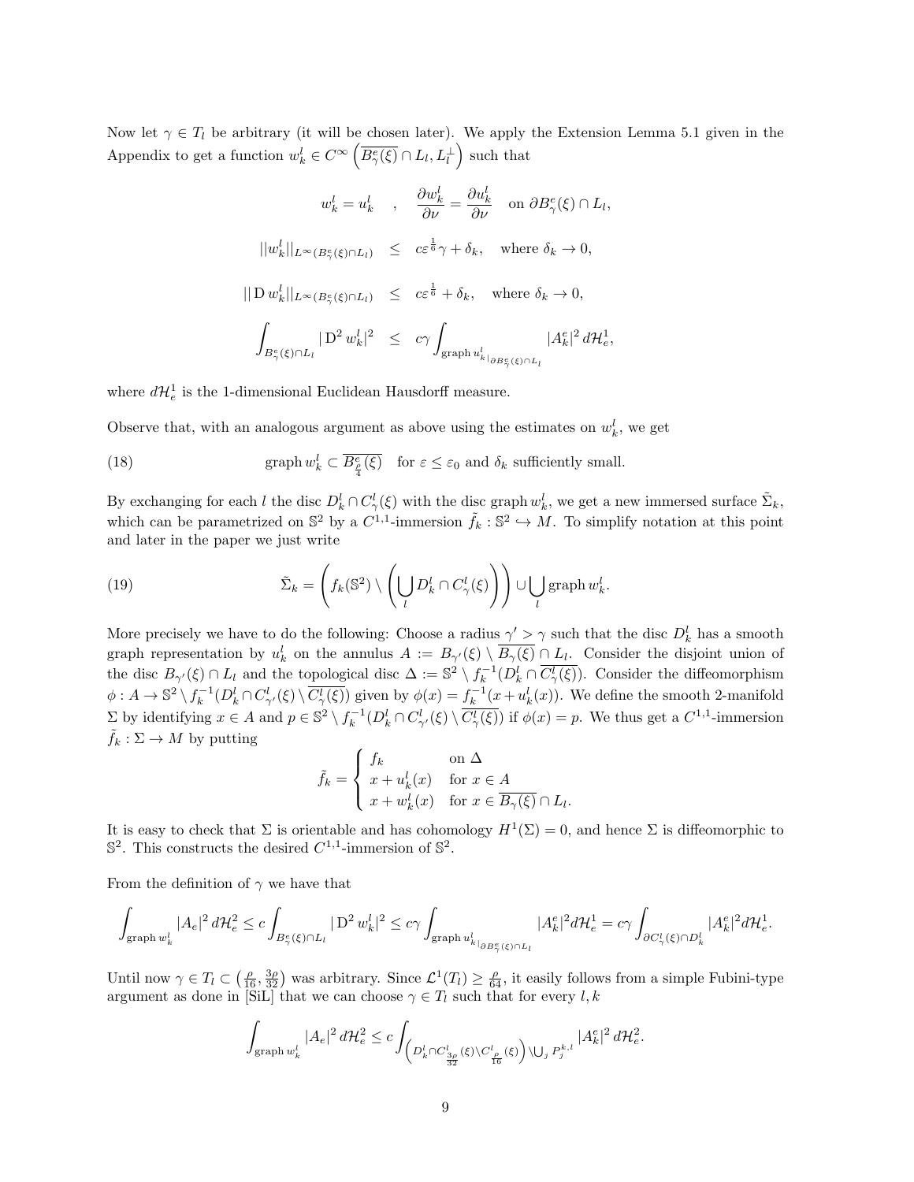Now let $\gamma \in T_l$ be arbitrary (it will be chosen later). We apply the Extension Lemma 5.1 given in the Appendix to get a function $w_k^l \in C^\infty\left(\overline{B_\gamma^e(\xi)} \cap L_l, L_l^\perp\right)$ such that

$$
\begin{aligned}
w_k^l = u_k^l \quad &, \quad \frac{\partial w_k^l}{\partial \nu} = \frac{\partial u_k^l}{\partial \nu} \quad \text{on } \partial B_\gamma^e(\xi) \cap L_l, \\
\|w_k^l\|_{L^\infty(B_\gamma^e(\xi)\cap L_l)} &\leq c\varepsilon^{\frac{1}{6}}\gamma + \delta_k, \quad \text{where } \delta_k \to 0, \\
\|\mathrm{D}\, w_k^l\|_{L^\infty(B_\gamma^e(\xi)\cap L_l)} &\leq c\varepsilon^{\frac{1}{6}} + \delta_k, \quad \text{where } \delta_k \to 0, \\
\int_{B_\gamma^e(\xi)\cap L_l} |\mathrm{D}^2\, w_k^l|^2 &\leq c\gamma \int_{\operatorname{graph} u_k^l|_{\partial B_\gamma^e(\xi)\cap L_l}} |A_k^e|^2 \, d\mathcal{H}_e^1,
\end{aligned}
$$

where $d\mathcal{H}_e^1$ is the 1-dimensional Euclidean Hausdorff measure.

Observe that, with an analogous argument as above using the estimates on $w_k^l$, we get

$$
\operatorname{graph} w_k^l \subset \overline{B_{\frac{\rho}{4}}^e(\xi)} \quad \text{for } \varepsilon \leq \varepsilon_0 \text{ and } \delta_k \text{ sufficiently small.} \tag{18}
$$

By exchanging for each $l$ the disc $D_k^l \cap C_\gamma^l(\xi)$ with the disc $\operatorname{graph} w_k^l$, we get a new immersed surface $\tilde{\Sigma}_k$, which can be parametrized on $\mathbb{S}^2$ by a $C^{1,1}$-immersion $\tilde{f}_k : \mathbb{S}^2 \hookrightarrow M$. To simplify notation at this point and later in the paper we just write

$$
\tilde{\Sigma}_k = \left(f_k(\mathbb{S}^2) \setminus \left(\bigcup_l D_k^l \cap C_\gamma^l(\xi)\right)\right) \cup \bigcup_l \operatorname{graph} w_k^l. \tag{19}
$$

More precisely we have to do the following: Choose a radius $\gamma' > \gamma$ such that the disc $D_k^l$ has a smooth graph representation by $u_k^l$ on the annulus $A := B_{\gamma'}(\xi) \setminus \overline{B_\gamma(\xi)} \cap L_l$. Consider the disjoint union of the disc $B_{\gamma'}(\xi) \cap L_l$ and the topological disc $\Delta := \mathbb{S}^2 \setminus f_k^{-1}(D_k^l \cap \overline{C_\gamma^l(\xi)})$. Consider the diffeomorphism $\phi : A \to \mathbb{S}^2 \setminus f_k^{-1}(D_k^l \cap C_{\gamma'}^l(\xi) \setminus \overline{C_\gamma^l(\xi)})$ given by $\phi(x) = f_k^{-1}(x + u_k^l(x))$. We define the smooth 2-manifold $\Sigma$ by identifying $x \in A$ and $p \in \mathbb{S}^2 \setminus f_k^{-1}(D_k^l \cap C_{\gamma'}^l(\xi) \setminus \overline{C_\gamma^l(\xi)})$ if $\phi(x) = p$. We thus get a $C^{1,1}$-immersion $\tilde{f}_k : \Sigma \to M$ by putting

$$
\tilde{f}_k = \begin{cases} f_k & \text{on } \Delta \\ x + u_k^l(x) & \text{for } x \in A \\ x + w_k^l(x) & \text{for } x \in \overline{B_\gamma(\xi)} \cap L_l. \end{cases}
$$

It is easy to check that $\Sigma$ is orientable and has cohomology $H^1(\Sigma) = 0$, and hence $\Sigma$ is diffeomorphic to $\mathbb{S}^2$. This constructs the desired $C^{1,1}$-immersion of $\mathbb{S}^2$.

From the definition of $\gamma$ we have that

$$
\int_{\operatorname{graph} w_k^l} |A_e|^2 \, d\mathcal{H}_e^2 \leq c \int_{B_\gamma^e(\xi)\cap L_l} |\mathrm{D}^2\, w_k^l|^2 \leq c\gamma \int_{\operatorname{graph} u_k^l|_{\partial B_\gamma^e(\xi)\cap L_l}} |A_k^e|^2 d\mathcal{H}_e^1 = c\gamma \int_{\partial C_\gamma^l(\xi)\cap D_k^l} |A_k^e|^2 d\mathcal{H}_e^1.
$$

Until now $\gamma \in T_l \subset \left(\frac{\rho}{16}, \frac{3\rho}{32}\right)$ was arbitrary. Since $\mathcal{L}^1(T_l) \geq \frac{\rho}{64}$, it easily follows from a simple Fubini-type argument as done in [SiL] that we can choose $\gamma \in T_l$ such that for every $l, k$

$$
\int_{\operatorname{graph} w_k^l} |A_e|^2 \, d\mathcal{H}_e^2 \leq c \int_{\left(D_k^l \cap C_{\frac{3\rho}{32}}^l(\xi) \setminus C_{\frac{\rho}{16}}^l(\xi)\right) \setminus \bigcup_j P_j^{k,l}} |A_k^e|^2 \, d\mathcal{H}_e^2.
$$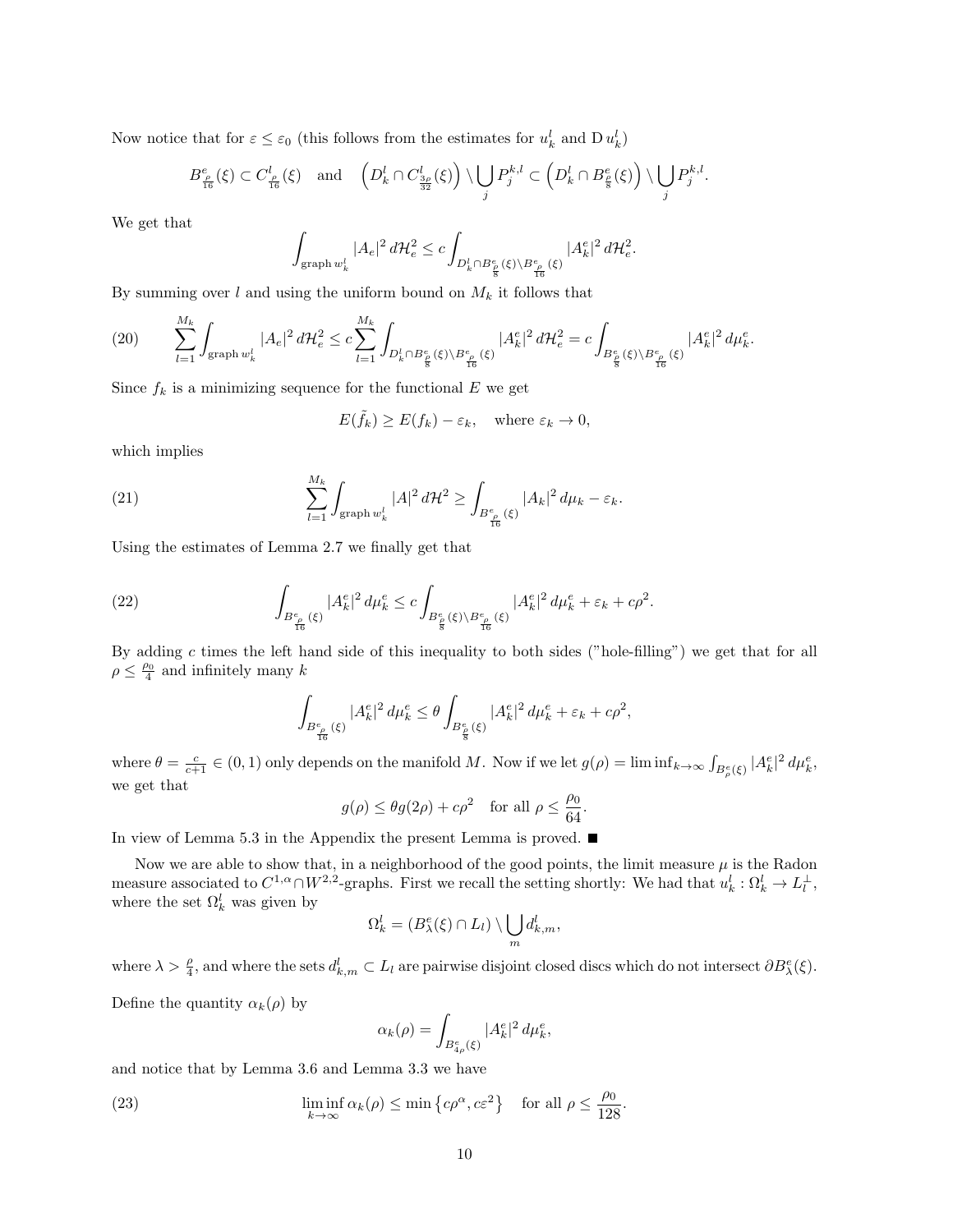Now notice that for $\varepsilon \le \varepsilon_0$ (this follows from the estimates for $u_k^l$ and $\mathrm{D}\, u_k^l$)

$$B^e_{\frac{\rho}{16}}(\xi) \subset C^l_{\frac{\rho}{16}}(\xi) \quad \text{and} \quad \Big(D_k^l \cap C^l_{\frac{3\rho}{32}}(\xi)\Big) \setminus \bigcup_j P_j^{k,l} \subset \Big(D_k^l \cap B^e_{\frac{\rho}{8}}(\xi)\Big) \setminus \bigcup_j P_j^{k,l}.$$

We get that

$$\int_{\operatorname{graph} w_k^l} |A_e|^2 \, d\mathcal{H}^2_e \le c \int_{D_k^l \cap B^e_{\frac{\rho}{8}}(\xi) \setminus B^e_{\frac{\rho}{16}}(\xi)} |A_k^e|^2 \, d\mathcal{H}^2_e.$$

By summing over $l$ and using the uniform bound on $M_k$ it follows that

$$\sum_{l=1}^{M_k} \int_{\operatorname{graph} w_k^l} |A_e|^2 \, d\mathcal{H}^2_e \le c \sum_{l=1}^{M_k} \int_{D_k^l \cap B^e_{\frac{\rho}{8}}(\xi) \setminus B^e_{\frac{\rho}{16}}(\xi)} |A_k^e|^2 \, d\mathcal{H}^2_e = c \int_{B^e_{\frac{\rho}{8}}(\xi) \setminus B^e_{\frac{\rho}{16}}(\xi)} |A_k^e|^2 \, d\mu_k^e. \tag{20}$$

Since $f_k$ is a minimizing sequence for the functional $E$ we get

$$E(\tilde{f}_k) \ge E(f_k) - \varepsilon_k, \quad \text{where } \varepsilon_k \to 0,$$

which implies

$$\sum_{l=1}^{M_k} \int_{\operatorname{graph} w_k^l} |A|^2 \, d\mathcal{H}^2 \ge \int_{B^e_{\frac{\rho}{16}}(\xi)} |A_k|^2 \, d\mu_k - \varepsilon_k. \tag{21}$$

Using the estimates of Lemma 2.7 we finally get that

$$\int_{B^e_{\frac{\rho}{16}}(\xi)} |A_k^e|^2 \, d\mu_k^e \le c \int_{B^e_{\frac{\rho}{8}}(\xi) \setminus B^e_{\frac{\rho}{16}}(\xi)} |A_k^e|^2 \, d\mu_k^e + \varepsilon_k + c\rho^2. \tag{22}$$

By adding $c$ times the left hand side of this inequality to both sides ("hole-filling") we get that for all $\rho \le \frac{\rho_0}{4}$ and infinitely many $k$

$$\int_{B^e_{\frac{\rho}{16}}(\xi)} |A_k^e|^2 \, d\mu_k^e \le \theta \int_{B^e_{\frac{\rho}{8}}(\xi)} |A_k^e|^2 \, d\mu_k^e + \varepsilon_k + c\rho^2,$$

where $\theta = \frac{c}{c+1} \in (0,1)$ only depends on the manifold $M$. Now if we let $g(\rho) = \liminf_{k\to\infty} \int_{B^e_\rho(\xi)} |A_k^e|^2 \, d\mu_k^e$, we get that

$$g(\rho) \le \theta g(2\rho) + c\rho^2 \quad \text{for all } \rho \le \frac{\rho_0}{64}.$$

In view of Lemma 5.3 in the Appendix the present Lemma is proved. ∎

Now we are able to show that, in a neighborhood of the good points, the limit measure $\mu$ is the Radon measure associated to $C^{1,\alpha} \cap W^{2,2}$-graphs. First we recall the setting shortly: We had that $u_k^l : \Omega_k^l \to L_l^\perp$, where the set $\Omega_k^l$ was given by

$$\Omega_k^l = (B^e_\lambda(\xi) \cap L_l) \setminus \bigcup_m d^l_{k,m},$$

where $\lambda > \frac{\rho}{4}$, and where the sets $d^l_{k,m} \subset L_l$ are pairwise disjoint closed discs which do not intersect $\partial B^e_\lambda(\xi)$.

Define the quantity $\alpha_k(\rho)$ by

$$\alpha_k(\rho) = \int_{B^e_{4\rho}(\xi)} |A_k^e|^2 \, d\mu_k^e,$$

and notice that by Lemma 3.6 and Lemma 3.3 we have

$$\liminf_{k\to\infty} \alpha_k(\rho) \le \min\left\{c\rho^\alpha, c\varepsilon^2\right\} \quad \text{for all } \rho \le \frac{\rho_0}{128}. \tag{23}$$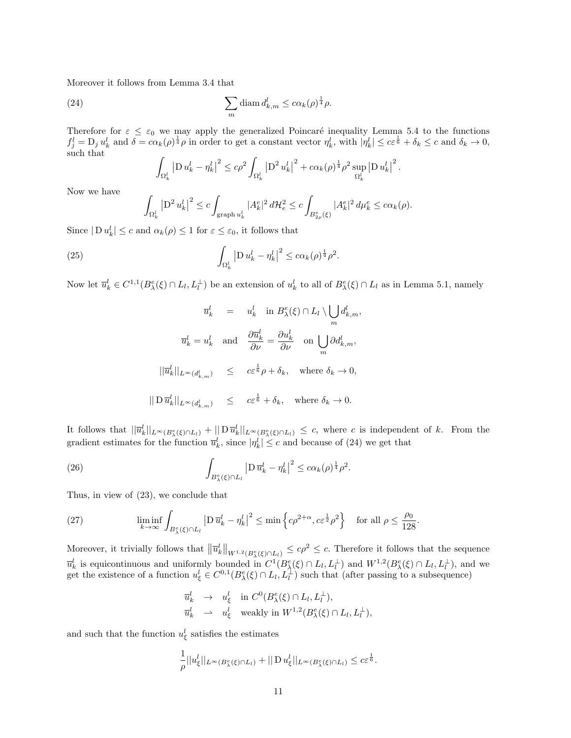Moreover it follows from Lemma 3.4 that

$$\sum_m \operatorname{diam} d^l_{k,m} \leq c\alpha_k(\rho)^{\frac{1}{4}}\rho. \tag{24}$$

Therefore for $\varepsilon \leq \varepsilon_0$ we may apply the generalized Poincaré inequality Lemma 5.4 to the functions $f^l_j = \mathrm{D}_j\, u^l_k$ and $\delta = c\alpha_k(\rho)^{\frac{1}{4}}\rho$ in order to get a constant vector $\eta^l_k$, with $|\eta^l_k| \leq c\varepsilon^{\frac{1}{6}} + \delta_k \leq c$ and $\delta_k \to 0$, such that

$$\int_{\Omega^l_k} \left|\mathrm{D}\, u^l_k - \eta^l_k\right|^2 \leq c\rho^2 \int_{\Omega^l_k} \left|\mathrm{D}^2\, u^l_k\right|^2 + c\alpha_k(\rho)^{\frac{1}{4}}\rho^2 \sup_{\Omega^l_k}\left|\mathrm{D}\, u^l_k\right|^2.$$

Now we have

$$\int_{\Omega^l_k} \left|\mathrm{D}^2\, u^l_k\right|^2 \leq c\int_{\operatorname{graph} u^l_k} |A^e_k|^2\, d\mathcal{H}^2_e \leq c\int_{B^e_{2\rho}(\xi)} |A^e_k|^2\, d\mu^e_k \leq c\alpha_k(\rho).$$

Since $|\mathrm{D}\, u^l_k| \leq c$ and $\alpha_k(\rho) \leq 1$ for $\varepsilon \leq \varepsilon_0$, it follows that

$$\int_{\Omega^l_k} \left|\mathrm{D}\, u^l_k - \eta^l_k\right|^2 \leq c\alpha_k(\rho)^{\frac{1}{4}}\rho^2. \tag{25}$$

Now let $\overline{u}^l_k \in C^{1,1}(B^e_\lambda(\xi) \cap L_l, L_l^\perp)$ be an extension of $u^l_k$ to all of $B^e_\lambda(\xi) \cap L_l$ as in Lemma 5.1, namely

$$\begin{aligned}
\overline{u}^l_k &= u^l_k \quad \text{in } B^e_\lambda(\xi) \cap L_l \setminus \bigcup_m d^l_{k,m}, \\
\overline{u}^l_k = u^l_k \quad &\text{and} \quad \frac{\partial \overline{u}^l_k}{\partial \nu} = \frac{\partial u^l_k}{\partial \nu} \quad \text{on } \bigcup_m \partial d^l_{k,m}, \\
\|\overline{u}^l_k\|_{L^\infty(d^l_{k,m})} &\leq c\varepsilon^{\frac{1}{6}}\rho + \delta_k, \quad \text{where } \delta_k \to 0, \\
\|\mathrm{D}\,\overline{u}^l_k\|_{L^\infty(d^l_{k,m})} &\leq c\varepsilon^{\frac{1}{6}} + \delta_k, \quad \text{where } \delta_k \to 0.
\end{aligned}$$

It follows that $\|\overline{u}^l_k\|_{L^\infty(B^e_\lambda(\xi)\cap L_l)} + \|\mathrm{D}\,\overline{u}^l_k\|_{L^\infty(B^e_\lambda(\xi)\cap L_l)} \leq c$, where $c$ is independent of $k$. From the gradient estimates for the function $\overline{u}^l_k$, since $|\eta^l_k| \leq c$ and because of (24) we get that

$$\int_{B^e_\lambda(\xi)\cap L_l} \left|\mathrm{D}\,\overline{u}^l_k - \eta^l_k\right|^2 \leq c\alpha_k(\rho)^{\frac{1}{4}}\rho^2. \tag{26}$$

Thus, in view of (23), we conclude that

$$\liminf_{k\to\infty} \int_{B^e_\lambda(\xi)\cap L_l} \left|\mathrm{D}\,\overline{u}^l_k - \eta^l_k\right|^2 \leq \min\left\{c\rho^{2+\alpha}, c\varepsilon^{\frac{1}{2}}\rho^2\right\} \quad \text{for all } \rho \leq \frac{\rho_0}{128}. \tag{27}$$

Moreover, it trivially follows that $\left\|\overline{u}^l_k\right\|_{W^{1,2}(B^e_\lambda(\xi)\cap L_l)} \leq c\rho^2 \leq c$. Therefore it follows that the sequence $\overline{u}^l_k$ is equicontinuous and uniformly bounded in $C^1(B^e_\lambda(\xi)\cap L_l, L_l^\perp)$ and $W^{1,2}(B^e_\lambda(\xi)\cap L_l, L_l^\perp)$, and we get the existence of a function $u^l_\xi \in C^{0,1}(B^e_\lambda(\xi)\cap L_l, L_l^\perp)$ such that (after passing to a subsequence)

$$\begin{aligned}
\overline{u}^l_k &\to u^l_\xi \quad \text{in } C^0(B^e_\lambda(\xi)\cap L_l, L_l^\perp), \\
\overline{u}^l_k &\rightharpoonup u^l_\xi \quad \text{weakly in } W^{1,2}(B^e_\lambda(\xi)\cap L_l, L_l^\perp),
\end{aligned}$$

and such that the function $u^l_\xi$ satisfies the estimates

$$\frac{1}{\rho}\|u^l_\xi\|_{L^\infty(B^e_\lambda(\xi)\cap L_l)} + \|\mathrm{D}\, u^l_\xi\|_{L^\infty(B^e_\lambda(\xi)\cap L_l)} \leq c\varepsilon^{\frac{1}{6}}.$$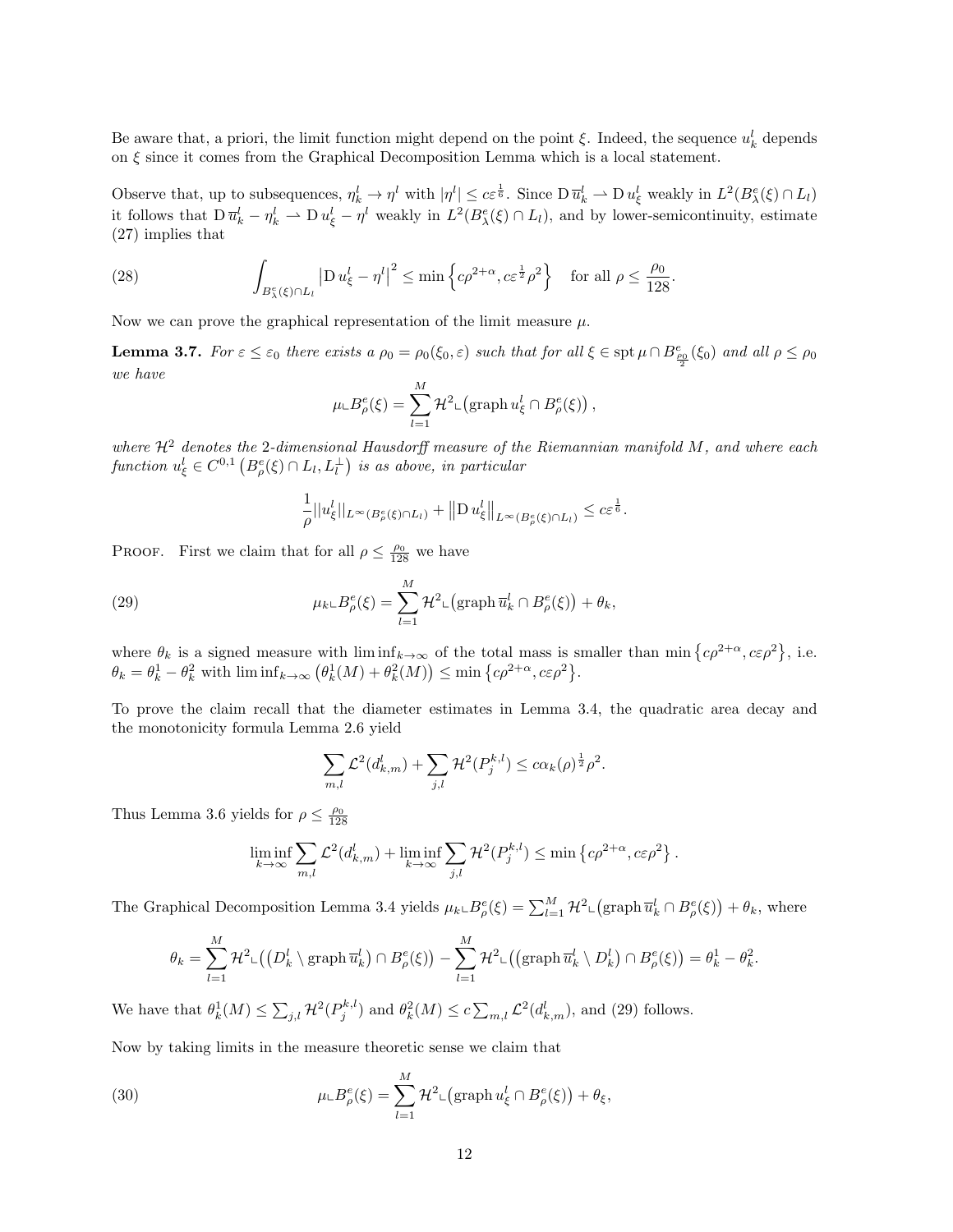Be aware that, a priori, the limit function might depend on the point $\xi$. Indeed, the sequence $u_k^l$ depends on $\xi$ since it comes from the Graphical Decomposition Lemma which is a local statement.

Observe that, up to subsequences, $\eta_k^l \to \eta^l$ with $|\eta^l| \le c\varepsilon^{\frac{1}{6}}$. Since $\mathrm{D}\,\overline{u}_k^l \rightharpoonup \mathrm{D}\,u_\xi^l$ weakly in $L^2(B_\lambda^e(\xi)\cap L_l)$ it follows that $\mathrm{D}\,\overline{u}_k^l - \eta_k^l \rightharpoonup \mathrm{D}\,u_\xi^l - \eta^l$ weakly in $L^2(B_\lambda^e(\xi)\cap L_l)$, and by lower-semicontinuity, estimate (27) implies that

$$
\int_{B_\lambda^e(\xi)\cap L_l} \left|\mathrm{D}\,u_\xi^l - \eta^l\right|^2 \le \min\left\{c\rho^{2+\alpha}, c\varepsilon^{\frac{1}{2}}\rho^2\right\} \quad \text{for all } \rho \le \frac{\rho_0}{128}. \tag{28}
$$

Now we can prove the graphical representation of the limit measure $\mu$.

**Lemma 3.7.** *For $\varepsilon \le \varepsilon_0$ there exists a $\rho_0 = \rho_0(\xi_0,\varepsilon)$ such that for all $\xi \in \operatorname{spt}\mu \cap B^e_{\frac{\rho_0}{2}}(\xi_0)$ and all $\rho \le \rho_0$ we have*

$$
\mu \llcorner B_\rho^e(\xi) = \sum_{l=1}^M \mathcal{H}^2 \llcorner \big(\operatorname{graph} u_\xi^l \cap B_\rho^e(\xi)\big)\,,
$$

*where $\mathcal{H}^2$ denotes the 2-dimensional Hausdorff measure of the Riemannian manifold $M$, and where each function $u_\xi^l \in C^{0,1}\big(B_\rho^e(\xi)\cap L_l, L_l^\perp\big)$ is as above, in particular*

$$
\frac{1}{\rho}||u_\xi^l||_{L^\infty(B_\rho^e(\xi)\cap L_l)} + \left\|\mathrm{D}\,u_\xi^l\right\|_{L^\infty(B_\rho^e(\xi)\cap L_l)} \le c\varepsilon^{\frac{1}{6}}.
$$

Proof. First we claim that for all $\rho \le \frac{\rho_0}{128}$ we have

$$
\mu_k \llcorner B_\rho^e(\xi) = \sum_{l=1}^M \mathcal{H}^2 \llcorner \big(\operatorname{graph} \overline{u}_k^l \cap B_\rho^e(\xi)\big) + \theta_k, \tag{29}
$$

where $\theta_k$ is a signed measure with $\liminf_{k\to\infty}$ of the total mass is smaller than $\min\left\{c\rho^{2+\alpha}, c\varepsilon\rho^2\right\}$, i.e. $\theta_k = \theta_k^1 - \theta_k^2$ with $\liminf_{k\to\infty}\left(\theta_k^1(M) + \theta_k^2(M)\right) \le \min\left\{c\rho^{2+\alpha}, c\varepsilon\rho^2\right\}$.

To prove the claim recall that the diameter estimates in Lemma 3.4, the quadratic area decay and the monotonicity formula Lemma 2.6 yield

$$
\sum_{m,l} \mathcal{L}^2(d_{k,m}^l) + \sum_{j,l} \mathcal{H}^2(P_j^{k,l}) \le c\alpha_k(\rho)^{\frac{1}{2}}\rho^2.
$$

Thus Lemma 3.6 yields for $\rho \le \frac{\rho_0}{128}$

$$
\liminf_{k\to\infty} \sum_{m,l} \mathcal{L}^2(d_{k,m}^l) + \liminf_{k\to\infty} \sum_{j,l} \mathcal{H}^2(P_j^{k,l}) \le \min\left\{c\rho^{2+\alpha}, c\varepsilon\rho^2\right\}.
$$

The Graphical Decomposition Lemma 3.4 yields $\mu_k \llcorner B_\rho^e(\xi) = \sum_{l=1}^M \mathcal{H}^2 \llcorner \big(\operatorname{graph} \overline{u}_k^l \cap B_\rho^e(\xi)\big) + \theta_k$, where

$$
\theta_k = \sum_{l=1}^M \mathcal{H}^2 \llcorner \big(\big(D_k^l \setminus \operatorname{graph} \overline{u}_k^l\big) \cap B_\rho^e(\xi)\big) - \sum_{l=1}^M \mathcal{H}^2 \llcorner \big(\big(\operatorname{graph} \overline{u}_k^l \setminus D_k^l\big) \cap B_\rho^e(\xi)\big) = \theta_k^1 - \theta_k^2.
$$

We have that $\theta_k^1(M) \le \sum_{j,l} \mathcal{H}^2(P_j^{k,l})$ and $\theta_k^2(M) \le c\sum_{m,l} \mathcal{L}^2(d_{k,m}^l)$, and (29) follows.

Now by taking limits in the measure theoretic sense we claim that

$$
\mu \llcorner B_\rho^e(\xi) = \sum_{l=1}^M \mathcal{H}^2 \llcorner \big(\operatorname{graph} u_\xi^l \cap B_\rho^e(\xi)\big) + \theta_\xi, \tag{30}
$$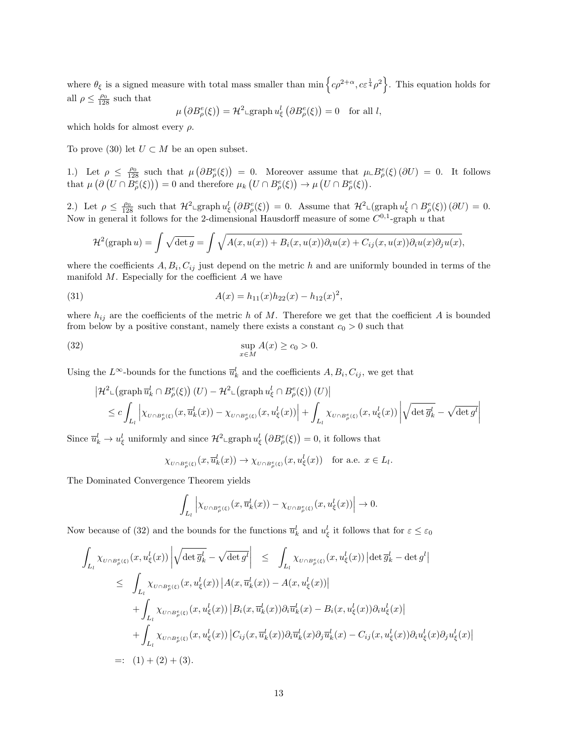where $\theta_\xi$ is a signed measure with total mass smaller than $\min\left\{c\rho^{2+\alpha}, c\varepsilon^{\frac{1}{4}}\rho^2\right\}$. This equation holds for all $\rho \leq \frac{\rho_0}{128}$ such that

$$\mu\left(\partial B^e_\rho(\xi)\right) = \mathcal{H}^2 \llcorner \operatorname{graph} u^l_\xi \left(\partial B^e_\rho(\xi)\right) = 0 \quad \text{for all } l,$$

which holds for almost every $\rho$.

To prove (30) let $U \subset M$ be an open subset.

1.) Let $\rho \leq \frac{\rho_0}{128}$ such that $\mu\left(\partial B^e_\rho(\xi)\right) = 0$. Moreover assume that $\mu \llcorner B^e_\rho(\xi)\,(\partial U) = 0$. It follows that $\mu\left(\partial\left(U \cap B^e_\rho(\xi)\right)\right) = 0$ and therefore $\mu_k\left(U \cap B^e_\rho(\xi)\right) \to \mu\left(U \cap B^e_\rho(\xi)\right)$.

2.) Let $\rho \leq \frac{\rho_0}{128}$ such that $\mathcal{H}^2 \llcorner \operatorname{graph} u^l_\xi \left(\partial B^e_\rho(\xi)\right) = 0$. Assume that $\mathcal{H}^2 \llcorner (\operatorname{graph} u^l_\xi \cap B^e_\rho(\xi))\,(\partial U) = 0$. Now in general it follows for the 2-dimensional Hausdorff measure of some $C^{0,1}$-graph $u$ that

$$\mathcal{H}^2(\operatorname{graph} u) = \int \sqrt{\det g} = \int \sqrt{A(x, u(x)) + B_i(x, u(x))\partial_i u(x) + C_{ij}(x, u(x))\partial_i u(x)\partial_j u(x)},$$

where the coefficients $A, B_i, C_{ij}$ just depend on the metric $h$ and are uniformly bounded in terms of the manifold $M$. Especially for the coefficient $A$ we have

$$A(x) = h_{11}(x)h_{22}(x) - h_{12}(x)^2, \tag{31}$$

where $h_{ij}$ are the coefficients of the metric $h$ of $M$. Therefore we get that the coefficient $A$ is bounded from below by a positive constant, namely there exists a constant $c_0 > 0$ such that

$$\sup_{x \in M} A(x) \geq c_0 > 0. \tag{32}$$

Using the $L^\infty$-bounds for the functions $\overline{u}^l_k$ and the coefficients $A, B_i, C_{ij}$, we get that

$$\begin{aligned}
&\left|\mathcal{H}^2 \llcorner \left(\operatorname{graph} \overline{u}^l_k \cap B^e_\rho(\xi)\right)(U) - \mathcal{H}^2 \llcorner \left(\operatorname{graph} u^l_\xi \cap B^e_\rho(\xi)\right)(U)\right| \\
&\quad \leq c \int_{L_l} \left|\chi_{U \cap B^e_\rho(\xi)}(x, \overline{u}^l_k(x)) - \chi_{U \cap B^e_\rho(\xi)}(x, u^l_\xi(x))\right| + \int_{L_l} \chi_{U \cap B^e_\rho(\xi)}(x, u^l_\xi(x)) \left|\sqrt{\det \overline{g}^l_k} - \sqrt{\det g^l}\right|
\end{aligned}$$

Since $\overline{u}^l_k \to u^l_\xi$ uniformly and since $\mathcal{H}^2 \llcorner \operatorname{graph} u^l_\xi \left(\partial B^e_\rho(\xi)\right) = 0$, it follows that

$$\chi_{U \cap B^e_\rho(\xi)}(x, \overline{u}^l_k(x)) \to \chi_{U \cap B^e_\rho(\xi)}(x, u^l_\xi(x)) \quad \text{for a.e. } x \in L_l.$$

The Dominated Convergence Theorem yields

$$\int_{L_l} \left|\chi_{U \cap B^e_\rho(\xi)}(x, \overline{u}^l_k(x)) - \chi_{U \cap B^e_\rho(\xi)}(x, u^l_\xi(x))\right| \to 0.$$

Now because of (32) and the bounds for the functions $\overline{u}^l_k$ and $u^l_\xi$ it follows that for $\varepsilon \leq \varepsilon_0$

$$\begin{aligned}
\int_{L_l} \chi_{U \cap B^e_\rho(\xi)}(x, u^l_\xi(x)) \left|\sqrt{\det \overline{g}^l_k} - \sqrt{\det g^l}\right| &\leq \int_{L_l} \chi_{U \cap B^e_\rho(\xi)}(x, u^l_\xi(x)) \left|\det \overline{g}^l_k - \det g^l\right| \\
&\leq \int_{L_l} \chi_{U \cap B^e_\rho(\xi)}(x, u^l_\xi(x)) \left|A(x, \overline{u}^l_k(x)) - A(x, u^l_\xi(x))\right| \\
&\quad + \int_{L_l} \chi_{U \cap B^e_\rho(\xi)}(x, u^l_\xi(x)) \left|B_i(x, \overline{u}^l_k(x))\partial_i \overline{u}^l_k(x) - B_i(x, u^l_\xi(x))\partial_i u^l_\xi(x)\right| \\
&\quad + \int_{L_l} \chi_{U \cap B^e_\rho(\xi)}(x, u^l_\xi(x)) \left|C_{ij}(x, \overline{u}^l_k(x))\partial_i \overline{u}^l_k(x)\partial_j \overline{u}^l_k(x) - C_{ij}(x, u^l_\xi(x))\partial_i u^l_\xi(x)\partial_j u^l_\xi(x)\right| \\
&=: (1) + (2) + (3).
\end{aligned}$$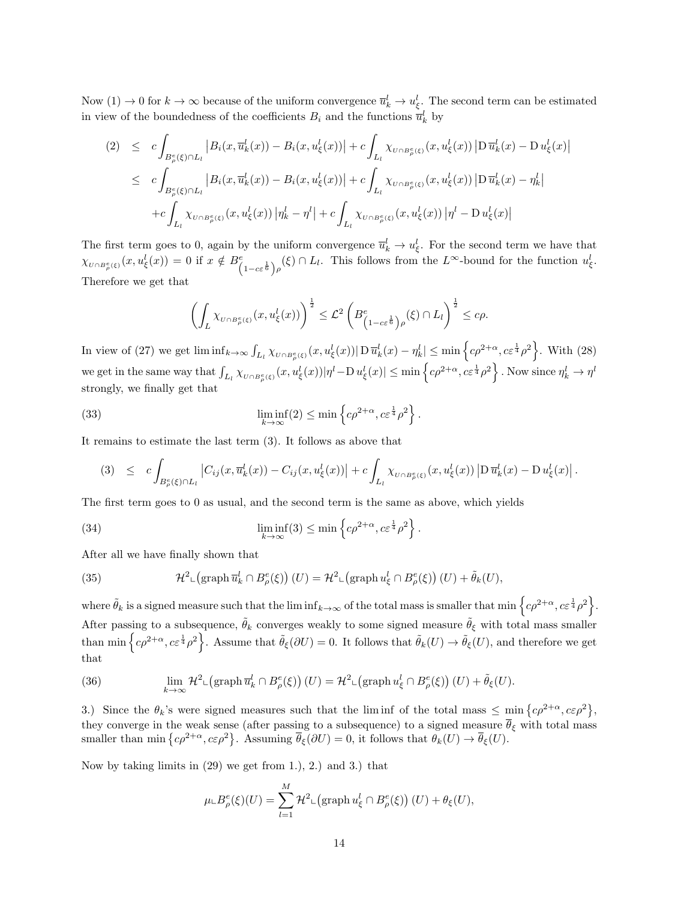Now (1) $\to 0$ for $k \to \infty$ because of the uniform convergence $\overline{u}_k^l \to u_\xi^l$. The second term can be estimated in view of the boundedness of the coefficients $B_i$ and the functions $\overline{u}_k^l$ by

$$
\begin{aligned}
(2) \quad &\leq \quad c\int_{B_\rho^e(\xi)\cap L_l} \left|B_i(x,\overline{u}_k^l(x)) - B_i(x,u_\xi^l(x))\right| + c\int_{L_l} \chi_{U\cap B_\rho^e(\xi)}(x,u_\xi^l(x)) \left|\mathrm{D}\,\overline{u}_k^l(x) - \mathrm{D}\,u_\xi^l(x)\right| \\
&\leq \quad c\int_{B_\rho^e(\xi)\cap L_l} \left|B_i(x,\overline{u}_k^l(x)) - B_i(x,u_\xi^l(x))\right| + c\int_{L_l} \chi_{U\cap B_\rho^e(\xi)}(x,u_\xi^l(x)) \left|\mathrm{D}\,\overline{u}_k^l(x) - \eta_k^l\right| \\
&\quad + c\int_{L_l} \chi_{U\cap B_\rho^e(\xi)}(x,u_\xi^l(x)) \left|\eta_k^l - \eta^l\right| + c\int_{L_l} \chi_{U\cap B_\rho^e(\xi)}(x,u_\xi^l(x)) \left|\eta^l - \mathrm{D}\,u_\xi^l(x)\right|
\end{aligned}
$$

The first term goes to 0, again by the uniform convergence $\overline{u}_k^l \to u_\xi^l$. For the second term we have that $\chi_{U\cap B_\rho^e(\xi)}(x,u_\xi^l(x)) = 0$ if $x \notin B^e_{\left(1-c\varepsilon^{\frac{1}{6}}\right)\rho}(\xi)\cap L_l$. This follows from the $L^\infty$-bound for the function $u_\xi^l$. Therefore we get that

$$
\left(\int_L \chi_{U\cap B_\rho^e(\xi)}(x,u_\xi^l(x))\right)^{\frac{1}{2}} \leq \mathcal{L}^2\left(B^e_{\left(1-c\varepsilon^{\frac{1}{6}}\right)\rho}(\xi)\cap L_l\right)^{\frac{1}{2}} \leq c\rho.
$$

In view of (27) we get $\liminf_{k\to\infty}\int_{L_l}\chi_{U\cap B_\rho^e(\xi)}(x,u_\xi^l(x))|\mathrm{D}\,\overline{u}_k^l(x) - \eta_k^l| \leq \min\left\{c\rho^{2+\alpha}, c\varepsilon^{\frac{1}{4}}\rho^2\right\}$. With (28) we get in the same way that $\int_{L_l}\chi_{U\cap B_\rho^e(\xi)}(x,u_\xi^l(x))|\eta^l - \mathrm{D}\,u_\xi^l(x)| \leq \min\left\{c\rho^{2+\alpha}, c\varepsilon^{\frac{1}{4}}\rho^2\right\}$. Now since $\eta_k^l \to \eta^l$ strongly, we finally get that

$$
\liminf_{k\to\infty}(2) \leq \min\left\{c\rho^{2+\alpha}, c\varepsilon^{\frac{1}{4}}\rho^2\right\}. \tag{33}
$$

It remains to estimate the last term (3). It follows as above that

$$
(3) \quad \leq \quad c\int_{B_\rho^e(\xi)\cap L_l} \left|C_{ij}(x,\overline{u}_k^l(x)) - C_{ij}(x,u_\xi^l(x))\right| + c\int_{L_l} \chi_{U\cap B_\rho^e(\xi)}(x,u_\xi^l(x)) \left|\mathrm{D}\,\overline{u}_k^l(x) - \mathrm{D}\,u_\xi^l(x)\right|.
$$

The first term goes to 0 as usual, and the second term is the same as above, which yields

$$
\liminf_{k\to\infty}(3) \leq \min\left\{c\rho^{2+\alpha}, c\varepsilon^{\frac{1}{4}}\rho^2\right\}. \tag{34}
$$

After all we have finally shown that

$$
\mathcal{H}^2 \llcorner \big(\operatorname{graph}\overline{u}_k^l \cap B_\rho^e(\xi)\big)(U) = \mathcal{H}^2 \llcorner \big(\operatorname{graph} u_\xi^l \cap B_\rho^e(\xi)\big)(U) + \tilde{\theta}_k(U), \tag{35}
$$

where $\tilde{\theta}_k$ is a signed measure such that the $\liminf_{k\to\infty}$ of the total mass is smaller that $\min\left\{c\rho^{2+\alpha}, c\varepsilon^{\frac{1}{4}}\rho^2\right\}$. After passing to a subsequence, $\tilde{\theta}_k$ converges weakly to some signed measure $\tilde{\theta}_\xi$ with total mass smaller than $\min\left\{c\rho^{2+\alpha}, c\varepsilon^{\frac{1}{4}}\rho^2\right\}$. Assume that $\tilde{\theta}_\xi(\partial U) = 0$. It follows that $\tilde{\theta}_k(U) \to \tilde{\theta}_\xi(U)$, and therefore we get that

$$
\lim_{k\to\infty}\mathcal{H}^2 \llcorner \big(\operatorname{graph}\overline{u}_k^l \cap B_\rho^e(\xi)\big)(U) = \mathcal{H}^2 \llcorner \big(\operatorname{graph} u_\xi^l \cap B_\rho^e(\xi)\big)(U) + \tilde{\theta}_\xi(U). \tag{36}
$$

3.) Since the $\theta_k$'s were signed measures such that the $\liminf$ of the total mass $\leq \min\left\{c\rho^{2+\alpha}, c\varepsilon\rho^2\right\}$, they converge in the weak sense (after passing to a subsequence) to a signed measure $\overline{\theta}_\xi$ with total mass smaller than $\min\left\{c\rho^{2+\alpha}, c\varepsilon\rho^2\right\}$. Assuming $\overline{\theta}_\xi(\partial U) = 0$, it follows that $\theta_k(U) \to \overline{\theta}_\xi(U)$.

Now by taking limits in (29) we get from 1.), 2.) and 3.) that

$$
\mu \llcorner B_\rho^e(\xi)(U) = \sum_{l=1}^{M}\mathcal{H}^2 \llcorner \big(\operatorname{graph} u_\xi^l \cap B_\rho^e(\xi)\big)(U) + \theta_\xi(U),
$$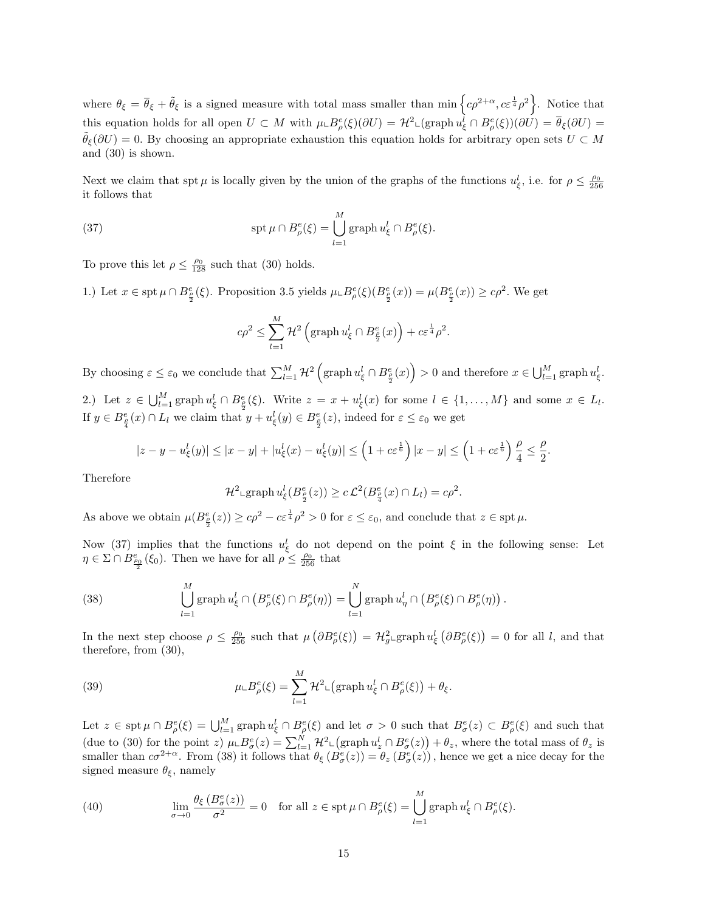where $\theta_\xi = \overline{\theta}_\xi + \tilde{\theta}_\xi$ is a signed measure with total mass smaller than $\min\left\{c\rho^{2+\alpha}, c\varepsilon^{\frac{1}{4}}\rho^2\right\}$. Notice that this equation holds for all open $U \subset M$ with $\mu \llcorner B^e_\rho(\xi)(\partial U) = \mathcal{H}^2 \llcorner (\operatorname{graph} u^l_\xi \cap B^e_\rho(\xi))(\partial U) = \overline{\theta}_\xi(\partial U) = \tilde{\theta}_\xi(\partial U) = 0$. By choosing an appropriate exhaustion this equation holds for arbitrary open sets $U \subset M$ and (30) is shown.

Next we claim that $\operatorname{spt}\mu$ is locally given by the union of the graphs of the functions $u^l_\xi$, i.e. for $\rho \le \frac{\rho_0}{256}$ it follows that

$$\operatorname{spt}\mu \cap B^e_\rho(\xi) = \bigcup_{l=1}^{M} \operatorname{graph} u^l_\xi \cap B^e_\rho(\xi). \tag{37}$$

To prove this let $\rho \le \frac{\rho_0}{128}$ such that (30) holds.

1.) Let $x \in \operatorname{spt}\mu \cap B^e_{\frac{\rho}{2}}(\xi)$. Proposition 3.5 yields $\mu \llcorner B^e_\rho(\xi)(B^e_{\frac{\rho}{2}}(x)) = \mu(B^e_{\frac{\rho}{2}}(x)) \ge c\rho^2$. We get

$$c\rho^2 \le \sum_{l=1}^{M} \mathcal{H}^2\left(\operatorname{graph} u^l_\xi \cap B^e_{\frac{\rho}{2}}(x)\right) + c\varepsilon^{\frac{1}{4}}\rho^2.$$

By choosing $\varepsilon \le \varepsilon_0$ we conclude that $\sum_{l=1}^{M} \mathcal{H}^2\left(\operatorname{graph} u^l_\xi \cap B^e_{\frac{\rho}{2}}(x)\right) > 0$ and therefore $x \in \bigcup_{l=1}^{M} \operatorname{graph} u^l_\xi$.

2.) Let $z \in \bigcup_{l=1}^{M} \operatorname{graph} u^l_\xi \cap B^e_{\frac{\rho}{2}}(\xi)$. Write $z = x + u^l_\xi(x)$ for some $l \in \{1, \dots, M\}$ and some $x \in L_l$. If $y \in B^e_{\frac{\rho}{4}}(x) \cap L_l$ we claim that $y + u^l_\xi(y) \in B^e_{\frac{\rho}{2}}(z)$, indeed for $\varepsilon \le \varepsilon_0$ we get

$$|z - y - u^l_\xi(y)| \le |x - y| + |u^l_\xi(x) - u^l_\xi(y)| \le \left(1 + c\varepsilon^{\frac{1}{6}}\right)|x - y| \le \left(1 + c\varepsilon^{\frac{1}{6}}\right)\frac{\rho}{4} \le \frac{\rho}{2}.$$

Therefore

$$\mathcal{H}^2 \llcorner \operatorname{graph} u^l_\xi (B^e_{\frac{\rho}{2}}(z)) \ge c\,\mathcal{L}^2(B^e_{\frac{\rho}{4}}(x) \cap L_l) = c\rho^2.$$

As above we obtain $\mu(B^e_{\frac{\rho}{2}}(z)) \ge c\rho^2 - c\varepsilon^{\frac{1}{4}}\rho^2 > 0$ for $\varepsilon \le \varepsilon_0$, and conclude that $z \in \operatorname{spt}\mu$.

Now (37) implies that the functions $u^l_\xi$ do not depend on the point $\xi$ in the following sense: Let $\eta \in \Sigma \cap B^e_{\frac{\rho_0}{2}}(\xi_0)$. Then we have for all $\rho \le \frac{\rho_0}{256}$ that

$$\bigcup_{l=1}^{M} \operatorname{graph} u^l_\xi \cap \left(B^e_\rho(\xi) \cap B^e_\rho(\eta)\right) = \bigcup_{l=1}^{N} \operatorname{graph} u^l_\eta \cap \left(B^e_\rho(\xi) \cap B^e_\rho(\eta)\right). \tag{38}$$

In the next step choose $\rho \le \frac{\rho_0}{256}$ such that $\mu\left(\partial B^e_\rho(\xi)\right) = \mathcal{H}^2_g \llcorner \operatorname{graph} u^l_\xi \left(\partial B^e_\rho(\xi)\right) = 0$ for all $l$, and that therefore, from (30),

$$\mu \llcorner B^e_\rho(\xi) = \sum_{l=1}^{M} \mathcal{H}^2 \llcorner \big(\operatorname{graph} u^l_\xi \cap B^e_\rho(\xi)\big) + \theta_\xi. \tag{39}$$

Let $z \in \operatorname{spt}\mu \cap B^e_\rho(\xi) = \bigcup_{l=1}^{M} \operatorname{graph} u^l_\xi \cap B^e_\rho(\xi)$ and let $\sigma > 0$ such that $B^e_\sigma(z) \subset B^e_\rho(\xi)$ and such that (due to (30) for the point $z$) $\mu \llcorner B^e_\sigma(z) = \sum_{l=1}^{N} \mathcal{H}^2 \llcorner \big(\operatorname{graph} u^l_z \cap B^e_\sigma(z)\big) + \theta_z$, where the total mass of $\theta_z$ is smaller than $c\sigma^{2+\alpha}$. From (38) it follows that $\theta_\xi\left(B^e_\sigma(z)\right) = \theta_z\left(B^e_\sigma(z)\right)$, hence we get a nice decay for the signed measure $\theta_\xi$, namely

$$\lim_{\sigma \to 0} \frac{\theta_\xi\left(B^e_\sigma(z)\right)}{\sigma^2} = 0 \quad \text{for all } z \in \operatorname{spt}\mu \cap B^e_\rho(\xi) = \bigcup_{l=1}^{M} \operatorname{graph} u^l_\xi \cap B^e_\rho(\xi). \tag{40}$$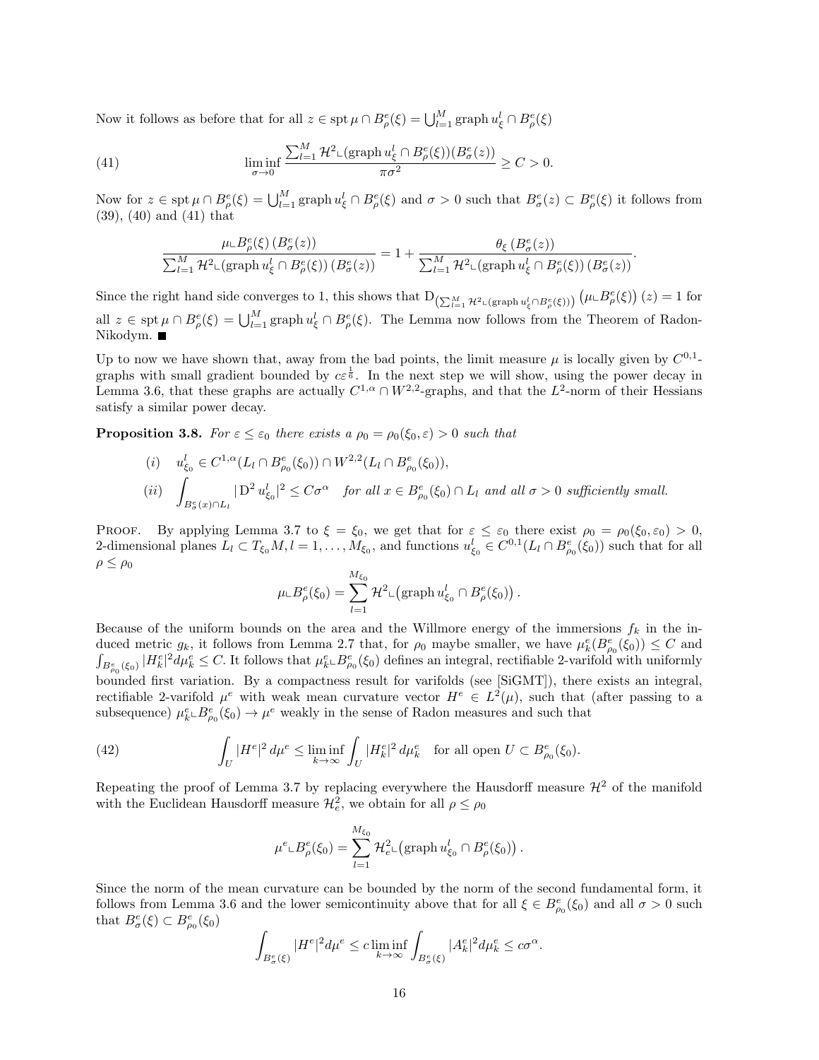Now it follows as before that for all $z \in \operatorname{spt}\mu \cap B^e_\rho(\xi) = \bigcup_{l=1}^M \operatorname{graph} u^l_\xi \cap B^e_\rho(\xi)$

$$\liminf_{\sigma \to 0} \frac{\sum_{l=1}^M \mathcal{H}^2 \llcorner (\operatorname{graph} u^l_\xi \cap B^e_\rho(\xi))(B^e_\sigma(z))}{\pi \sigma^2} \geq C > 0. \tag{41}$$

Now for $z \in \operatorname{spt}\mu \cap B^e_\rho(\xi) = \bigcup_{l=1}^M \operatorname{graph} u^l_\xi \cap B^e_\rho(\xi)$ and $\sigma > 0$ such that $B^e_\sigma(z) \subset B^e_\rho(\xi)$ it follows from (39), (40) and (41) that

$$\frac{\mu \llcorner B^e_\rho(\xi) \left(B^e_\sigma(z)\right)}{\sum_{l=1}^M \mathcal{H}^2 \llcorner (\operatorname{graph} u^l_\xi \cap B^e_\rho(\xi)) \left(B^e_\sigma(z)\right)} = 1 + \frac{\theta_\xi \left(B^e_\sigma(z)\right)}{\sum_{l=1}^M \mathcal{H}^2 \llcorner (\operatorname{graph} u^l_\xi \cap B^e_\rho(\xi)) \left(B^e_\sigma(z)\right)}.$$

Since the right hand side converges to 1, this shows that $\mathrm{D}_{\left(\sum_{l=1}^M \mathcal{H}^2 \llcorner (\operatorname{graph} u^l_\xi \cap B^e_\rho(\xi))\right)} \left(\mu \llcorner B^e_\rho(\xi)\right)(z) = 1$ for all $z \in \operatorname{spt}\mu \cap B^e_\rho(\xi) = \bigcup_{l=1}^M \operatorname{graph} u^l_\xi \cap B^e_\rho(\xi)$. The Lemma now follows from the Theorem of Radon-Nikodym. ∎

Up to now we have shown that, away from the bad points, the limit measure $\mu$ is locally given by $C^{0,1}$-graphs with small gradient bounded by $c\varepsilon^{\frac{1}{6}}$. In the next step we will show, using the power decay in Lemma 3.6, that these graphs are actually $C^{1,\alpha} \cap W^{2,2}$-graphs, and that the $L^2$-norm of their Hessians satisfy a similar power decay.

**Proposition 3.8.** *For $\varepsilon \leq \varepsilon_0$ there exists a $\rho_0 = \rho_0(\xi_0, \varepsilon) > 0$ such that*

$$\begin{aligned} &(i) \quad u^l_{\xi_0} \in C^{1,\alpha}(L_l \cap B^e_{\rho_0}(\xi_0)) \cap W^{2,2}(L_l \cap B^e_{\rho_0}(\xi_0)), \\ &(ii) \quad \int_{B^e_\sigma(x) \cap L_l} |\mathrm{D}^2 u^l_{\xi_0}|^2 \leq C\sigma^\alpha \quad \textit{for all } x \in B^e_{\rho_0}(\xi_0) \cap L_l \textit{ and all } \sigma > 0 \textit{ sufficiently small.} \end{aligned}$$

Proof. By applying Lemma 3.7 to $\xi = \xi_0$, we get that for $\varepsilon \leq \varepsilon_0$ there exist $\rho_0 = \rho_0(\xi_0, \varepsilon_0) > 0$, 2-dimensional planes $L_l \subset T_{\xi_0}M$, $l = 1, \ldots, M_{\xi_0}$, and functions $u^l_{\xi_0} \in C^{0,1}(L_l \cap B^e_{\rho_0}(\xi_0))$ such that for all $\rho \leq \rho_0$

$$\mu \llcorner B^e_\rho(\xi_0) = \sum_{l=1}^{M_{\xi_0}} \mathcal{H}^2 \llcorner \left(\operatorname{graph} u^l_{\xi_0} \cap B^e_\rho(\xi_0)\right).$$

Because of the uniform bounds on the area and the Willmore energy of the immersions $f_k$ in the induced metric $g_k$, it follows from Lemma 2.7 that, for $\rho_0$ maybe smaller, we have $\mu^e_k(B^e_{\rho_0}(\xi_0)) \leq C$ and $\int_{B^e_{\rho_0}(\xi_0)} |H^e_k|^2 d\mu^e_k \leq C$. It follows that $\mu^e_k \llcorner B^e_{\rho_0}(\xi_0)$ defines an integral, rectifiable 2-varifold with uniformly bounded first variation. By a compactness result for varifolds (see [SiGMT]), there exists an integral, rectifiable 2-varifold $\mu^e$ with weak mean curvature vector $H^e \in L^2(\mu)$, such that (after passing to a subsequence) $\mu^e_k \llcorner B^e_{\rho_0}(\xi_0) \to \mu^e$ weakly in the sense of Radon measures and such that

$$\int_U |H^e|^2 \, d\mu^e \leq \liminf_{k \to \infty} \int_U |H^e_k|^2 \, d\mu^e_k \quad \text{for all open } U \subset B^e_{\rho_0}(\xi_0). \tag{42}$$

Repeating the proof of Lemma 3.7 by replacing everywhere the Hausdorff measure $\mathcal{H}^2$ of the manifold with the Euclidean Hausdorff measure $\mathcal{H}^2_e$, we obtain for all $\rho \leq \rho_0$

$$\mu^e \llcorner B^e_\rho(\xi_0) = \sum_{l=1}^{M_{\xi_0}} \mathcal{H}^2_e \llcorner \left(\operatorname{graph} u^l_{\xi_0} \cap B^e_\rho(\xi_0)\right).$$

Since the norm of the mean curvature can be bounded by the norm of the second fundamental form, it follows from Lemma 3.6 and the lower semicontinuity above that for all $\xi \in B^e_{\rho_0}(\xi_0)$ and all $\sigma > 0$ such that $B^e_\sigma(\xi) \subset B^e_{\rho_0}(\xi_0)$

$$\int_{B^e_\sigma(\xi)} |H^e|^2 d\mu^e \leq c \liminf_{k \to \infty} \int_{B^e_\sigma(\xi)} |A^e_k|^2 d\mu^e_k \leq c\sigma^\alpha.$$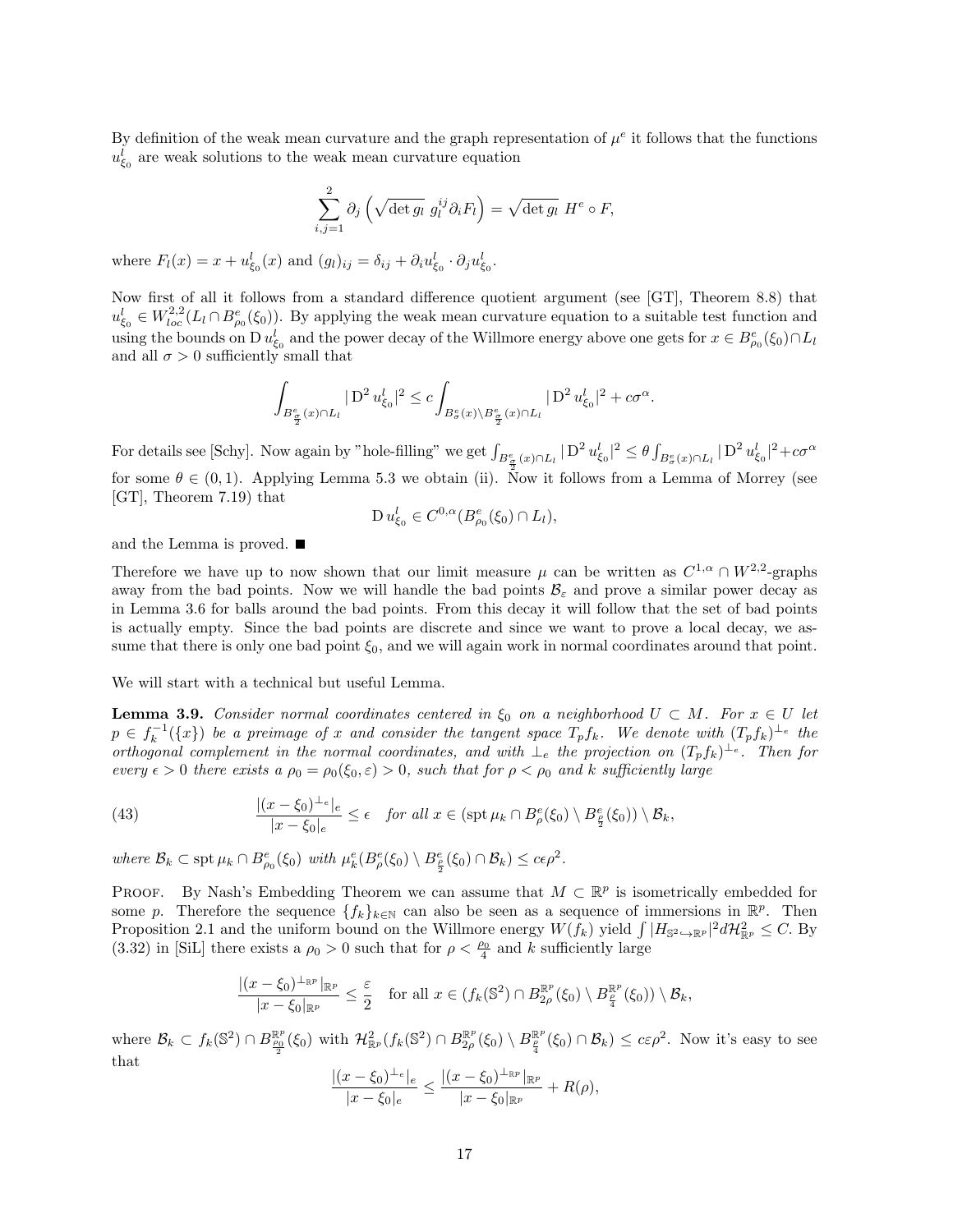By definition of the weak mean curvature and the graph representation of $\mu^e$ it follows that the functions $u^l_{\xi_0}$ are weak solutions to the weak mean curvature equation

$$\sum_{i,j=1}^{2} \partial_j \left( \sqrt{\det g_l}\ g_l^{ij} \partial_i F_l \right) = \sqrt{\det g_l}\ H^e \circ F,$$

where $F_l(x) = x + u^l_{\xi_0}(x)$ and $(g_l)_{ij} = \delta_{ij} + \partial_i u^l_{\xi_0} \cdot \partial_j u^l_{\xi_0}$.

Now first of all it follows from a standard difference quotient argument (see [GT], Theorem 8.8) that $u^l_{\xi_0} \in W^{2,2}_{loc}(L_l \cap B^e_{\rho_0}(\xi_0))$. By applying the weak mean curvature equation to a suitable test function and using the bounds on $\mathrm{D}\, u^l_{\xi_0}$ and the power decay of the Willmore energy above one gets for $x \in B^e_{\rho_0}(\xi_0) \cap L_l$ and all $\sigma > 0$ sufficiently small that

$$\int_{B^e_{\frac{\sigma}{2}}(x) \cap L_l} |\mathrm{D}^2\, u^l_{\xi_0}|^2 \leq c \int_{B^e_\sigma(x) \setminus B^e_{\frac{\sigma}{2}}(x) \cap L_l} |\mathrm{D}^2\, u^l_{\xi_0}|^2 + c\sigma^\alpha.$$

For details see [Schy]. Now again by "hole-filling" we get $\int_{B^e_{\frac{\sigma}{2}}(x)\cap L_l} |\mathrm{D}^2\, u^l_{\xi_0}|^2 \leq \theta \int_{B^e_\sigma(x)\cap L_l} |\mathrm{D}^2\, u^l_{\xi_0}|^2 + c\sigma^\alpha$ for some $\theta \in (0,1)$. Applying Lemma 5.3 we obtain (ii). Now it follows from a Lemma of Morrey (see [GT], Theorem 7.19) that

$$\mathrm{D}\, u^l_{\xi_0} \in C^{0,\alpha}(B^e_{\rho_0}(\xi_0) \cap L_l),$$

and the Lemma is proved. ■

Therefore we have up to now shown that our limit measure $\mu$ can be written as $C^{1,\alpha} \cap W^{2,2}$-graphs away from the bad points. Now we will handle the bad points $\mathcal{B}_\varepsilon$ and prove a similar power decay as in Lemma 3.6 for balls around the bad points. From this decay it will follow that the set of bad points is actually empty. Since the bad points are discrete and since we want to prove a local decay, we assume that there is only one bad point $\xi_0$, and we will again work in normal coordinates around that point.

We will start with a technical but useful Lemma.

**Lemma 3.9.** *Consider normal coordinates centered in $\xi_0$ on a neighborhood $U \subset M$. For $x \in U$ let $p \in f_k^{-1}(\{x\})$ be a preimage of $x$ and consider the tangent space $T_p f_k$. We denote with $(T_p f_k)^{\perp_e}$ the orthogonal complement in the normal coordinates, and with $\perp_e$ the projection on $(T_p f_k)^{\perp_e}$. Then for every $\epsilon > 0$ there exists a $\rho_0 = \rho_0(\xi_0, \varepsilon) > 0$, such that for $\rho < \rho_0$ and $k$ sufficiently large*

$$\frac{|(x-\xi_0)^{\perp_e}|_e}{|x-\xi_0|_e} \leq \epsilon \quad \text{for all } x \in (\operatorname{spt}\mu_k \cap B^e_\rho(\xi_0) \setminus B^e_{\frac{\rho}{2}}(\xi_0)) \setminus \mathcal{B}_k, \tag{43}$$

*where $\mathcal{B}_k \subset \operatorname{spt}\mu_k \cap B^e_{\rho_0}(\xi_0)$ with $\mu^e_k(B^e_\rho(\xi_0) \setminus B^e_{\frac{\rho}{2}}(\xi_0) \cap \mathcal{B}_k) \leq c\epsilon\rho^2$.*

Proof. By Nash's Embedding Theorem we can assume that $M \subset \mathbb{R}^p$ is isometrically embedded for some $p$. Therefore the sequence $\{f_k\}_{k\in\mathbb{N}}$ can also be seen as a sequence of immersions in $\mathbb{R}^p$. Then Proposition 2.1 and the uniform bound on the Willmore energy $W(f_k)$ yield $\int |H_{\mathbb{S}^2 \hookrightarrow \mathbb{R}^p}|^2 d\mathcal{H}^2_{\mathbb{R}^p} \leq C$. By (3.32) in [SiL] there exists a $\rho_0 > 0$ such that for $\rho < \frac{\rho_0}{4}$ and $k$ sufficiently large

$$\frac{|(x-\xi_0)^{\perp_{\mathbb{R}^p}}|_{\mathbb{R}^p}}{|x-\xi_0|_{\mathbb{R}^p}} \leq \frac{\varepsilon}{2} \quad \text{for all } x \in (f_k(\mathbb{S}^2) \cap B^{\mathbb{R}^p}_{2\rho}(\xi_0) \setminus B^{\mathbb{R}^p}_{\frac{\rho}{4}}(\xi_0)) \setminus \mathcal{B}_k,$$

where $\mathcal{B}_k \subset f_k(\mathbb{S}^2) \cap B^{\mathbb{R}^p}_{\frac{\rho_0}{2}}(\xi_0)$ with $\mathcal{H}^2_{\mathbb{R}^p}(f_k(\mathbb{S}^2) \cap B^{\mathbb{R}^p}_{2\rho}(\xi_0) \setminus B^{\mathbb{R}^p}_{\frac{\rho}{4}}(\xi_0) \cap \mathcal{B}_k) \leq c\varepsilon\rho^2$. Now it's easy to see that

$$\frac{|(x-\xi_0)^{\perp_e}|_e}{|x-\xi_0|_e} \leq \frac{|(x-\xi_0)^{\perp_{\mathbb{R}^p}}|_{\mathbb{R}^p}}{|x-\xi_0|_{\mathbb{R}^p}} + R(\rho),$$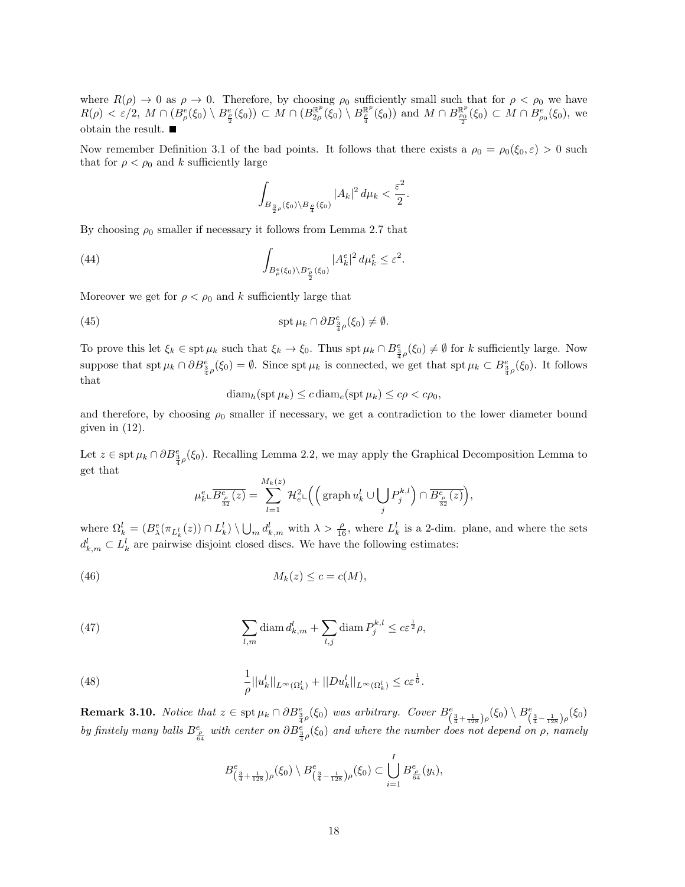where $R(\rho) \to 0$ as $\rho \to 0$. Therefore, by choosing $\rho_0$ sufficiently small such that for $\rho < \rho_0$ we have $R(\rho) < \varepsilon/2$, $M \cap (B^e_\rho(\xi_0) \setminus B^e_{\frac{\rho}{2}}(\xi_0)) \subset M \cap (B^{\mathbb{R}^p}_{2\rho}(\xi_0) \setminus B^{\mathbb{R}^p}_{\frac{\rho}{4}}(\xi_0))$ and $M \cap B^{\mathbb{R}^p}_{\frac{\rho_0}{2}}(\xi_0) \subset M \cap B^e_{\rho_0}(\xi_0)$, we obtain the result. ∎

Now remember Definition 3.1 of the bad points. It follows that there exists a $\rho_0 = \rho_0(\xi_0, \varepsilon) > 0$ such that for $\rho < \rho_0$ and $k$ sufficiently large

$$\int_{B_{\frac{3}{2}\rho}(\xi_0)\setminus B_{\frac{\rho}{4}}(\xi_0)} |A_k|^2 \, d\mu_k < \frac{\varepsilon^2}{2}.$$

By choosing $\rho_0$ smaller if necessary it follows from Lemma 2.7 that

$$\int_{B^e_\rho(\xi_0)\setminus B^e_{\frac{\rho}{2}}(\xi_0)} |A^e_k|^2 \, d\mu^e_k \leq \varepsilon^2. \tag{44}$$

Moreover we get for $\rho < \rho_0$ and $k$ sufficiently large that

$$\operatorname{spt} \mu_k \cap \partial B^e_{\frac{3}{4}\rho}(\xi_0) \neq \emptyset. \tag{45}$$

To prove this let $\xi_k \in \operatorname{spt} \mu_k$ such that $\xi_k \to \xi_0$. Thus $\operatorname{spt} \mu_k \cap B^e_{\frac{3}{4}\rho}(\xi_0) \neq \emptyset$ for $k$ sufficiently large. Now suppose that $\operatorname{spt} \mu_k \cap \partial B^e_{\frac{3}{4}\rho}(\xi_0) = \emptyset$. Since $\operatorname{spt} \mu_k$ is connected, we get that $\operatorname{spt} \mu_k \subset B^e_{\frac{3}{4}\rho}(\xi_0)$. It follows that

$$\operatorname{diam}_h(\operatorname{spt} \mu_k) \leq c \operatorname{diam}_e(\operatorname{spt} \mu_k) \leq c\rho < c\rho_0,$$

and therefore, by choosing $\rho_0$ smaller if necessary, we get a contradiction to the lower diameter bound given in (12).

Let $z \in \operatorname{spt} \mu_k \cap \partial B^e_{\frac{3}{4}\rho}(\xi_0)$. Recalling Lemma 2.2, we may apply the Graphical Decomposition Lemma to get that

$$\mu^e_k \llcorner \overline{B^e_{\frac{\rho}{32}}(z)} = \sum_{l=1}^{M_k(z)} \mathcal{H}^2_e \llcorner \Big( \Big( \operatorname{graph} u^l_k \cup \bigcup_j P^{k,l}_j \Big) \cap \overline{B^e_{\frac{\rho}{32}}(z)} \Big),$$

where $\Omega^l_k = (B^e_\lambda(\pi_{L^l_k}(z)) \cap L^l_k) \setminus \bigcup_m d^l_{k,m}$ with $\lambda > \frac{\rho}{16}$, where $L^l_k$ is a 2-dim. plane, and where the sets $d^l_{k,m} \subset L^l_k$ are pairwise disjoint closed discs. We have the following estimates:

$$M_k(z) \leq c = c(M), \tag{46}$$

$$\sum_{l,m} \operatorname{diam} d^l_{k,m} + \sum_{l,j} \operatorname{diam} P^{k,l}_j \leq c\varepsilon^{\frac{1}{2}}\rho, \tag{47}$$

$$\frac{1}{\rho}||u^l_k||_{L^\infty(\Omega^l_k)} + ||Du^l_k||_{L^\infty(\Omega^l_k)} \leq c\varepsilon^{\frac{1}{6}}. \tag{48}$$

**Remark 3.10.** *Notice that $z \in \operatorname{spt} \mu_k \cap \partial B^e_{\frac{3}{4}\rho}(\xi_0)$ was arbitrary. Cover $B^e_{(\frac{3}{4}+\frac{1}{128})\rho}(\xi_0) \setminus B^e_{(\frac{3}{4}-\frac{1}{128})\rho}(\xi_0)$ by finitely many balls $B^e_{\frac{\rho}{64}}$ with center on $\partial B^e_{\frac{3}{4}\rho}(\xi_0)$ and where the number does not depend on $\rho$, namely*

$$B^e_{(\frac{3}{4}+\frac{1}{128})\rho}(\xi_0) \setminus B^e_{(\frac{3}{4}-\frac{1}{128})\rho}(\xi_0) \subset \bigcup_{i=1}^{I} B^e_{\frac{\rho}{64}}(y_i),$$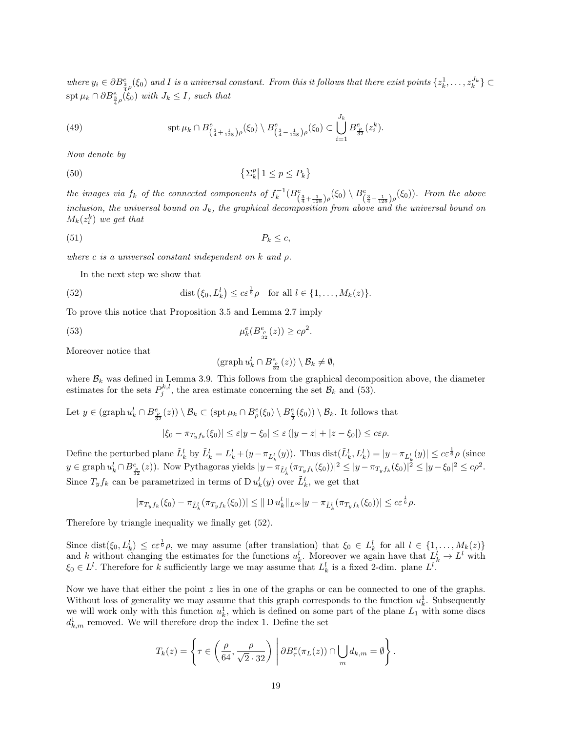*where $y_i \in \partial B^e_{\frac{3}{4}\rho}(\xi_0)$ and $I$ is a universal constant. From this it follows that there exist points $\{z_k^1, \dots, z_k^{J_k}\} \subset \operatorname{spt}\mu_k \cap \partial B^e_{\frac{3}{4}\rho}(\xi_0)$ with $J_k \leq I$, such that*

$$\operatorname{spt}\mu_k \cap B^e_{\left(\frac{3}{4}+\frac{1}{128}\right)\rho}(\xi_0) \setminus B^e_{\left(\frac{3}{4}-\frac{1}{128}\right)\rho}(\xi_0) \subset \bigcup_{i=1}^{J_k} B^e_{\frac{\rho}{32}}(z_i^k). \tag{49}$$

*Now denote by*

$$\left\{\Sigma_k^p \middle|\, 1 \leq p \leq P_k\right\} \tag{50}$$

*the images via $f_k$ of the connected components of $f_k^{-1}(B^e_{\left(\frac{3}{4}+\frac{1}{128}\right)\rho}(\xi_0) \setminus B^e_{\left(\frac{3}{4}-\frac{1}{128}\right)\rho}(\xi_0))$. From the above inclusion, the universal bound on $J_k$, the graphical decomposition from above and the universal bound on $M_k(z_i^k)$ we get that*

$$P_k \leq c, \tag{51}$$

*where $c$ is a universal constant independent on $k$ and $\rho$.*

In the next step we show that

$$\operatorname{dist}\left(\xi_0, L_k^l\right) \leq c\varepsilon^{\frac{1}{6}}\rho \quad \text{for all } l \in \{1, \dots, M_k(z)\}. \tag{52}$$

To prove this notice that Proposition 3.5 and Lemma 2.7 imply

$$\mu_k^e(B^e_{\frac{\rho}{32}}(z)) \geq c\rho^2. \tag{53}$$

Moreover notice that

$$(\operatorname{graph} u_k^l \cap B^e_{\frac{\rho}{32}}(z)) \setminus \mathcal{B}_k \neq \emptyset,$$

where $\mathcal{B}_k$ was defined in Lemma 3.9. This follows from the graphical decomposition above, the diameter estimates for the sets $P_j^{k,l}$, the area estimate concerning the set $\mathcal{B}_k$ and (53).

Let $y \in (\operatorname{graph} u_k^l \cap B^e_{\frac{\rho}{32}}(z)) \setminus \mathcal{B}_k \subset (\operatorname{spt}\mu_k \cap B^e_\rho(\xi_0) \setminus B^e_{\frac{\rho}{2}}(\xi_0)) \setminus \mathcal{B}_k$. It follows that

$$|\xi_0 - \pi_{T_y f_k}(\xi_0)| \leq \varepsilon |y - \xi_0| \leq \varepsilon\left(|y - z| + |z - \xi_0|\right) \leq c\varepsilon\rho.$$

Define the perturbed plane $\tilde{L}_k^l$ by $\tilde{L}_k^l = L_k^l + (y - \pi_{L_k^l}(y))$. Thus $\operatorname{dist}(\tilde{L}_k^l, L_k^l) = |y - \pi_{L_k^l}(y)| \leq c\varepsilon^{\frac{1}{6}}\rho$ (since $y \in \operatorname{graph} u_k^l \cap B^e_{\frac{\rho}{32}}(z)$). Now Pythagoras yields $|y - \pi_{\tilde{L}_k^l}(\pi_{T_y f_k}(\xi_0))|^2 \leq |y - \pi_{T_y f_k}(\xi_0)|^2 \leq |y - \xi_0|^2 \leq c\rho^2$. Since $T_y f_k$ can be parametrized in terms of $\operatorname{D} u_k^l(y)$ over $\tilde{L}_k^l$, we get that

$$|\pi_{T_y f_k}(\xi_0) - \pi_{\tilde{L}_k^l}(\pi_{T_y f_k}(\xi_0))| \leq \|\operatorname{D} u_k^l\|_{L^\infty} |y - \pi_{\tilde{L}_k^l}(\pi_{T_y f_k}(\xi_0))| \leq c\varepsilon^{\frac{1}{6}}\rho.$$

Therefore by triangle inequality we finally get (52).

Since $\operatorname{dist}(\xi_0, L_k^l) \leq c\varepsilon^{\frac{1}{6}}\rho$, we may assume (after translation) that $\xi_0 \in L_k^l$ for all $l \in \{1, \dots, M_k(z)\}$ and $k$ without changing the estimates for the functions $u_k^l$. Moreover we again have that $L_k^l \to L^l$ with $\xi_0 \in L^l$. Therefore for $k$ sufficiently large we may assume that $L_k^l$ is a fixed 2-dim. plane $L^l$.

Now we have that either the point $z$ lies in one of the graphs or can be connected to one of the graphs. Without loss of generality we may assume that this graph corresponds to the function $u_k^1$. Subsequently we will work only with this function $u_k^1$, which is defined on some part of the plane $L_1$ with some discs $d_{k,m}^1$ removed. We will therefore drop the index 1. Define the set

$$T_k(z) = \left\{\tau \in \left(\frac{\rho}{64}, \frac{\rho}{\sqrt{2}\cdot 32}\right) \,\middle|\, \partial B^e_\tau(\pi_L(z)) \cap \bigcup_m d_{k,m} = \emptyset\right\}.$$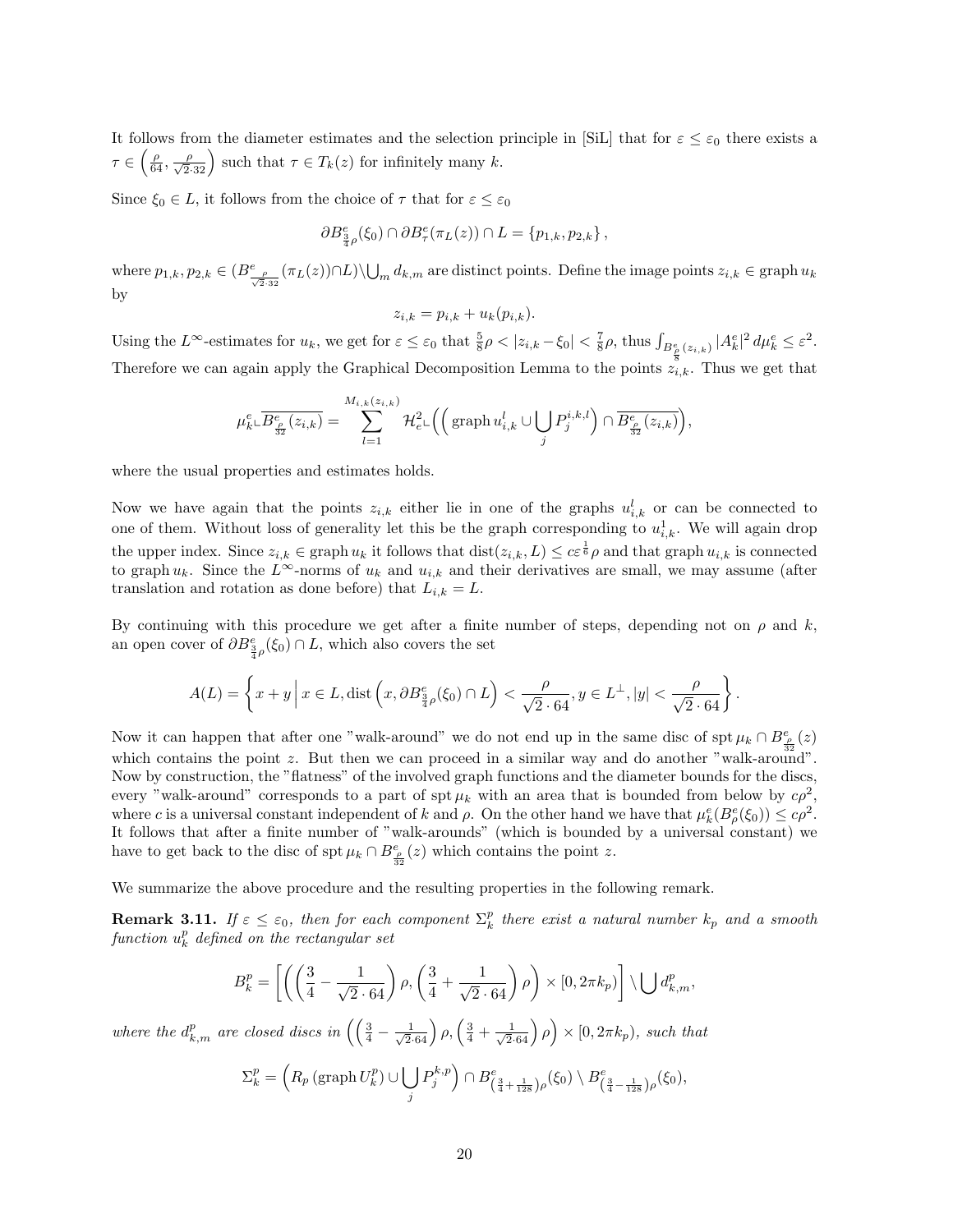It follows from the diameter estimates and the selection principle in [SiL] that for $\varepsilon \le \varepsilon_0$ there exists a $\tau \in \left(\frac{\rho}{64}, \frac{\rho}{\sqrt{2}\cdot 32}\right)$ such that $\tau \in T_k(z)$ for infinitely many $k$.

Since $\xi_0 \in L$, it follows from the choice of $\tau$ that for $\varepsilon \le \varepsilon_0$

$$\partial B^e_{\frac{3}{4}\rho}(\xi_0) \cap \partial B^e_\tau(\pi_L(z)) \cap L = \{p_{1,k}, p_{2,k}\},$$

where $p_{1,k}, p_{2,k} \in (B^e_{\frac{\rho}{\sqrt{2}\cdot 32}}(\pi_L(z)) \cap L) \setminus \bigcup_m d_{k,m}$ are distinct points. Define the image points $z_{i,k} \in \operatorname{graph} u_k$ by

$$z_{i,k} = p_{i,k} + u_k(p_{i,k}).$$

Using the $L^\infty$-estimates for $u_k$, we get for $\varepsilon \le \varepsilon_0$ that $\frac{5}{8}\rho < |z_{i,k} - \xi_0| < \frac{7}{8}\rho$, thus $\int_{B^e_{\frac{\rho}{8}}(z_{i,k})} |A^e_k|^2 \, d\mu^e_k \le \varepsilon^2$. Therefore we can again apply the Graphical Decomposition Lemma to the points $z_{i,k}$. Thus we get that

$$\mu^e_k \llcorner \overline{B^e_{\frac{\rho}{32}}(z_{i,k})} = \sum_{l=1}^{M_{i,k}(z_{i,k})} \mathcal{H}^2_e \llcorner \Big( \Big( \operatorname{graph} u^l_{i,k} \cup \bigcup_j P^{i,k,l}_j \Big) \cap \overline{B^e_{\frac{\rho}{32}}(z_{i,k})} \Big),$$

where the usual properties and estimates holds.

Now we have again that the points $z_{i,k}$ either lie in one of the graphs $u^l_{i,k}$ or can be connected to one of them. Without loss of generality let this be the graph corresponding to $u^1_{i,k}$. We will again drop the upper index. Since $z_{i,k} \in \operatorname{graph} u_k$ it follows that $\operatorname{dist}(z_{i,k}, L) \le c\varepsilon^{\frac{1}{6}}\rho$ and that $\operatorname{graph} u_{i,k}$ is connected to $\operatorname{graph} u_k$. Since the $L^\infty$-norms of $u_k$ and $u_{i,k}$ and their derivatives are small, we may assume (after translation and rotation as done before) that $L_{i,k} = L$.

By continuing with this procedure we get after a finite number of steps, depending not on $\rho$ and $k$, an open cover of $\partial B^e_{\frac{3}{4}\rho}(\xi_0) \cap L$, which also covers the set

$$A(L) = \left\{ x + y \,\Big|\, x \in L, \operatorname{dist}\Big(x, \partial B^e_{\frac{3}{4}\rho}(\xi_0) \cap L\Big) < \frac{\rho}{\sqrt{2}\cdot 64}, y \in L^\perp, |y| < \frac{\rho}{\sqrt{2}\cdot 64} \right\}.$$

Now it can happen that after one "walk-around" we do not end up in the same disc of $\operatorname{spt}\mu_k \cap B^e_{\frac{\rho}{32}}(z)$ which contains the point $z$. But then we can proceed in a similar way and do another "walk-around". Now by construction, the "flatness" of the involved graph functions and the diameter bounds for the discs, every "walk-around" corresponds to a part of $\operatorname{spt}\mu_k$ with an area that is bounded from below by $c\rho^2$, where $c$ is a universal constant independent of $k$ and $\rho$. On the other hand we have that $\mu^e_k(B^e_\rho(\xi_0)) \le c\rho^2$. It follows that after a finite number of "walk-arounds" (which is bounded by a universal constant) we have to get back to the disc of $\operatorname{spt}\mu_k \cap B^e_{\frac{\rho}{32}}(z)$ which contains the point $z$.

We summarize the above procedure and the resulting properties in the following remark.

**Remark 3.11.** *If $\varepsilon \le \varepsilon_0$, then for each component $\Sigma^p_k$ there exist a natural number $k_p$ and a smooth function $u^p_k$ defined on the rectangular set*

$$B^p_k = \left[ \left( \left( \frac{3}{4} - \frac{1}{\sqrt{2}\cdot 64} \right)\rho, \left( \frac{3}{4} + \frac{1}{\sqrt{2}\cdot 64} \right)\rho \right) \times [0, 2\pi k_p) \right] \setminus \bigcup d^p_{k,m},$$

*where the $d^p_{k,m}$ are closed discs in $\left( \left( \frac{3}{4} - \frac{1}{\sqrt{2}\cdot 64} \right)\rho, \left( \frac{3}{4} + \frac{1}{\sqrt{2}\cdot 64} \right)\rho \right) \times [0, 2\pi k_p)$, such that*

$$\Sigma^p_k = \Big( R_p\left(\operatorname{graph} U^p_k\right) \cup \bigcup_j P^{k,p}_j \Big) \cap B^e_{\left(\frac{3}{4}+\frac{1}{128}\right)\rho}(\xi_0) \setminus B^e_{\left(\frac{3}{4}-\frac{1}{128}\right)\rho}(\xi_0),$$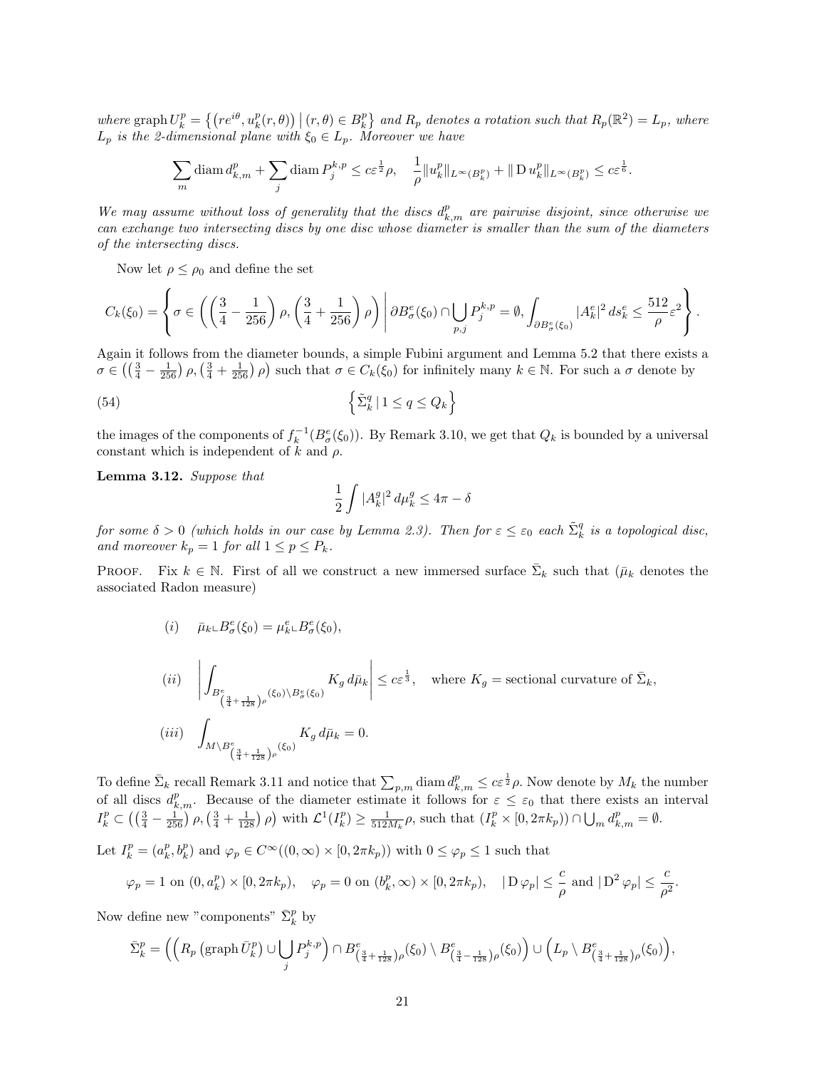*where* $\operatorname{graph} U_k^p = \left\{ \left(re^{i\theta}, u_k^p(r,\theta)\right) \,\middle|\, (r,\theta) \in B_k^p \right\}$ *and* $R_p$ *denotes a rotation such that* $R_p(\mathbb{R}^2) = L_p$*, where* $L_p$ *is the 2-dimensional plane with* $\xi_0 \in L_p$*. Moreover we have*

$$\sum_m \operatorname{diam} d_{k,m}^p + \sum_j \operatorname{diam} P_j^{k,p} \leq c\varepsilon^{\frac{1}{2}}\rho, \quad \frac{1}{\rho}\|u_k^p\|_{L^\infty(B_k^p)} + \|\operatorname{D} u_k^p\|_{L^\infty(B_k^p)} \leq c\varepsilon^{\frac{1}{6}}.$$

*We may assume without loss of generality that the discs* $d_{k,m}^p$ *are pairwise disjoint, since otherwise we can exchange two intersecting discs by one disc whose diameter is smaller than the sum of the diameters of the intersecting discs.*

Now let $\rho \leq \rho_0$ and define the set

$$C_k(\xi_0) = \left\{ \sigma \in \left( \left(\frac{3}{4} - \frac{1}{256}\right)\rho, \left(\frac{3}{4} + \frac{1}{256}\right)\rho \right) \,\middle|\, \partial B_\sigma^e(\xi_0) \cap \bigcup_{p,j} P_j^{k,p} = \emptyset, \int_{\partial B_\sigma^e(\xi_0)} |A_k^e|^2 \, ds_k^e \leq \frac{512}{\rho}\varepsilon^2 \right\}.$$

Again it follows from the diameter bounds, a simple Fubini argument and Lemma 5.2 that there exists a $\sigma \in \left(\left(\frac{3}{4} - \frac{1}{256}\right)\rho, \left(\frac{3}{4} + \frac{1}{256}\right)\rho\right)$ such that $\sigma \in C_k(\xi_0)$ for infinitely many $k \in \mathbb{N}$. For such a $\sigma$ denote by

$$\left\{ \tilde{\Sigma}_k^q \,|\, 1 \leq q \leq Q_k \right\} \tag{54}$$

the images of the components of $f_k^{-1}(B_\sigma^e(\xi_0))$. By Remark 3.10, we get that $Q_k$ is bounded by a universal constant which is independent of $k$ and $\rho$.

**Lemma 3.12.** *Suppose that*

$$\frac{1}{2}\int |A_k^g|^2 \, d\mu_k^g \leq 4\pi - \delta$$

*for some* $\delta > 0$ *(which holds in our case by Lemma 2.3). Then for* $\varepsilon \leq \varepsilon_0$ *each* $\tilde{\Sigma}_k^q$ *is a topological disc, and moreover* $k_p = 1$ *for all* $1 \leq p \leq P_k$*.*

Proof. Fix $k \in \mathbb{N}$. First of all we construct a new immersed surface $\bar{\Sigma}_k$ such that ($\bar{\mu}_k$ denotes the associated Radon measure)

$$(i) \quad \bar{\mu}_k \llcorner B_\sigma^e(\xi_0) = \mu_k^e \llcorner B_\sigma^e(\xi_0),$$

$$(ii) \quad \left| \int_{B^e_{\left(\frac{3}{4}+\frac{1}{128}\right)\rho}(\xi_0) \setminus B_\sigma^e(\xi_0)} K_g \, d\bar{\mu}_k \right| \leq c\varepsilon^{\frac{1}{3}}, \quad \text{where } K_g = \text{sectional curvature of } \bar{\Sigma}_k,$$

$$(iii) \quad \int_{M \setminus B^e_{\left(\frac{3}{4}+\frac{1}{128}\right)\rho}(\xi_0)} K_g \, d\bar{\mu}_k = 0.$$

To define $\bar{\Sigma}_k$ recall Remark 3.11 and notice that $\sum_{p,m} \operatorname{diam} d_{k,m}^p \leq c\varepsilon^{\frac{1}{2}}\rho$. Now denote by $M_k$ the number of all discs $d_{k,m}^p$. Because of the diameter estimate it follows for $\varepsilon \leq \varepsilon_0$ that there exists an interval $I_k^p \subset \left(\left(\frac{3}{4} - \frac{1}{256}\right)\rho, \left(\frac{3}{4} + \frac{1}{128}\right)\rho\right)$ with $\mathcal{L}^1(I_k^p) \geq \frac{1}{512 M_k}\rho$, such that $(I_k^p \times [0, 2\pi k_p)) \cap \bigcup_m d_{k,m}^p = \emptyset$.

Let $I_k^p = (a_k^p, b_k^p)$ and $\varphi_p \in C^\infty((0,\infty) \times [0, 2\pi k_p))$ with $0 \leq \varphi_p \leq 1$ such that

$$\varphi_p = 1 \text{ on } (0, a_k^p) \times [0, 2\pi k_p), \quad \varphi_p = 0 \text{ on } (b_k^p, \infty) \times [0, 2\pi k_p), \quad |\operatorname{D}\varphi_p| \leq \frac{c}{\rho} \text{ and } |\operatorname{D}^2 \varphi_p| \leq \frac{c}{\rho^2}.$$

Now define new "components" $\bar{\Sigma}_k^p$ by

$$\bar{\Sigma}_k^p = \left( \left( R_p\left(\operatorname{graph} \bar{U}_k^p\right) \cup \bigcup_j P_j^{k,p} \right) \cap B^e_{\left(\frac{3}{4}+\frac{1}{128}\right)\rho}(\xi_0) \setminus B^e_{\left(\frac{3}{4}-\frac{1}{128}\right)\rho}(\xi_0) \right) \cup \left( L_p \setminus B^e_{\left(\frac{3}{4}+\frac{1}{128}\right)\rho}(\xi_0) \right),$$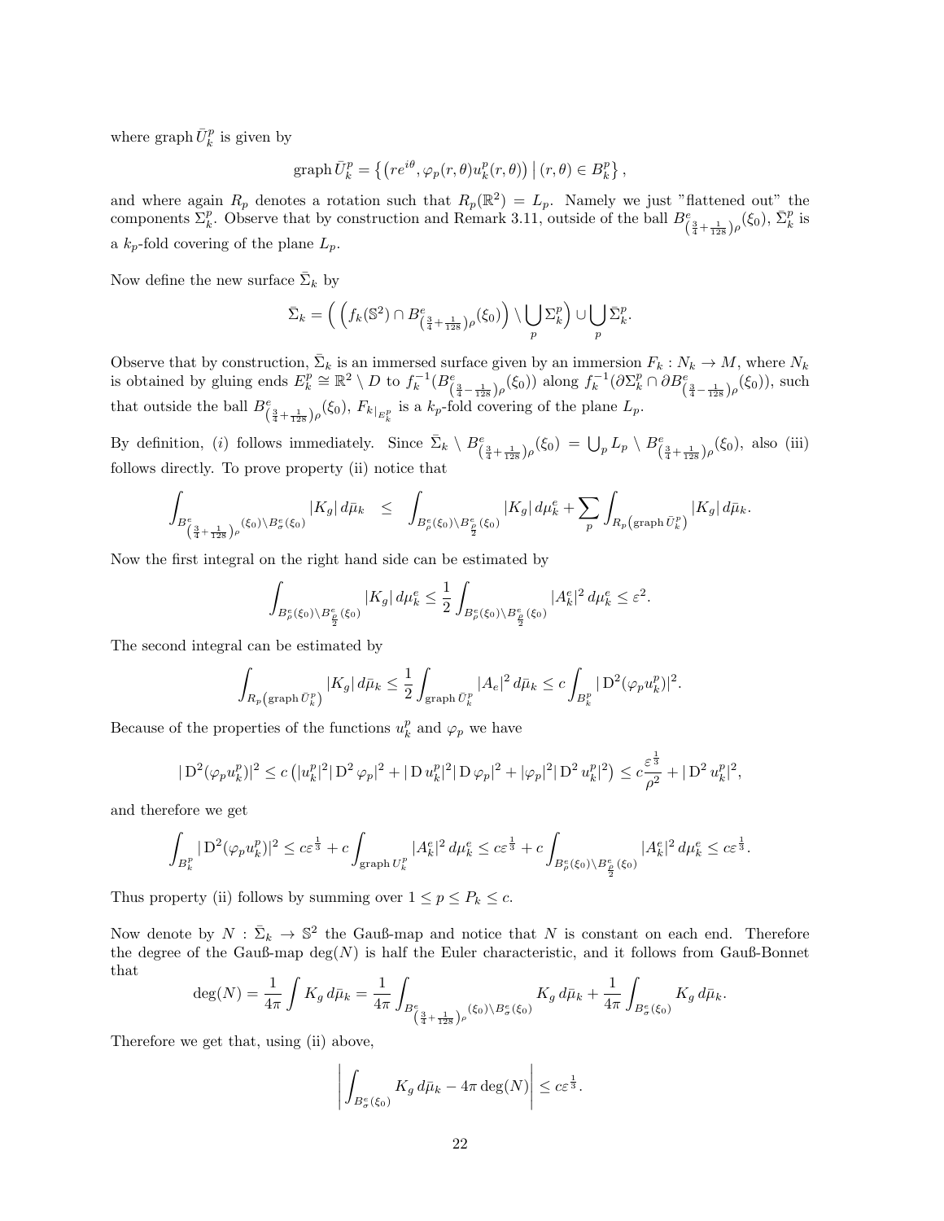where graph $\bar{U}_k^p$ is given by

$$\operatorname{graph} \bar{U}_k^p = \left\{ \left( re^{i\theta}, \varphi_p(r,\theta) u_k^p(r,\theta) \right) \big| \, (r,\theta) \in B_k^p \right\},$$

and where again $R_p$ denotes a rotation such that $R_p(\mathbb{R}^2) = L_p$. Namely we just "flattened out" the components $\Sigma_k^p$. Observe that by construction and Remark 3.11, outside of the ball $B^e_{\left(\frac{3}{4}+\frac{1}{128}\right)\rho}(\xi_0)$, $\bar{\Sigma}_k^p$ is a $k_p$-fold covering of the plane $L_p$.

Now define the new surface $\bar{\Sigma}_k$ by

$$\bar{\Sigma}_k = \left( \left( f_k(\mathbb{S}^2) \cap B^e_{\left(\frac{3}{4}+\frac{1}{128}\right)\rho}(\xi_0) \right) \setminus \bigcup_p \Sigma_k^p \right) \cup \bigcup_p \bar{\Sigma}_k^p.$$

Observe that by construction, $\bar{\Sigma}_k$ is an immersed surface given by an immersion $F_k : N_k \to M$, where $N_k$ is obtained by gluing ends $E_k^p \cong \mathbb{R}^2 \setminus D$ to $f_k^{-1}(B^e_{\left(\frac{3}{4}-\frac{1}{128}\right)\rho}(\xi_0))$ along $f_k^{-1}(\partial \Sigma_k^p \cap \partial B^e_{\left(\frac{3}{4}-\frac{1}{128}\right)\rho}(\xi_0))$, such that outside the ball $B^e_{\left(\frac{3}{4}+\frac{1}{128}\right)\rho}(\xi_0)$, $F_k|_{E_k^p}$ is a $k_p$-fold covering of the plane $L_p$.

By definition, $(i)$ follows immediately. Since $\bar{\Sigma}_k \setminus B^e_{\left(\frac{3}{4}+\frac{1}{128}\right)\rho}(\xi_0) = \bigcup_p L_p \setminus B^e_{\left(\frac{3}{4}+\frac{1}{128}\right)\rho}(\xi_0)$, also (iii) follows directly. To prove property (ii) notice that

$$\int_{B^e_{\left(\frac{3}{4}+\frac{1}{128}\right)\rho}(\xi_0) \setminus B^e_\sigma(\xi_0)} |K_g| \, d\bar{\mu}_k \leq \int_{B^e_\rho(\xi_0) \setminus B^e_{\frac{\rho}{2}}(\xi_0)} |K_g| \, d\mu_k^e + \sum_p \int_{R_p\left(\operatorname{graph} \bar{U}_k^p\right)} |K_g| \, d\bar{\mu}_k.$$

Now the first integral on the right hand side can be estimated by

$$\int_{B^e_\rho(\xi_0) \setminus B^e_{\frac{\rho}{2}}(\xi_0)} |K_g| \, d\mu_k^e \leq \frac{1}{2} \int_{B^e_\rho(\xi_0) \setminus B^e_{\frac{\rho}{2}}(\xi_0)} |A_k^e|^2 \, d\mu_k^e \leq \varepsilon^2.$$

The second integral can be estimated by

$$\int_{R_p\left(\operatorname{graph} \bar{U}_k^p\right)} |K_g| \, d\bar{\mu}_k \leq \frac{1}{2} \int_{\operatorname{graph} \bar{U}_k^p} |A_e|^2 \, d\bar{\mu}_k \leq c \int_{B_k^p} |\operatorname{D}^2(\varphi_p u_k^p)|^2.$$

Because of the properties of the functions $u_k^p$ and $\varphi_p$ we have

$$|\operatorname{D}^2(\varphi_p u_k^p)|^2 \leq c \left( |u_k^p|^2 |\operatorname{D}^2 \varphi_p|^2 + |\operatorname{D} u_k^p|^2 |\operatorname{D} \varphi_p|^2 + |\varphi_p|^2 |\operatorname{D}^2 u_k^p|^2 \right) \leq c \frac{\varepsilon^{\frac{1}{3}}}{\rho^2} + |\operatorname{D}^2 u_k^p|^2,$$

and therefore we get

$$\int_{B_k^p} |\operatorname{D}^2(\varphi_p u_k^p)|^2 \leq c\varepsilon^{\frac{1}{3}} + c \int_{\operatorname{graph} U_k^p} |A_k^e|^2 \, d\mu_k^e \leq c\varepsilon^{\frac{1}{3}} + c \int_{B^e_\rho(\xi_0) \setminus B^e_{\frac{\rho}{2}}(\xi_0)} |A_k^e|^2 \, d\mu_k^e \leq c\varepsilon^{\frac{1}{3}}.$$

Thus property (ii) follows by summing over $1 \leq p \leq P_k \leq c$.

Now denote by $N : \bar{\Sigma}_k \to \mathbb{S}^2$ the Gauß-map and notice that $N$ is constant on each end. Therefore the degree of the Gauß-map $\deg(N)$ is half the Euler characteristic, and it follows from Gauß-Bonnet that

$$\deg(N) = \frac{1}{4\pi} \int K_g \, d\bar{\mu}_k = \frac{1}{4\pi} \int_{B^e_{\left(\frac{3}{4}+\frac{1}{128}\right)\rho}(\xi_0) \setminus B^e_\sigma(\xi_0)} K_g \, d\bar{\mu}_k + \frac{1}{4\pi} \int_{B^e_\sigma(\xi_0)} K_g \, d\bar{\mu}_k.$$

Therefore we get that, using (ii) above,

$$\left| \int_{B^e_\sigma(\xi_0)} K_g \, d\bar{\mu}_k - 4\pi \deg(N) \right| \leq c\varepsilon^{\frac{1}{3}}.$$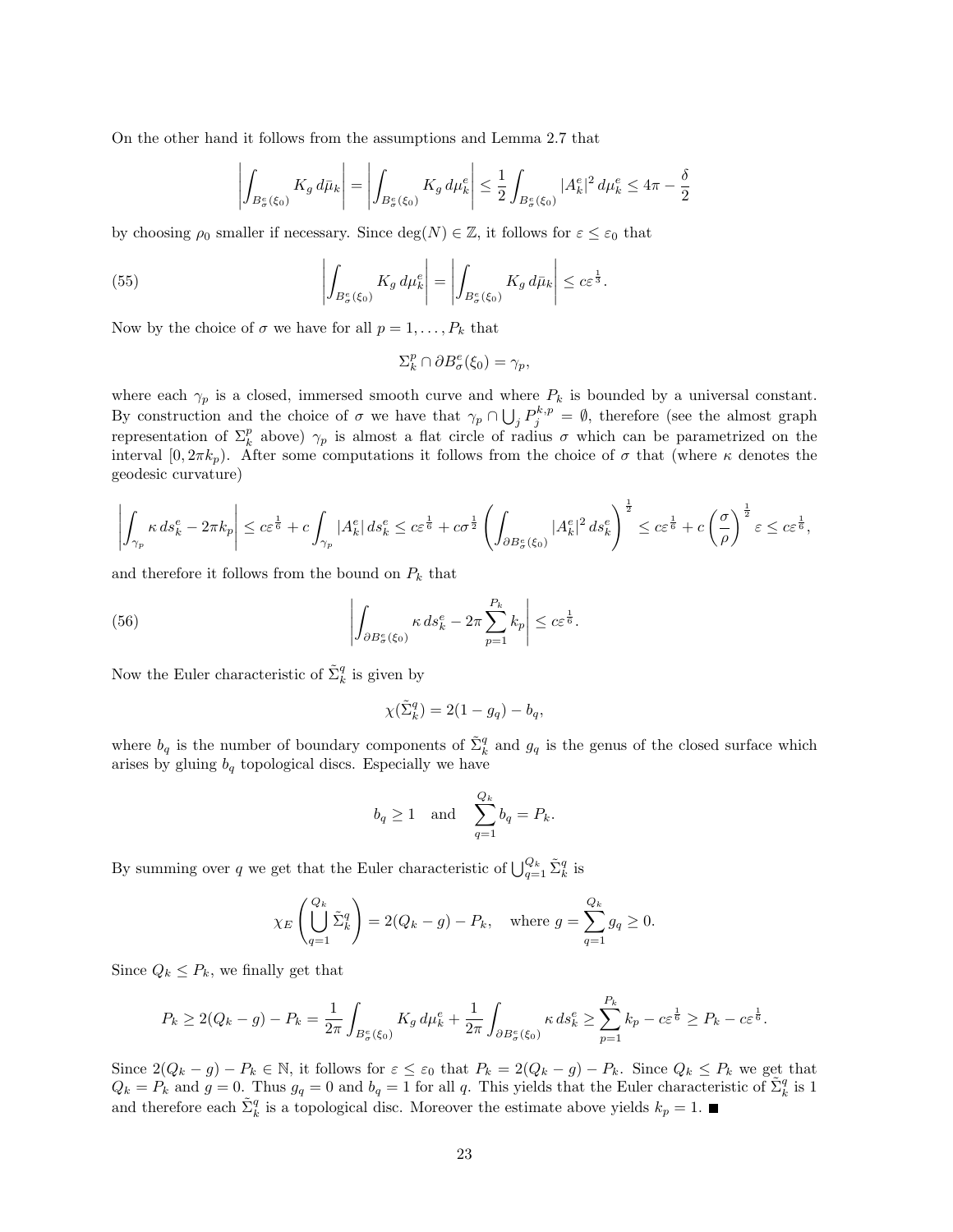On the other hand it follows from the assumptions and Lemma 2.7 that

$$\left|\int_{B^e_\sigma(\xi_0)} K_g \, d\bar{\mu}_k\right| = \left|\int_{B^e_\sigma(\xi_0)} K_g \, d\mu^e_k\right| \leq \frac{1}{2}\int_{B^e_\sigma(\xi_0)} |A^e_k|^2 \, d\mu^e_k \leq 4\pi - \frac{\delta}{2}$$

by choosing $\rho_0$ smaller if necessary. Since $\deg(N) \in \mathbb{Z}$, it follows for $\varepsilon \leq \varepsilon_0$ that

$$\left|\int_{B^e_\sigma(\xi_0)} K_g \, d\mu^e_k\right| = \left|\int_{B^e_\sigma(\xi_0)} K_g \, d\bar{\mu}_k\right| \leq c\varepsilon^{\frac{1}{3}}. \tag{55}$$

Now by the choice of $\sigma$ we have for all $p = 1, \ldots, P_k$ that

$$\Sigma^p_k \cap \partial B^e_\sigma(\xi_0) = \gamma_p,$$

where each $\gamma_p$ is a closed, immersed smooth curve and where $P_k$ is bounded by a universal constant. By construction and the choice of $\sigma$ we have that $\gamma_p \cap \bigcup_j P^{k,p}_j = \emptyset$, therefore (see the almost graph representation of $\Sigma^p_k$ above) $\gamma_p$ is almost a flat circle of radius $\sigma$ which can be parametrized on the interval $[0, 2\pi k_p)$. After some computations it follows from the choice of $\sigma$ that (where $\kappa$ denotes the geodesic curvature)

$$\left|\int_{\gamma_p} \kappa \, ds^e_k - 2\pi k_p\right| \leq c\varepsilon^{\frac{1}{6}} + c\int_{\gamma_p} |A^e_k| \, ds^e_k \leq c\varepsilon^{\frac{1}{6}} + c\sigma^{\frac{1}{2}}\left(\int_{\partial B^e_\sigma(\xi_0)} |A^e_k|^2 \, ds^e_k\right)^{\frac{1}{2}} \leq c\varepsilon^{\frac{1}{6}} + c\left(\frac{\sigma}{\rho}\right)^{\frac{1}{2}}\varepsilon \leq c\varepsilon^{\frac{1}{6}},$$

and therefore it follows from the bound on $P_k$ that

$$\left|\int_{\partial B^e_\sigma(\xi_0)} \kappa \, ds^e_k - 2\pi\sum_{p=1}^{P_k} k_p\right| \leq c\varepsilon^{\frac{1}{6}}. \tag{56}$$

Now the Euler characteristic of $\tilde{\Sigma}^q_k$ is given by

$$\chi(\tilde{\Sigma}^q_k) = 2(1 - g_q) - b_q,$$

where $b_q$ is the number of boundary components of $\tilde{\Sigma}^q_k$ and $g_q$ is the genus of the closed surface which arises by gluing $b_q$ topological discs. Especially we have

$$b_q \geq 1 \quad \text{and} \quad \sum_{q=1}^{Q_k} b_q = P_k.$$

By summing over $q$ we get that the Euler characteristic of $\bigcup_{q=1}^{Q_k} \tilde{\Sigma}^q_k$ is

$$\chi_E\left(\bigcup_{q=1}^{Q_k} \tilde{\Sigma}^q_k\right) = 2(Q_k - g) - P_k, \quad \text{where } g = \sum_{q=1}^{Q_k} g_q \geq 0.$$

Since $Q_k \leq P_k$, we finally get that

$$P_k \geq 2(Q_k - g) - P_k = \frac{1}{2\pi}\int_{B^e_\sigma(\xi_0)} K_g \, d\mu^e_k + \frac{1}{2\pi}\int_{\partial B^e_\sigma(\xi_0)} \kappa \, ds^e_k \geq \sum_{p=1}^{P_k} k_p - c\varepsilon^{\frac{1}{6}} \geq P_k - c\varepsilon^{\frac{1}{6}}.$$

Since $2(Q_k - g) - P_k \in \mathbb{N}$, it follows for $\varepsilon \leq \varepsilon_0$ that $P_k = 2(Q_k - g) - P_k$. Since $Q_k \leq P_k$ we get that $Q_k = P_k$ and $g = 0$. Thus $g_q = 0$ and $b_q = 1$ for all $q$. This yields that the Euler characteristic of $\tilde{\Sigma}^q_k$ is 1 and therefore each $\tilde{\Sigma}^q_k$ is a topological disc. Moreover the estimate above yields $k_p = 1$. ■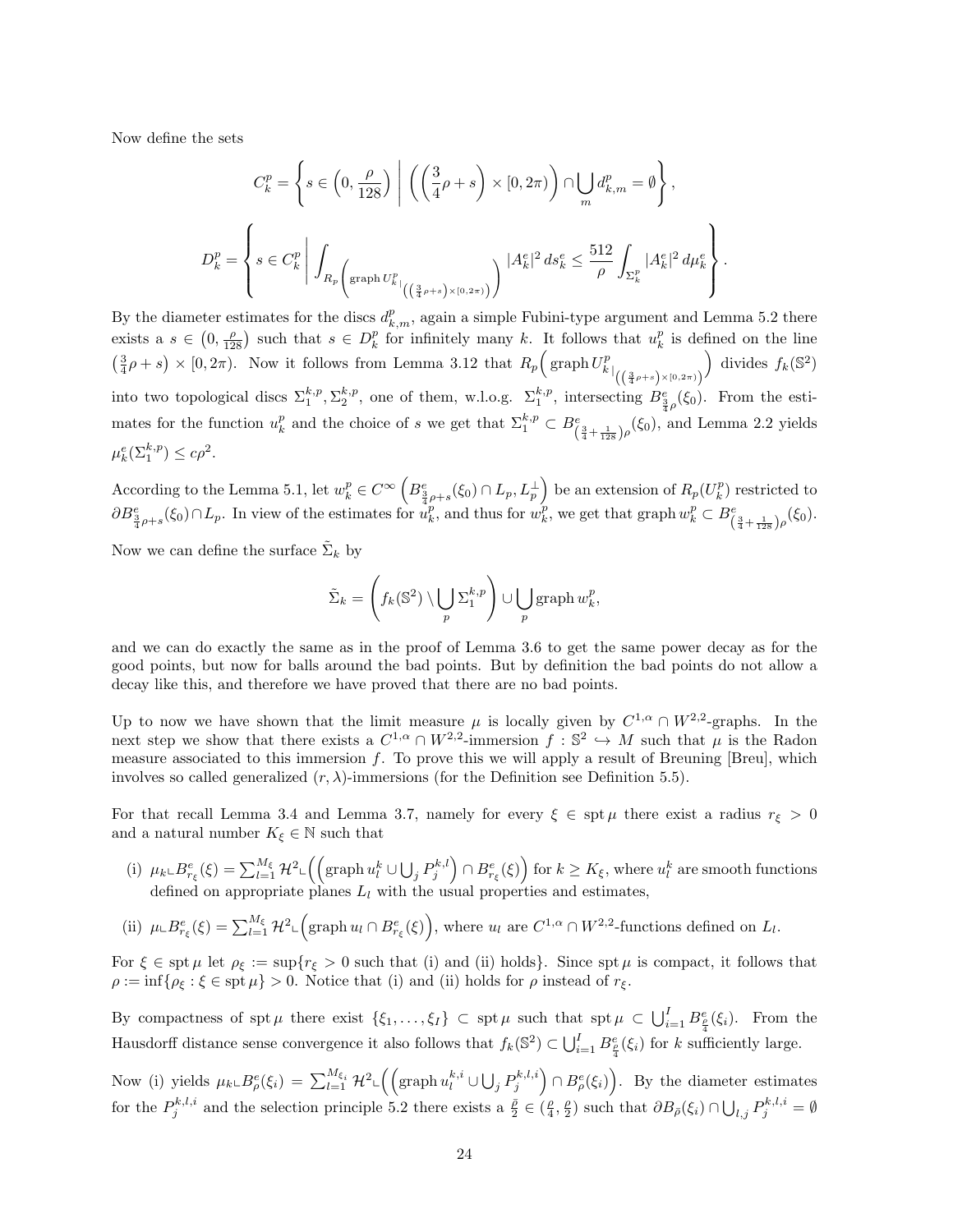Now define the sets

$$C_k^p = \left\{ s \in \left(0, \frac{\rho}{128}\right) \;\middle|\; \left( \left(\frac{3}{4}\rho + s\right) \times [0, 2\pi) \right) \cap \bigcup_m d_{k,m}^p = \emptyset \right\},$$

$$D_k^p = \left\{ s \in C_k^p \;\middle|\; \int_{R_p\left(\operatorname{graph} U_k^p|_{\left(\left(\frac{3}{4}\rho+s\right)\times[0,2\pi)\right)}\right)} |A_k^e|^2 \, ds_k^e \le \frac{512}{\rho} \int_{\Sigma_k^p} |A_k^e|^2 \, d\mu_k^e \right\}.$$

By the diameter estimates for the discs $d_{k,m}^p$, again a simple Fubini-type argument and Lemma 5.2 there exists a $s \in \left(0, \frac{\rho}{128}\right)$ such that $s \in D_k^p$ for infinitely many $k$. It follows that $u_k^p$ is defined on the line $\left(\frac{3}{4}\rho + s\right) \times [0, 2\pi)$. Now it follows from Lemma 3.12 that $R_p\left(\operatorname{graph} U_k^p|_{\left(\left(\frac{3}{4}\rho+s\right)\times[0,2\pi)\right)}\right)$ divides $f_k(\mathbb{S}^2)$ into two topological discs $\Sigma_1^{k,p}, \Sigma_2^{k,p}$, one of them, w.l.o.g. $\Sigma_1^{k,p}$, intersecting $B_{\frac{3}{4}\rho}^e(\xi_0)$. From the estimates for the function $u_k^p$ and the choice of $s$ we get that $\Sigma_1^{k,p} \subset B^e_{\left(\frac{3}{4}+\frac{1}{128}\right)\rho}(\xi_0)$, and Lemma 2.2 yields $\mu_k^e(\Sigma_1^{k,p}) \le c\rho^2$.

According to the Lemma 5.1, let $w_k^p \in C^\infty\left(B^e_{\frac{3}{4}\rho+s}(\xi_0) \cap L_p, L_p^\perp\right)$ be an extension of $R_p(U_k^p)$ restricted to $\partial B^e_{\frac{3}{4}\rho+s}(\xi_0) \cap L_p$. In view of the estimates for $u_k^p$, and thus for $w_k^p$, we get that $\operatorname{graph} w_k^p \subset B^e_{\left(\frac{3}{4}+\frac{1}{128}\right)\rho}(\xi_0)$.

Now we can define the surface $\tilde{\Sigma}_k$ by

$$\tilde{\Sigma}_k = \left( f_k(\mathbb{S}^2) \setminus \bigcup_p \Sigma_1^{k,p} \right) \cup \bigcup_p \operatorname{graph} w_k^p,$$

and we can do exactly the same as in the proof of Lemma 3.6 to get the same power decay as for the good points, but now for balls around the bad points. But by definition the bad points do not allow a decay like this, and therefore we have proved that there are no bad points.

Up to now we have shown that the limit measure $\mu$ is locally given by $C^{1,\alpha} \cap W^{2,2}$-graphs. In the next step we show that there exists a $C^{1,\alpha} \cap W^{2,2}$-immersion $f : \mathbb{S}^2 \hookrightarrow M$ such that $\mu$ is the Radon measure associated to this immersion $f$. To prove this we will apply a result of Breuning [Breu], which involves so called generalized $(r, \lambda)$-immersions (for the Definition see Definition 5.5).

For that recall Lemma 3.4 and Lemma 3.7, namely for every $\xi \in \operatorname{spt} \mu$ there exist a radius $r_\xi > 0$ and a natural number $K_\xi \in \mathbb{N}$ such that

(i) $\mu_k \llcorner B^e_{r_\xi}(\xi) = \sum_{l=1}^{M_\xi} \mathcal{H}^2 \llcorner \left( \left( \operatorname{graph} u_l^k \cup \bigcup_j P_j^{k,l} \right) \cap B^e_{r_\xi}(\xi) \right)$ for $k \ge K_\xi$, where $u_l^k$ are smooth functions defined on appropriate planes $L_l$ with the usual properties and estimates,

(ii) $\mu \llcorner B^e_{r_\xi}(\xi) = \sum_{l=1}^{M_\xi} \mathcal{H}^2 \llcorner \left( \operatorname{graph} u_l \cap B^e_{r_\xi}(\xi) \right)$, where $u_l$ are $C^{1,\alpha} \cap W^{2,2}$-functions defined on $L_l$.

For $\xi \in \operatorname{spt} \mu$ let $\rho_\xi := \sup\{r_\xi > 0$ such that (i) and (ii) holds$\}$. Since $\operatorname{spt} \mu$ is compact, it follows that $\rho := \inf\{\rho_\xi : \xi \in \operatorname{spt} \mu\} > 0$. Notice that (i) and (ii) holds for $\rho$ instead of $r_\xi$.

By compactness of $\operatorname{spt} \mu$ there exist $\{\xi_1, \ldots, \xi_I\} \subset \operatorname{spt} \mu$ such that $\operatorname{spt} \mu \subset \bigcup_{i=1}^I B^e_{\frac{\rho}{4}}(\xi_i)$. From the Hausdorff distance sense convergence it also follows that $f_k(\mathbb{S}^2) \subset \bigcup_{i=1}^I B^e_{\frac{\rho}{4}}(\xi_i)$ for $k$ sufficiently large.

Now (i) yields $\mu_k \llcorner B^e_\rho(\xi_i) = \sum_{l=1}^{M_{\xi_i}} \mathcal{H}^2 \llcorner \left( \left( \operatorname{graph} u_l^{k,i} \cup \bigcup_j P_j^{k,l,i} \right) \cap B^e_\rho(\xi_i) \right)$. By the diameter estimates for the $P_j^{k,l,i}$ and the selection principle 5.2 there exists a $\frac{\tilde{\rho}}{2} \in \left(\frac{\rho}{4}, \frac{\rho}{2}\right)$ such that $\partial B_{\tilde{\rho}}(\xi_i) \cap \bigcup_{l,j} P_j^{k,l,i} = \emptyset$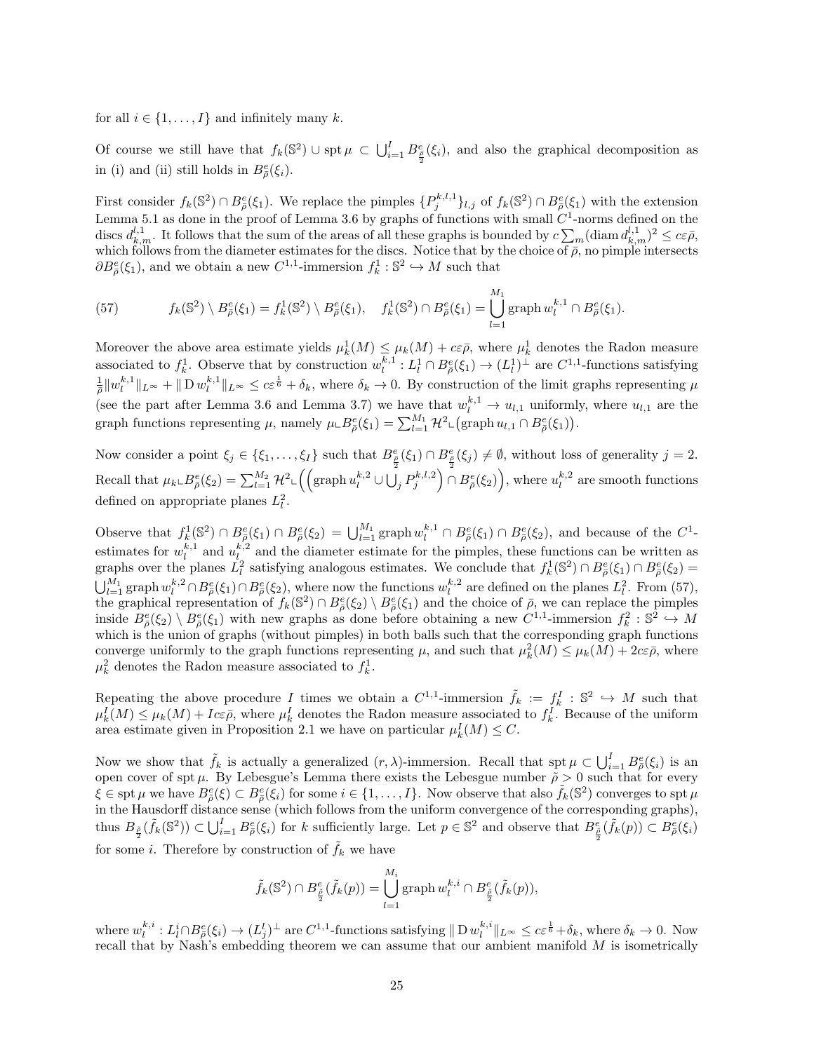for all $i \in \{1, \dots, I\}$ and infinitely many $k$.

Of course we still have that $f_k(\mathbb{S}^2) \cup \operatorname{spt}\mu \subset \bigcup_{i=1}^I B^e_{\frac{\bar\rho}{2}}(\xi_i)$, and also the graphical decomposition as in (i) and (ii) still holds in $B^e_{\bar\rho}(\xi_i)$.

First consider $f_k(\mathbb{S}^2) \cap B^e_{\bar\rho}(\xi_1)$. We replace the pimples $\{P^{k,l,1}_j\}_{l,j}$ of $f_k(\mathbb{S}^2) \cap B^e_{\bar\rho}(\xi_1)$ with the extension Lemma 5.1 as done in the proof of Lemma 3.6 by graphs of functions with small $C^1$-norms defined on the discs $d^{l,1}_{k,m}$. It follows that the sum of the areas of all these graphs is bounded by $c\sum_m (\operatorname{diam} d^{l,1}_{k,m})^2 \leq c\varepsilon\bar\rho$, which follows from the diameter estimates for the discs. Notice that by the choice of $\bar\rho$, no pimple intersects $\partial B^e_{\bar\rho}(\xi_1)$, and we obtain a new $C^{1,1}$-immersion $f^1_k : \mathbb{S}^2 \hookrightarrow M$ such that

$$f_k(\mathbb{S}^2) \setminus B^e_{\bar\rho}(\xi_1) = f^1_k(\mathbb{S}^2) \setminus B^e_{\bar\rho}(\xi_1), \quad f^1_k(\mathbb{S}^2) \cap B^e_{\bar\rho}(\xi_1) = \bigcup_{l=1}^{M_1} \operatorname{graph} w^{k,1}_l \cap B^e_{\bar\rho}(\xi_1). \tag{57}$$

Moreover the above area estimate yields $\mu^1_k(M) \leq \mu_k(M) + c\varepsilon\bar\rho$, where $\mu^1_k$ denotes the Radon measure associated to $f^1_k$. Observe that by construction $w^{k,1}_l : L^1_l \cap B^e_{\bar\rho}(\xi_1) \to (L^1_l)^\perp$ are $C^{1,1}$-functions satisfying $\frac{1}{\bar\rho}\|w^{k,1}_l\|_{L^\infty} + \|\operatorname{D} w^{k,1}_l\|_{L^\infty} \leq c\varepsilon^{\frac{1}{6}} + \delta_k$, where $\delta_k \to 0$. By construction of the limit graphs representing $\mu$ (see the part after Lemma 3.6 and Lemma 3.7) we have that $w^{k,1}_l \to u_{l,1}$ uniformly, where $u_{l,1}$ are the graph functions representing $\mu$, namely $\mu \llcorner B^e_{\bar\rho}(\xi_1) = \sum_{l=1}^{M_1} \mathcal{H}^2 \llcorner \big(\operatorname{graph} u_{l,1} \cap B^e_{\bar\rho}(\xi_1)\big)$.

Now consider a point $\xi_j \in \{\xi_1, \dots, \xi_I\}$ such that $B^e_{\frac{\bar\rho}{2}}(\xi_1) \cap B^e_{\frac{\bar\rho}{2}}(\xi_j) \neq \emptyset$, without loss of generality $j = 2$. Recall that $\mu_k \llcorner B^e_{\bar\rho}(\xi_2) = \sum_{l=1}^{M_2} \mathcal{H}^2 \llcorner \Big(\Big(\operatorname{graph} u^{k,2}_l \cup \bigcup_j P^{k,l,2}_j\Big) \cap B^e_{\bar\rho}(\xi_2)\Big)$, where $u^{k,2}_l$ are smooth functions defined on appropriate planes $L^2_l$.

Observe that $f^1_k(\mathbb{S}^2) \cap B^e_{\bar\rho}(\xi_1) \cap B^e_{\bar\rho}(\xi_2) = \bigcup_{l=1}^{M_1} \operatorname{graph} w^{k,1}_l \cap B^e_{\bar\rho}(\xi_1) \cap B^e_{\bar\rho}(\xi_2)$, and because of the $C^1$-estimates for $w^{k,1}_l$ and $u^{k,2}_l$ and the diameter estimate for the pimples, these functions can be written as graphs over the planes $L^2_l$ satisfying analogous estimates. We conclude that $f^1_k(\mathbb{S}^2) \cap B^e_{\bar\rho}(\xi_1) \cap B^e_{\bar\rho}(\xi_2) = \bigcup_{l=1}^{M_1} \operatorname{graph} w^{k,2}_l \cap B^e_{\bar\rho}(\xi_1) \cap B^e_{\bar\rho}(\xi_2)$, where now the functions $w^{k,2}_l$ are defined on the planes $L^2_l$. From (57), the graphical representation of $f_k(\mathbb{S}^2) \cap B^e_{\bar\rho}(\xi_2) \setminus B^e_{\bar\rho}(\xi_1)$ and the choice of $\bar\rho$, we can replace the pimples inside $B^e_{\bar\rho}(\xi_2) \setminus B^e_{\bar\rho}(\xi_1)$ with new graphs as done before obtaining a new $C^{1,1}$-immersion $f^2_k : \mathbb{S}^2 \hookrightarrow M$ which is the union of graphs (without pimples) in both balls such that the corresponding graph functions converge uniformly to the graph functions representing $\mu$, and such that $\mu^2_k(M) \leq \mu_k(M) + 2c\varepsilon\bar\rho$, where $\mu^2_k$ denotes the Radon measure associated to $f^1_k$.

Repeating the above procedure $I$ times we obtain a $C^{1,1}$-immersion $\tilde f_k := f^I_k : \mathbb{S}^2 \hookrightarrow M$ such that $\mu^I_k(M) \leq \mu_k(M) + Ic\varepsilon\bar\rho$, where $\mu^I_k$ denotes the Radon measure associated to $f^I_k$. Because of the uniform area estimate given in Proposition 2.1 we have on particular $\mu^I_k(M) \leq C$.

Now we show that $\tilde f_k$ is actually a generalized $(r, \lambda)$-immersion. Recall that $\operatorname{spt}\mu \subset \bigcup_{i=1}^I B^e_{\bar\rho}(\xi_i)$ is an open cover of $\operatorname{spt}\mu$. By Lebesgue's Lemma there exists the Lebesgue number $\tilde\rho > 0$ such that for every $\xi \in \operatorname{spt}\mu$ we have $B^e_{\tilde\rho}(\xi) \subset B^e_{\bar\rho}(\xi_i)$ for some $i \in \{1, \dots, I\}$. Now observe that also $\tilde f_k(\mathbb{S}^2)$ converges to $\operatorname{spt}\mu$ in the Hausdorff distance sense (which follows from the uniform convergence of the corresponding graphs), thus $B_{\frac{\tilde\rho}{2}}(\tilde f_k(\mathbb{S}^2)) \subset \bigcup_{i=1}^I B^e_{\bar\rho}(\xi_i)$ for $k$ sufficiently large. Let $p \in \mathbb{S}^2$ and observe that $B^e_{\frac{\tilde\rho}{2}}(\tilde f_k(p)) \subset B^e_{\bar\rho}(\xi_i)$ for some $i$. Therefore by construction of $\tilde f_k$ we have

$$\tilde f_k(\mathbb{S}^2) \cap B^e_{\frac{\tilde\rho}{2}}(\tilde f_k(p)) = \bigcup_{l=1}^{M_i} \operatorname{graph} w^{k,i}_l \cap B^e_{\frac{\tilde\rho}{2}}(\tilde f_k(p)),$$

where $w^{k,i}_l : L^i_l \cap B^e_{\bar\rho}(\xi_i) \to (L^l_j)^\perp$ are $C^{1,1}$-functions satisfying $\|\operatorname{D} w^{k,i}_l\|_{L^\infty} \leq c\varepsilon^{\frac{1}{6}} + \delta_k$, where $\delta_k \to 0$. Now recall that by Nash's embedding theorem we can assume that our ambient manifold $M$ is isometrically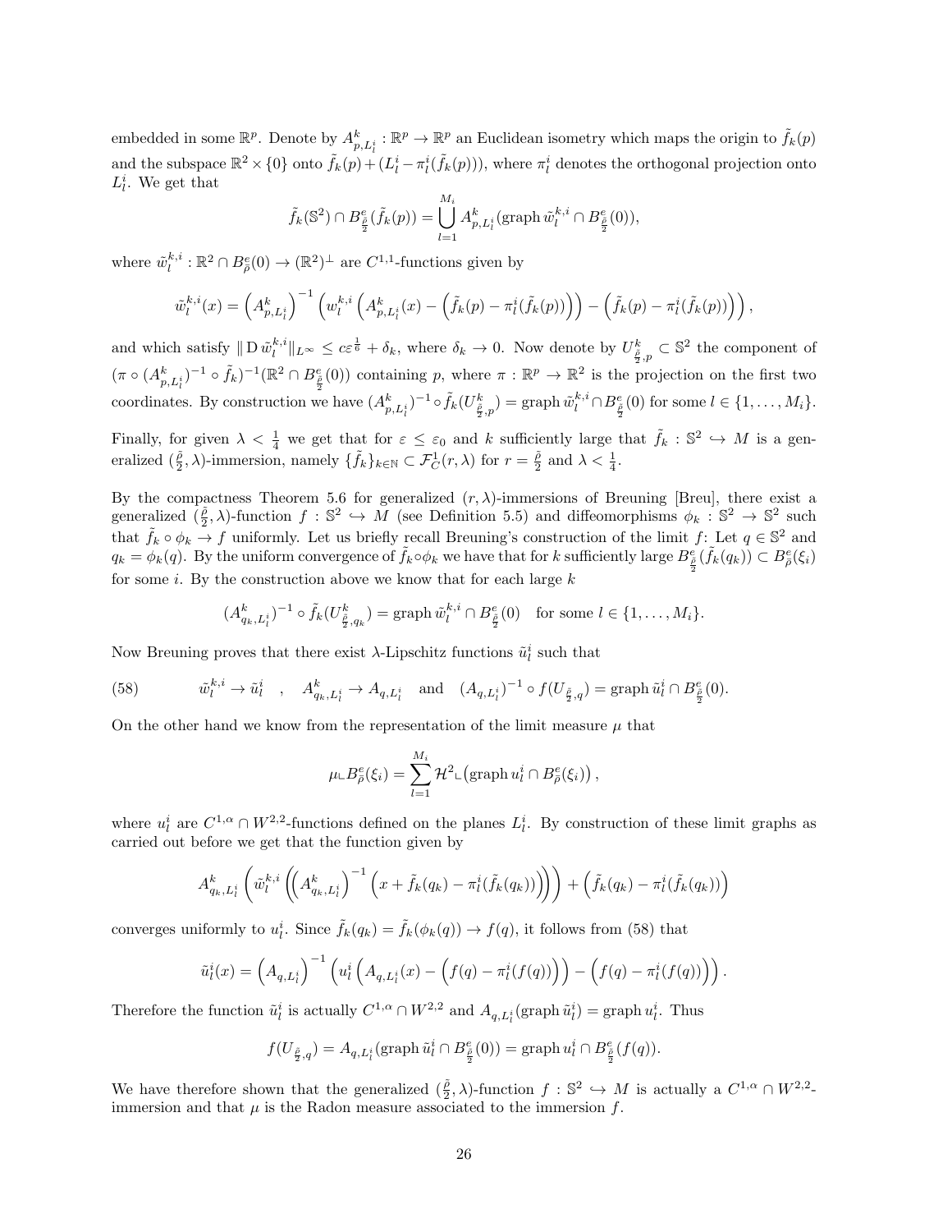embedded in some $\mathbb{R}^p$. Denote by $A^k_{p,L^i_l}:\mathbb{R}^p\to\mathbb{R}^p$ an Euclidean isometry which maps the origin to $\tilde f_k(p)$ and the subspace $\mathbb{R}^2\times\{0\}$ onto $\tilde f_k(p)+(L^i_l-\pi^i_l(\tilde f_k(p)))$, where $\pi^i_l$ denotes the orthogonal projection onto $L^i_l$. We get that

$$\tilde f_k(\mathbb{S}^2)\cap B^e_{\frac{\tilde\rho}{2}}(\tilde f_k(p))=\bigcup_{l=1}^{M_i}A^k_{p,L^i_l}(\operatorname{graph}\tilde w^{k,i}_l\cap B^e_{\frac{\tilde\rho}{2}}(0)),$$

where $\tilde w^{k,i}_l:\mathbb{R}^2\cap B^e_{\tilde\rho}(0)\to(\mathbb{R}^2)^\perp$ are $C^{1,1}$-functions given by

$$\tilde w^{k,i}_l(x)=\left(A^k_{p,L^i_l}\right)^{-1}\left(w^{k,i}_l\left(A^k_{p,L^i_l}(x)-\left(\tilde f_k(p)-\pi^i_l(\tilde f_k(p))\right)\right)-\left(\tilde f_k(p)-\pi^i_l(\tilde f_k(p))\right)\right),$$

and which satisfy $\|\operatorname{D}\tilde w^{k,i}_l\|_{L^\infty}\le c\varepsilon^{\frac16}+\delta_k$, where $\delta_k\to0$. Now denote by $U^k_{\frac{\tilde\rho}{2},p}\subset\mathbb{S}^2$ the component of $(\pi\circ(A^k_{p,L^i_l})^{-1}\circ\tilde f_k)^{-1}(\mathbb{R}^2\cap B^e_{\frac{\tilde\rho}{2}}(0))$ containing $p$, where $\pi:\mathbb{R}^p\to\mathbb{R}^2$ is the projection on the first two coordinates. By construction we have $(A^k_{p,L^i_l})^{-1}\circ\tilde f_k(U^k_{\frac{\tilde\rho}{2},p})=\operatorname{graph}\tilde w^{k,i}_l\cap B^e_{\frac{\tilde\rho}{2}}(0)$ for some $l\in\{1,\dots,M_i\}$.

Finally, for given $\lambda<\frac14$ we get that for $\varepsilon\le\varepsilon_0$ and $k$ sufficiently large that $\tilde f_k:\mathbb{S}^2\hookrightarrow M$ is a generalized $(\frac{\tilde\rho}{2},\lambda)$-immersion, namely $\{\tilde f_k\}_{k\in\mathbb{N}}\subset\mathcal{F}^1_C(r,\lambda)$ for $r=\frac{\tilde\rho}{2}$ and $\lambda<\frac14$.

By the compactness Theorem 5.6 for generalized $(r,\lambda)$-immersions of Breuning [Breu], there exist a generalized $(\frac{\tilde\rho}{2},\lambda)$-function $f:\mathbb{S}^2\hookrightarrow M$ (see Definition 5.5) and diffeomorphisms $\phi_k:\mathbb{S}^2\to\mathbb{S}^2$ such that $\tilde f_k\circ\phi_k\to f$ uniformly. Let us briefly recall Breuning's construction of the limit $f$: Let $q\in\mathbb{S}^2$ and $q_k=\phi_k(q)$. By the uniform convergence of $\tilde f_k\circ\phi_k$ we have that for $k$ sufficiently large $B^e_{\frac{\tilde\rho}{2}}(\tilde f_k(q_k))\subset B^e_{\tilde\rho}(\xi_i)$ for some $i$. By the construction above we know that for each large $k$

$$(A^k_{q_k,L^i_l})^{-1}\circ\tilde f_k(U^k_{\frac{\tilde\rho}{2},q_k})=\operatorname{graph}\tilde w^{k,i}_l\cap B^e_{\frac{\tilde\rho}{2}}(0)\quad\text{for some }l\in\{1,\dots,M_i\}.$$

Now Breuning proves that there exist $\lambda$-Lipschitz functions $\tilde u^i_l$ such that

$$\tilde w^{k,i}_l\to\tilde u^i_l\quad,\quad A^k_{q_k,L^i_l}\to A_{q,L^i_l}\quad\text{and}\quad(A_{q,L^i_l})^{-1}\circ f(U_{\frac{\tilde\rho}{2},q})=\operatorname{graph}\tilde u^i_l\cap B^e_{\frac{\tilde\rho}{2}}(0).\tag{58}$$

On the other hand we know from the representation of the limit measure $\mu$ that

$$\mu\llcorner B^e_{\tilde\rho}(\xi_i)=\sum_{l=1}^{M_i}\mathcal{H}^2\llcorner\left(\operatorname{graph}u^i_l\cap B^e_{\tilde\rho}(\xi_i)\right),$$

where $u^i_l$ are $C^{1,\alpha}\cap W^{2,2}$-functions defined on the planes $L^i_l$. By construction of these limit graphs as carried out before we get that the function given by

$$A^k_{q_k,L^i_l}\left(\tilde w^{k,i}_l\left(\left(A^k_{q_k,L^i_l}\right)^{-1}\left(x+\tilde f_k(q_k)-\pi^i_l(\tilde f_k(q_k))\right)\right)\right)+\left(\tilde f_k(q_k)-\pi^i_l(\tilde f_k(q_k))\right)$$

converges uniformly to $u^i_l$. Since $\tilde f_k(q_k)=\tilde f_k(\phi_k(q))\to f(q)$, it follows from (58) that

$$\tilde u^i_l(x)=\left(A_{q,L^i_l}\right)^{-1}\left(u^i_l\left(A_{q,L^i_l}(x)-\left(f(q)-\pi^i_l(f(q))\right)\right)-\left(f(q)-\pi^i_l(f(q))\right)\right).$$

Therefore the function $\tilde u^i_l$ is actually $C^{1,\alpha}\cap W^{2,2}$ and $A_{q,L^i_l}(\operatorname{graph}\tilde u^i_l)=\operatorname{graph}u^i_l$. Thus

$$f(U_{\frac{\tilde\rho}{2},q})=A_{q,L^i_l}(\operatorname{graph}\tilde u^i_l\cap B^e_{\frac{\tilde\rho}{2}}(0))=\operatorname{graph}u^i_l\cap B^e_{\frac{\tilde\rho}{2}}(f(q)).$$

We have therefore shown that the generalized $(\frac{\tilde\rho}{2},\lambda)$-function $f:\mathbb{S}^2\hookrightarrow M$ is actually a $C^{1,\alpha}\cap W^{2,2}$-immersion and that $\mu$ is the Radon measure associated to the immersion $f$.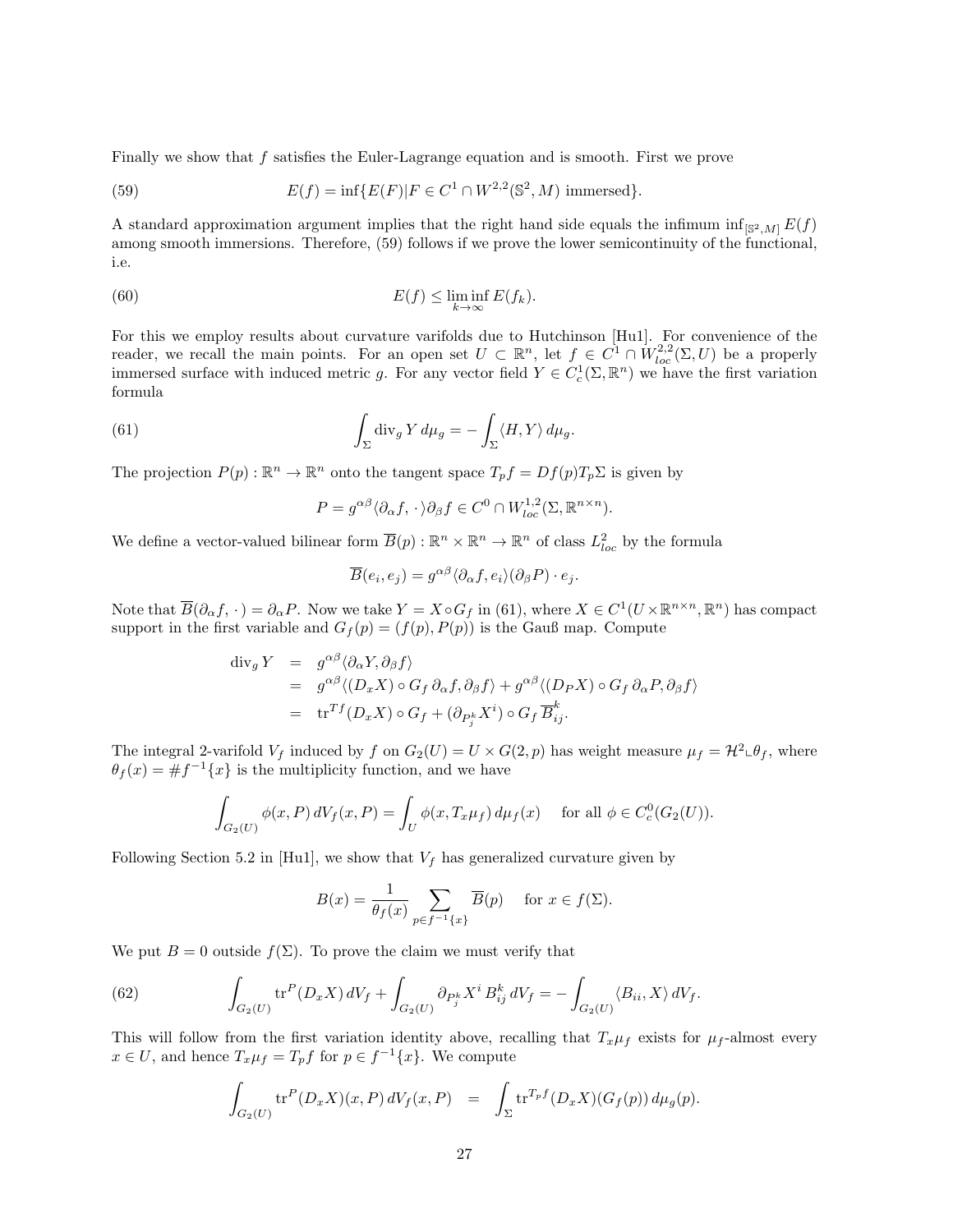Finally we show that $f$ satisfies the Euler-Lagrange equation and is smooth. First we prove

$$E(f) = \inf\{E(F) | F \in C^1 \cap W^{2,2}(\mathbb{S}^2, M) \text{ immersed}\}. \tag{59}$$

A standard approximation argument implies that the right hand side equals the infimum $\inf_{[\mathbb{S}^2,M]} E(f)$ among smooth immersions. Therefore, (59) follows if we prove the lower semicontinuity of the functional, i.e.

$$E(f) \leq \liminf_{k\to\infty} E(f_k). \tag{60}$$

For this we employ results about curvature varifolds due to Hutchinson [Hu1]. For convenience of the reader, we recall the main points. For an open set $U \subset \mathbb{R}^n$, let $f \in C^1 \cap W^{2,2}_{loc}(\Sigma, U)$ be a properly immersed surface with induced metric $g$. For any vector field $Y \in C^1_c(\Sigma, \mathbb{R}^n)$ we have the first variation formula

$$\int_\Sigma \operatorname{div}_g Y \, d\mu_g = -\int_\Sigma \langle H, Y\rangle \, d\mu_g. \tag{61}$$

The projection $P(p) : \mathbb{R}^n \to \mathbb{R}^n$ onto the tangent space $T_p f = Df(p) T_p\Sigma$ is given by

$$P = g^{\alpha\beta} \langle \partial_\alpha f, \cdot\,\rangle \partial_\beta f \in C^0 \cap W^{1,2}_{loc}(\Sigma, \mathbb{R}^{n\times n}).$$

We define a vector-valued bilinear form $\overline{B}(p) : \mathbb{R}^n \times \mathbb{R}^n \to \mathbb{R}^n$ of class $L^2_{loc}$ by the formula

$$\overline{B}(e_i, e_j) = g^{\alpha\beta} \langle \partial_\alpha f, e_i\rangle (\partial_\beta P) \cdot e_j.$$

Note that $\overline{B}(\partial_\alpha f, \cdot\,) = \partial_\alpha P$. Now we take $Y = X \circ G_f$ in (61), where $X \in C^1(U \times \mathbb{R}^{n\times n}, \mathbb{R}^n)$ has compact support in the first variable and $G_f(p) = (f(p), P(p))$ is the Gauß map. Compute

$$\begin{aligned}
\operatorname{div}_g Y &= g^{\alpha\beta} \langle \partial_\alpha Y, \partial_\beta f\rangle \\
&= g^{\alpha\beta} \langle (D_x X) \circ G_f \, \partial_\alpha f, \partial_\beta f\rangle + g^{\alpha\beta} \langle (D_P X) \circ G_f \, \partial_\alpha P, \partial_\beta f\rangle \\
&= \operatorname{tr}^{Tf} (D_x X) \circ G_f + (\partial_{P^k_j} X^i) \circ G_f \, \overline{B}^k_{ij}.
\end{aligned}$$

The integral 2-varifold $V_f$ induced by $f$ on $G_2(U) = U \times G(2,p)$ has weight measure $\mu_f = \mathcal{H}^2 \llcorner \theta_f$, where $\theta_f(x) = \# f^{-1}\{x\}$ is the multiplicity function, and we have

$$\int_{G_2(U)} \phi(x, P) \, dV_f(x, P) = \int_U \phi(x, T_x\mu_f) \, d\mu_f(x) \quad \text{ for all } \phi \in C^0_c(G_2(U)).$$

Following Section 5.2 in [Hu1], we show that $V_f$ has generalized curvature given by

$$B(x) = \frac{1}{\theta_f(x)} \sum_{p \in f^{-1}\{x\}} \overline{B}(p) \quad \text{ for } x \in f(\Sigma).$$

We put $B = 0$ outside $f(\Sigma)$. To prove the claim we must verify that

$$\int_{G_2(U)} \operatorname{tr}^P (D_x X) \, dV_f + \int_{G_2(U)} \partial_{P^k_j} X^i \, B^k_{ij} \, dV_f = -\int_{G_2(U)} \langle B_{ii}, X\rangle \, dV_f. \tag{62}$$

This will follow from the first variation identity above, recalling that $T_x\mu_f$ exists for $\mu_f$-almost every $x \in U$, and hence $T_x\mu_f = T_p f$ for $p \in f^{-1}\{x\}$. We compute

$$\int_{G_2(U)} \operatorname{tr}^P (D_x X)(x, P) \, dV_f(x, P) \;\; = \;\; \int_\Sigma \operatorname{tr}^{T_p f} (D_x X)(G_f(p)) \, d\mu_g(p).$$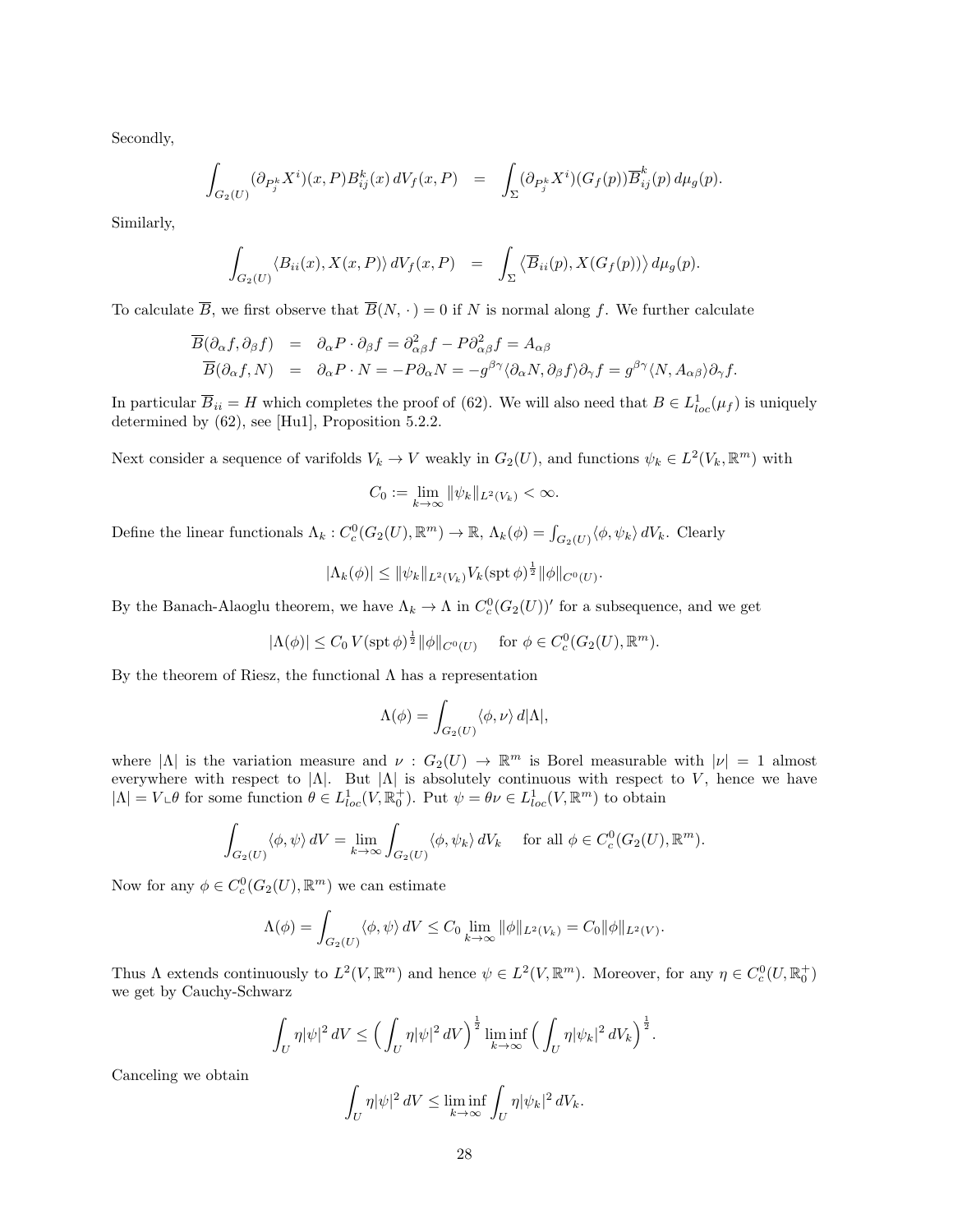Secondly,

$$\int_{G_2(U)} (\partial_{P^k_j} X^i)(x,P) B^k_{ij}(x)\, dV_f(x,P) \;=\; \int_\Sigma (\partial_{P^k_j} X^i)(G_f(p)) \overline{B}^k_{ij}(p)\, d\mu_g(p).$$

Similarly,

$$\int_{G_2(U)} \langle B_{ii}(x), X(x,P)\rangle\, dV_f(x,P) \;=\; \int_\Sigma \langle \overline{B}_{ii}(p), X(G_f(p))\rangle\, d\mu_g(p).$$

To calculate $\overline{B}$, we first observe that $\overline{B}(N,\,\cdot\,) = 0$ if $N$ is normal along $f$. We further calculate

$$\begin{aligned}
\overline{B}(\partial_\alpha f, \partial_\beta f) &= \partial_\alpha P \cdot \partial_\beta f = \partial^2_{\alpha\beta} f - P \partial^2_{\alpha\beta} f = A_{\alpha\beta}\\
\overline{B}(\partial_\alpha f, N) &= \partial_\alpha P \cdot N = -P\partial_\alpha N = -g^{\beta\gamma}\langle \partial_\alpha N, \partial_\beta f\rangle \partial_\gamma f = g^{\beta\gamma}\langle N, A_{\alpha\beta}\rangle \partial_\gamma f.
\end{aligned}$$

In particular $\overline{B}_{ii} = H$ which completes the proof of (62). We will also need that $B \in L^1_{loc}(\mu_f)$ is uniquely determined by (62), see [Hu1], Proposition 5.2.2.

Next consider a sequence of varifolds $V_k \to V$ weakly in $G_2(U)$, and functions $\psi_k \in L^2(V_k, \mathbb{R}^m)$ with

$$C_0 := \lim_{k\to\infty} \|\psi_k\|_{L^2(V_k)} < \infty.$$

Define the linear functionals $\Lambda_k : C^0_c(G_2(U), \mathbb{R}^m) \to \mathbb{R}$, $\Lambda_k(\phi) = \int_{G_2(U)} \langle \phi, \psi_k\rangle\, dV_k$. Clearly

$$|\Lambda_k(\phi)| \leq \|\psi_k\|_{L^2(V_k)} V_k(\operatorname{spt}\phi)^{\frac{1}{2}} \|\phi\|_{C^0(U)}.$$

By the Banach-Alaoglu theorem, we have $\Lambda_k \to \Lambda$ in $C^0_c(G_2(U))'$ for a subsequence, and we get

$$|\Lambda(\phi)| \leq C_0\, V(\operatorname{spt}\phi)^{\frac{1}{2}} \|\phi\|_{C^0(U)} \quad \text{ for } \phi \in C^0_c(G_2(U), \mathbb{R}^m).$$

By the theorem of Riesz, the functional $\Lambda$ has a representation

$$\Lambda(\phi) = \int_{G_2(U)} \langle \phi, \nu\rangle\, d|\Lambda|,$$

where $|\Lambda|$ is the variation measure and $\nu : G_2(U) \to \mathbb{R}^m$ is Borel measurable with $|\nu| = 1$ almost everywhere with respect to $|\Lambda|$. But $|\Lambda|$ is absolutely continuous with respect to $V$, hence we have $|\Lambda| = V \llcorner \theta$ for some function $\theta \in L^1_{loc}(V, \mathbb{R}^+_0)$. Put $\psi = \theta\nu \in L^1_{loc}(V, \mathbb{R}^m)$ to obtain

$$\int_{G_2(U)} \langle \phi, \psi\rangle\, dV = \lim_{k\to\infty} \int_{G_2(U)} \langle \phi, \psi_k\rangle\, dV_k \quad \text{ for all } \phi \in C^0_c(G_2(U), \mathbb{R}^m).$$

Now for any $\phi \in C^0_c(G_2(U), \mathbb{R}^m)$ we can estimate

$$\Lambda(\phi) = \int_{G_2(U)} \langle \phi, \psi\rangle\, dV \leq C_0 \lim_{k\to\infty} \|\phi\|_{L^2(V_k)} = C_0 \|\phi\|_{L^2(V)}.$$

Thus $\Lambda$ extends continuously to $L^2(V, \mathbb{R}^m)$ and hence $\psi \in L^2(V, \mathbb{R}^m)$. Moreover, for any $\eta \in C^0_c(U, \mathbb{R}^+_0)$ we get by Cauchy-Schwarz

$$\int_U \eta|\psi|^2\, dV \leq \Big(\int_U \eta|\psi|^2\, dV\Big)^{\frac{1}{2}} \liminf_{k\to\infty} \Big(\int_U \eta|\psi_k|^2\, dV_k\Big)^{\frac{1}{2}}.$$

Canceling we obtain

$$\int_U \eta|\psi|^2\, dV \leq \liminf_{k\to\infty} \int_U \eta|\psi_k|^2\, dV_k.$$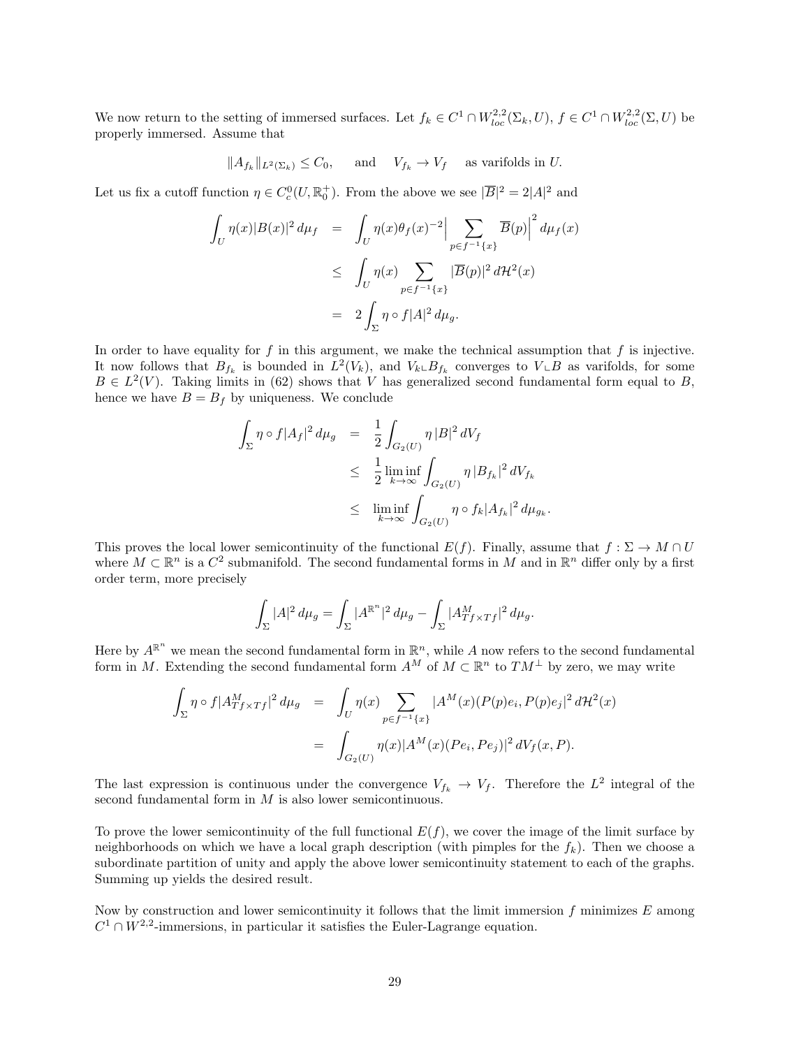We now return to the setting of immersed surfaces. Let $f_k \in C^1 \cap W^{2,2}_{loc}(\Sigma_k, U)$, $f \in C^1 \cap W^{2,2}_{loc}(\Sigma, U)$ be properly immersed. Assume that

$$\|A_{f_k}\|_{L^2(\Sigma_k)} \leq C_0, \qquad \text{and} \qquad V_{f_k} \to V_f \quad \text{as varifolds in } U.$$

Let us fix a cutoff function $\eta \in C^0_c(U, \mathbb{R}^+_0)$. From the above we see $|\overline{B}|^2 = 2|A|^2$ and

$$\begin{aligned}
\int_U \eta(x)|B(x)|^2\, d\mu_f &= \int_U \eta(x)\theta_f(x)^{-2}\Big|\sum_{p\in f^{-1}\{x\}} \overline{B}(p)\Big|^2\, d\mu_f(x)\\
&\leq \int_U \eta(x) \sum_{p\in f^{-1}\{x\}} |\overline{B}(p)|^2\, d\mathcal{H}^2(x)\\
&= 2\int_\Sigma \eta\circ f|A|^2\, d\mu_g.
\end{aligned}$$

In order to have equality for $f$ in this argument, we make the technical assumption that $f$ is injective. It now follows that $B_{f_k}$ is bounded in $L^2(V_k)$, and $V_k \llcorner B_{f_k}$ converges to $V \llcorner B$ as varifolds, for some $B \in L^2(V)$. Taking limits in (62) shows that $V$ has generalized second fundamental form equal to $B$, hence we have $B = B_f$ by uniqueness. We conclude

$$\begin{aligned}
\int_\Sigma \eta\circ f|A_f|^2\, d\mu_g &= \frac{1}{2}\int_{G_2(U)} \eta\,|B|^2\, dV_f\\
&\leq \frac{1}{2}\liminf_{k\to\infty}\int_{G_2(U)} \eta\,|B_{f_k}|^2\, dV_{f_k}\\
&\leq \liminf_{k\to\infty}\int_{G_2(U)} \eta\circ f_k|A_{f_k}|^2\, d\mu_{g_k}.
\end{aligned}$$

This proves the local lower semicontinuity of the functional $E(f)$. Finally, assume that $f: \Sigma \to M\cap U$ where $M \subset \mathbb{R}^n$ is a $C^2$ submanifold. The second fundamental forms in $M$ and in $\mathbb{R}^n$ differ only by a first order term, more precisely

$$\int_\Sigma |A|^2\, d\mu_g = \int_\Sigma |A^{\mathbb{R}^n}|^2\, d\mu_g - \int_\Sigma |A^M_{Tf\times Tf}|^2\, d\mu_g.$$

Here by $A^{\mathbb{R}^n}$ we mean the second fundamental form in $\mathbb{R}^n$, while $A$ now refers to the second fundamental form in $M$. Extending the second fundamental form $A^M$ of $M \subset \mathbb{R}^n$ to $TM^\perp$ by zero, we may write

$$\begin{aligned}
\int_\Sigma \eta\circ f|A^M_{Tf\times Tf}|^2\, d\mu_g &= \int_U \eta(x)\sum_{p\in f^{-1}\{x\}} |A^M(x)(P(p)e_i, P(p)e_j|^2\, d\mathcal{H}^2(x)\\
&= \int_{G_2(U)} \eta(x)|A^M(x)(Pe_i, Pe_j)|^2\, dV_f(x,P).
\end{aligned}$$

The last expression is continuous under the convergence $V_{f_k} \to V_f$. Therefore the $L^2$ integral of the second fundamental form in $M$ is also lower semicontinuous.

To prove the lower semicontinuity of the full functional $E(f)$, we cover the image of the limit surface by neighborhoods on which we have a local graph description (with pimples for the $f_k$). Then we choose a subordinate partition of unity and apply the above lower semicontinuity statement to each of the graphs. Summing up yields the desired result.

Now by construction and lower semicontinuity it follows that the limit immersion $f$ minimizes $E$ among $C^1 \cap W^{2,2}$-immersions, in particular it satisfies the Euler-Lagrange equation.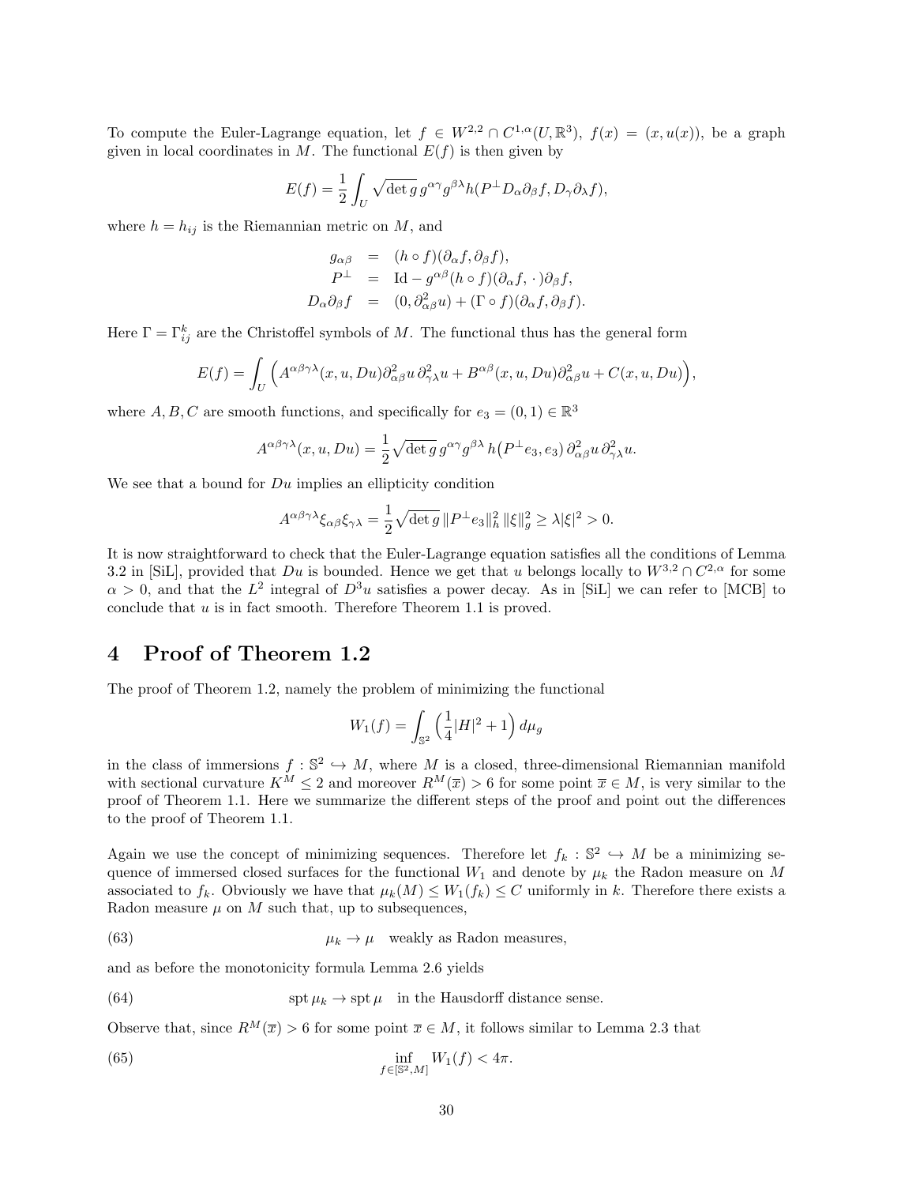To compute the Euler-Lagrange equation, let $f \in W^{2,2} \cap C^{1,\alpha}(U, \mathbb{R}^3)$, $f(x) = (x, u(x))$, be a graph given in local coordinates in $M$. The functional $E(f)$ is then given by

$$E(f) = \frac{1}{2} \int_U \sqrt{\det g}\, g^{\alpha\gamma} g^{\beta\lambda} h(P^\perp D_\alpha \partial_\beta f, D_\gamma \partial_\lambda f),$$

where $h = h_{ij}$ is the Riemannian metric on $M$, and

$$\begin{aligned} g_{\alpha\beta} &= (h \circ f)(\partial_\alpha f, \partial_\beta f), \\ P^\perp &= \mathrm{Id} - g^{\alpha\beta}(h \circ f)(\partial_\alpha f, \cdot\,)\partial_\beta f, \\ D_\alpha \partial_\beta f &= (0, \partial^2_{\alpha\beta} u) + (\Gamma \circ f)(\partial_\alpha f, \partial_\beta f). \end{aligned}$$

Here $\Gamma = \Gamma^k_{ij}$ are the Christoffel symbols of $M$. The functional thus has the general form

$$E(f) = \int_U \Big( A^{\alpha\beta\gamma\lambda}(x, u, Du)\partial^2_{\alpha\beta} u\, \partial^2_{\gamma\lambda} u + B^{\alpha\beta}(x, u, Du)\partial^2_{\alpha\beta} u + C(x, u, Du) \Big),$$

where $A, B, C$ are smooth functions, and specifically for $e_3 = (0, 1) \in \mathbb{R}^3$

$$A^{\alpha\beta\gamma\lambda}(x, u, Du) = \frac{1}{2} \sqrt{\det g}\, g^{\alpha\gamma} g^{\beta\lambda}\, h\big(P^\perp e_3, e_3\big)\, \partial^2_{\alpha\beta} u\, \partial^2_{\gamma\lambda} u.$$

We see that a bound for $Du$ implies an ellipticity condition

$$A^{\alpha\beta\gamma\lambda} \xi_{\alpha\beta} \xi_{\gamma\lambda} = \frac{1}{2} \sqrt{\det g}\, \|P^\perp e_3\|^2_h\, \|\xi\|^2_g \geq \lambda |\xi|^2 > 0.$$

It is now straightforward to check that the Euler-Lagrange equation satisfies all the conditions of Lemma 3.2 in [SiL], provided that $Du$ is bounded. Hence we get that $u$ belongs locally to $W^{3,2} \cap C^{2,\alpha}$ for some $\alpha > 0$, and that the $L^2$ integral of $D^3 u$ satisfies a power decay. As in [SiL] we can refer to [MCB] to conclude that $u$ is in fact smooth. Therefore Theorem 1.1 is proved.

## 4 Proof of Theorem 1.2

The proof of Theorem 1.2, namely the problem of minimizing the functional

$$W_1(f) = \int_{\mathbb{S}^2} \Big( \frac{1}{4} |H|^2 + 1 \Big)\, d\mu_g$$

in the class of immersions $f : \mathbb{S}^2 \hookrightarrow M$, where $M$ is a closed, three-dimensional Riemannian manifold with sectional curvature $K^M \leq 2$ and moreover $R^M(\overline{x}) > 6$ for some point $\overline{x} \in M$, is very similar to the proof of Theorem 1.1. Here we summarize the different steps of the proof and point out the differences to the proof of Theorem 1.1.

Again we use the concept of minimizing sequences. Therefore let $f_k : \mathbb{S}^2 \hookrightarrow M$ be a minimizing sequence of immersed closed surfaces for the functional $W_1$ and denote by $\mu_k$ the Radon measure on $M$ associated to $f_k$. Obviously we have that $\mu_k(M) \leq W_1(f_k) \leq C$ uniformly in $k$. Therefore there exists a Radon measure $\mu$ on $M$ such that, up to subsequences,

$$\mu_k \to \mu \quad \text{weakly as Radon measures,} \tag{63}$$

and as before the monotonicity formula Lemma 2.6 yields

$$\operatorname{spt} \mu_k \to \operatorname{spt} \mu \quad \text{in the Hausdorff distance sense.} \tag{64}$$

Observe that, since $R^M(\overline{x}) > 6$ for some point $\overline{x} \in M$, it follows similar to Lemma 2.3 that

$$\inf_{f \in [\mathbb{S}^2, M]} W_1(f) < 4\pi. \tag{65}$$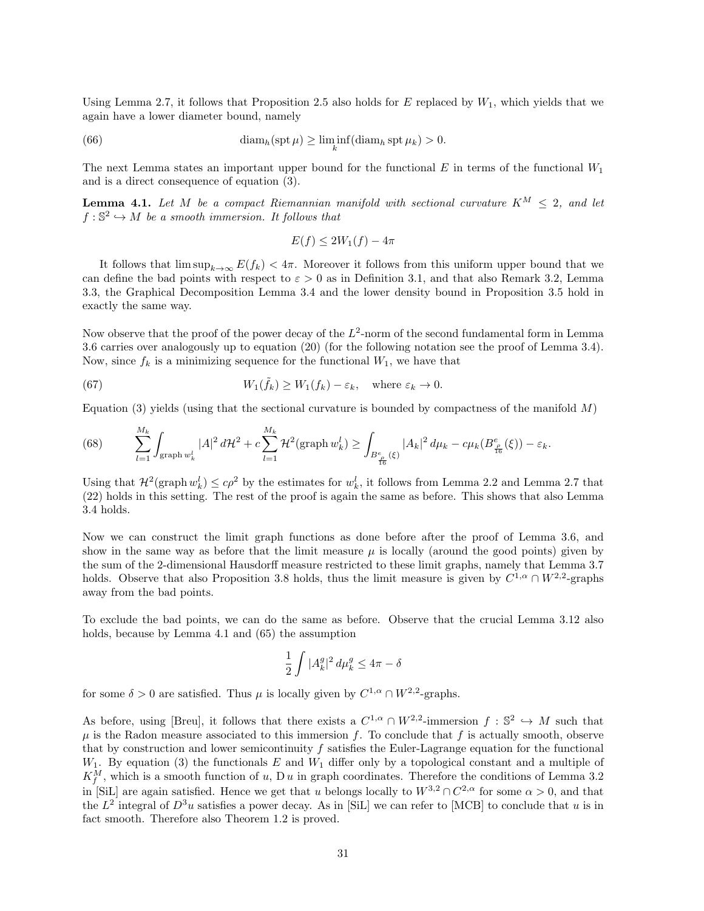Using Lemma 2.7, it follows that Proposition 2.5 also holds for $E$ replaced by $W_1$, which yields that we again have a lower diameter bound, namely

$$\operatorname{diam}_h(\operatorname{spt}\mu) \geq \liminf_k (\operatorname{diam}_h \operatorname{spt}\mu_k) > 0. \tag{66}$$

The next Lemma states an important upper bound for the functional $E$ in terms of the functional $W_1$ and is a direct consequence of equation (3).

**Lemma 4.1.** *Let $M$ be a compact Riemannian manifold with sectional curvature $K^M \leq 2$, and let $f : \mathbb{S}^2 \hookrightarrow M$ be a smooth immersion. It follows that*

$$E(f) \leq 2W_1(f) - 4\pi$$

It follows that $\limsup_{k\to\infty} E(f_k) < 4\pi$. Moreover it follows from this uniform upper bound that we can define the bad points with respect to $\varepsilon > 0$ as in Definition 3.1, and that also Remark 3.2, Lemma 3.3, the Graphical Decomposition Lemma 3.4 and the lower density bound in Proposition 3.5 hold in exactly the same way.

Now observe that the proof of the power decay of the $L^2$-norm of the second fundamental form in Lemma 3.6 carries over analogously up to equation (20) (for the following notation see the proof of Lemma 3.4). Now, since $f_k$ is a minimizing sequence for the functional $W_1$, we have that

$$W_1(\tilde{f}_k) \geq W_1(f_k) - \varepsilon_k, \quad \text{where } \varepsilon_k \to 0. \tag{67}$$

Equation (3) yields (using that the sectional curvature is bounded by compactness of the manifold $M$)

$$\sum_{l=1}^{M_k} \int_{\operatorname{graph} w_k^l} |A|^2 \, d\mathcal{H}^2 + c \sum_{l=1}^{M_k} \mathcal{H}^2(\operatorname{graph} w_k^l) \geq \int_{B^e_{\frac{\rho}{16}}(\xi)} |A_k|^2 \, d\mu_k - c\mu_k(B^e_{\frac{\rho}{16}}(\xi)) - \varepsilon_k. \tag{68}$$

Using that $\mathcal{H}^2(\operatorname{graph} w_k^l) \leq c\rho^2$ by the estimates for $w_k^l$, it follows from Lemma 2.2 and Lemma 2.7 that (22) holds in this setting. The rest of the proof is again the same as before. This shows that also Lemma 3.4 holds.

Now we can construct the limit graph functions as done before after the proof of Lemma 3.6, and show in the same way as before that the limit measure $\mu$ is locally (around the good points) given by the sum of the 2-dimensional Hausdorff measure restricted to these limit graphs, namely that Lemma 3.7 holds. Observe that also Proposition 3.8 holds, thus the limit measure is given by $C^{1,\alpha} \cap W^{2,2}$-graphs away from the bad points.

To exclude the bad points, we can do the same as before. Observe that the crucial Lemma 3.12 also holds, because by Lemma 4.1 and (65) the assumption

$$\frac{1}{2} \int |A_k^g|^2 \, d\mu_k^g \leq 4\pi - \delta$$

for some $\delta > 0$ are satisfied. Thus $\mu$ is locally given by $C^{1,\alpha} \cap W^{2,2}$-graphs.

As before, using [Breu], it follows that there exists a $C^{1,\alpha} \cap W^{2,2}$-immersion $f : \mathbb{S}^2 \hookrightarrow M$ such that $\mu$ is the Radon measure associated to this immersion $f$. To conclude that $f$ is actually smooth, observe that by construction and lower semicontinuity $f$ satisfies the Euler-Lagrange equation for the functional $W_1$. By equation (3) the functionals $E$ and $W_1$ differ only by a topological constant and a multiple of $K_f^M$, which is a smooth function of $u$, $\mathrm{D}\, u$ in graph coordinates. Therefore the conditions of Lemma 3.2 in [SiL] are again satisfied. Hence we get that $u$ belongs locally to $W^{3,2} \cap C^{2,\alpha}$ for some $\alpha > 0$, and that the $L^2$ integral of $D^3 u$ satisfies a power decay. As in [SiL] we can refer to [MCB] to conclude that $u$ is in fact smooth. Therefore also Theorem 1.2 is proved.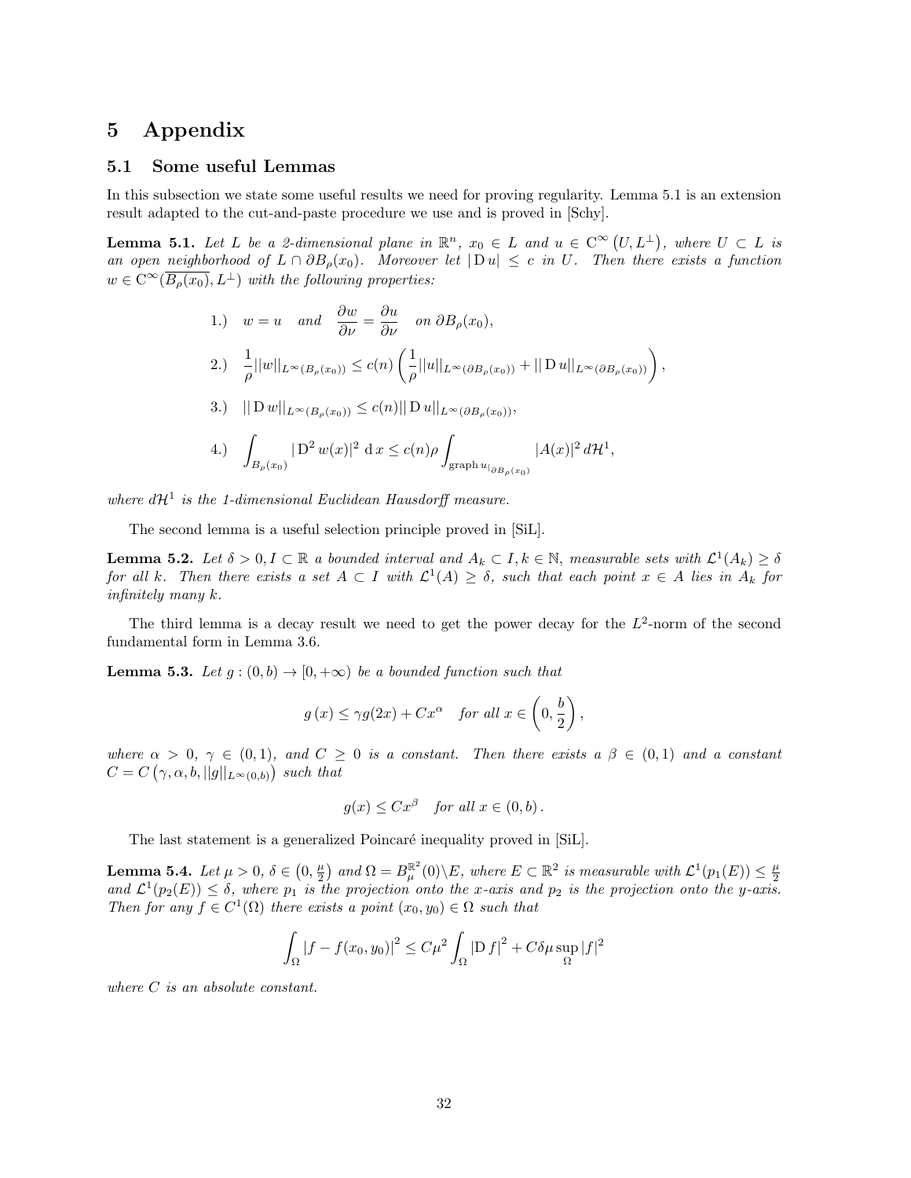# 5 Appendix

## 5.1 Some useful Lemmas

In this subsection we state some useful results we need for proving regularity. Lemma 5.1 is an extension result adapted to the cut-and-paste procedure we use and is proved in [Schy].

**Lemma 5.1.** *Let $L$ be a 2-dimensional plane in $\mathbb{R}^n$, $x_0 \in L$ and $u \in \mathrm{C}^\infty\left(U, L^\perp\right)$, where $U \subset L$ is an open neighborhood of $L \cap \partial B_\rho(x_0)$. Moreover let $|\mathrm{D}\, u| \leq c$ in $U$. Then there exists a function $w \in \mathrm{C}^\infty(\overline{B_\rho(x_0)}, L^\perp)$ with the following properties:*

$$1.)\quad w = u \quad \text{and} \quad \frac{\partial w}{\partial \nu} = \frac{\partial u}{\partial \nu} \quad \text{on } \partial B_\rho(x_0),$$

$$2.)\quad \frac{1}{\rho}||w||_{L^\infty(B_\rho(x_0))} \leq c(n)\left(\frac{1}{\rho}||u||_{L^\infty(\partial B_\rho(x_0))} + ||\mathrm{D}\, u||_{L^\infty(\partial B_\rho(x_0))}\right),$$

$$3.)\quad ||\mathrm{D}\, w||_{L^\infty(B_\rho(x_0))} \leq c(n)||\mathrm{D}\, u||_{L^\infty(\partial B_\rho(x_0))},$$

$$4.)\quad \int_{B_\rho(x_0)} |\mathrm{D}^2\, w(x)|^2 \,\mathrm{d}\, x \leq c(n)\rho \int_{\operatorname{graph} u_{|\partial B_\rho(x_0)}} |A(x)|^2 \, d\mathcal{H}^1,$$

*where $d\mathcal{H}^1$ is the 1-dimensional Euclidean Hausdorff measure.*

The second lemma is a useful selection principle proved in [SiL].

**Lemma 5.2.** *Let $\delta > 0, I \subset \mathbb{R}$ a bounded interval and $A_k \subset I, k \in \mathbb{N}$, measurable sets with $\mathcal{L}^1(A_k) \geq \delta$ for all $k$. Then there exists a set $A \subset I$ with $\mathcal{L}^1(A) \geq \delta$, such that each point $x \in A$ lies in $A_k$ for infinitely many $k$.*

The third lemma is a decay result we need to get the power decay for the $L^2$-norm of the second fundamental form in Lemma 3.6.

**Lemma 5.3.** *Let $g : (0, b) \to [0, +\infty)$ be a bounded function such that*

$$g\left(x\right) \leq \gamma g(2x) + Cx^\alpha \quad \text{for all } x \in \left(0, \frac{b}{2}\right),$$

*where $\alpha > 0$, $\gamma \in (0, 1)$, and $C \geq 0$ is a constant. Then there exists a $\beta \in (0, 1)$ and a constant $C = C\left(\gamma, \alpha, b, ||g||_{L^\infty(0,b)}\right)$ such that*

$$g(x) \leq Cx^\beta \quad \text{for all } x \in (0, b)\,.$$

The last statement is a generalized Poincaré inequality proved in [SiL].

**Lemma 5.4.** *Let $\mu > 0$, $\delta \in \left(0, \frac{\mu}{2}\right)$ and $\Omega = B^{\mathbb{R}^2}_\mu(0)\backslash E$, where $E \subset \mathbb{R}^2$ is measurable with $\mathcal{L}^1(p_1(E)) \leq \frac{\mu}{2}$ and $\mathcal{L}^1(p_2(E)) \leq \delta$, where $p_1$ is the projection onto the x-axis and $p_2$ is the projection onto the y-axis. Then for any $f \in C^1(\Omega)$ there exists a point $(x_0, y_0) \in \Omega$ such that*

$$\int_\Omega \left|f - f(x_0, y_0)\right|^2 \leq C\mu^2 \int_\Omega \left|\mathrm{D}\, f\right|^2 + C\delta\mu \sup_\Omega |f|^2$$

*where $C$ is an absolute constant.*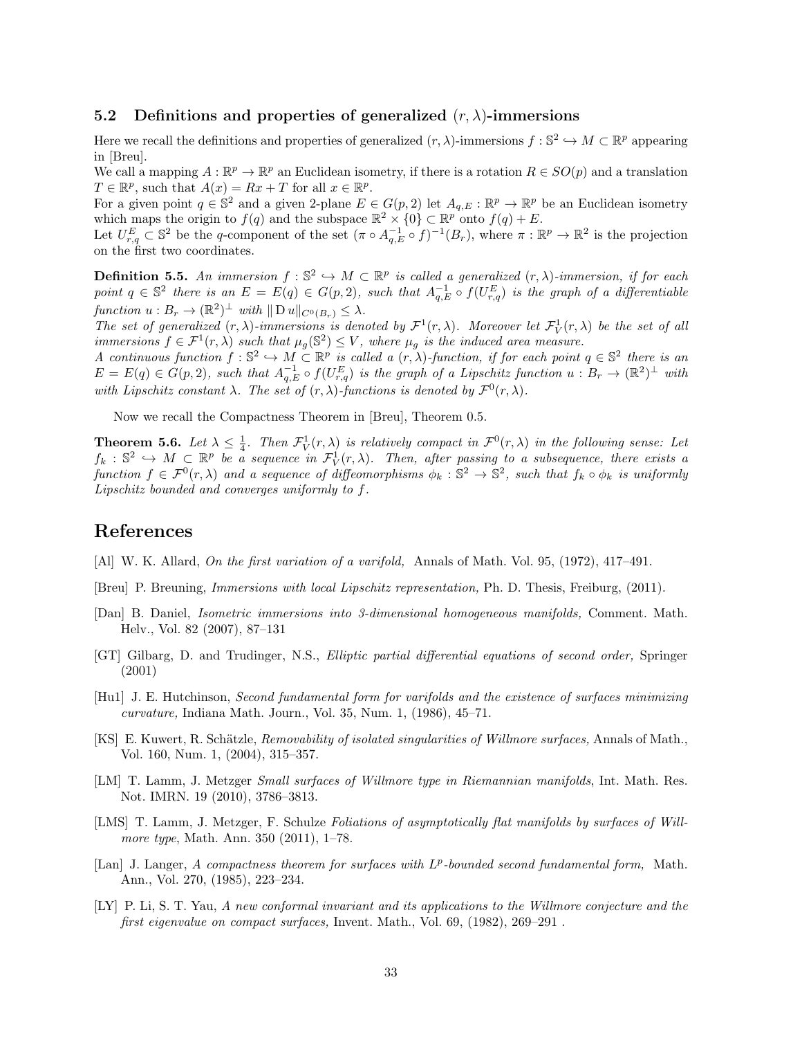### 5.2 Definitions and properties of generalized $(r, \lambda)$-immersions

Here we recall the definitions and properties of generalized $(r, \lambda)$-immersions $f : \mathbb{S}^2 \hookrightarrow M \subset \mathbb{R}^p$ appearing in [Breu].

We call a mapping $A : \mathbb{R}^p \to \mathbb{R}^p$ an Euclidean isometry, if there is a rotation $R \in SO(p)$ and a translation $T \in \mathbb{R}^p$, such that $A(x) = Rx + T$ for all $x \in \mathbb{R}^p$.

For a given point $q \in \mathbb{S}^2$ and a given 2-plane $E \in G(p, 2)$ let $A_{q,E} : \mathbb{R}^p \to \mathbb{R}^p$ be an Euclidean isometry which maps the origin to $f(q)$ and the subspace $\mathbb{R}^2 \times \{0\} \subset \mathbb{R}^p$ onto $f(q) + E$.

Let $U^E_{r,q} \subset \mathbb{S}^2$ be the $q$-component of the set $(\pi \circ A^{-1}_{q,E} \circ f)^{-1}(B_r)$, where $\pi : \mathbb{R}^p \to \mathbb{R}^2$ is the projection on the first two coordinates.

**Definition 5.5.** *An immersion $f : \mathbb{S}^2 \hookrightarrow M \subset \mathbb{R}^p$ is called a generalized $(r, \lambda)$-immersion, if for each point $q \in \mathbb{S}^2$ there is an $E = E(q) \in G(p, 2)$, such that $A^{-1}_{q,E} \circ f(U^E_{r,q})$ is the graph of a differentiable function $u : B_r \to (\mathbb{R}^2)^\perp$ with $\| \mathrm{D}\, u\|_{C^0(B_r)} \leq \lambda$.*

*The set of generalized $(r, \lambda)$-immersions is denoted by $\mathcal{F}^1(r, \lambda)$. Moreover let $\mathcal{F}^1_V(r, \lambda)$ be the set of all immersions $f \in \mathcal{F}^1(r, \lambda)$ such that $\mu_g(\mathbb{S}^2) \leq V$, where $\mu_g$ is the induced area measure.*

*A continuous function $f : \mathbb{S}^2 \hookrightarrow M \subset \mathbb{R}^p$ is called a $(r, \lambda)$-function, if for each point $q \in \mathbb{S}^2$ there is an $E = E(q) \in G(p, 2)$, such that $A^{-1}_{q,E} \circ f(U^E_{r,q})$ is the graph of a Lipschitz function $u : B_r \to (\mathbb{R}^2)^\perp$ with with Lipschitz constant $\lambda$. The set of $(r, \lambda)$-functions is denoted by $\mathcal{F}^0(r, \lambda)$.*

Now we recall the Compactness Theorem in [Breu], Theorem 0.5.

**Theorem 5.6.** *Let $\lambda \leq \frac{1}{4}$. Then $\mathcal{F}^1_V(r, \lambda)$ is relatively compact in $\mathcal{F}^0(r, \lambda)$ in the following sense: Let $f_k : \mathbb{S}^2 \hookrightarrow M \subset \mathbb{R}^p$ be a sequence in $\mathcal{F}^1_V(r, \lambda)$. Then, after passing to a subsequence, there exists a function $f \in \mathcal{F}^0(r, \lambda)$ and a sequence of diffeomorphisms $\phi_k : \mathbb{S}^2 \to \mathbb{S}^2$, such that $f_k \circ \phi_k$ is uniformly Lipschitz bounded and converges uniformly to $f$.*

# References

[Al] W. K. Allard, *On the first variation of a varifold,* Annals of Math. Vol. 95, (1972), 417–491.

[Breu] P. Breuning, *Immersions with local Lipschitz representation,* Ph. D. Thesis, Freiburg, (2011).

[Dan] B. Daniel, *Isometric immersions into 3-dimensional homogeneous manifolds,* Comment. Math. Helv., Vol. 82 (2007), 87–131

[GT] Gilbarg, D. and Trudinger, N.S., *Elliptic partial differential equations of second order,* Springer (2001)

[Hu1] J. E. Hutchinson, *Second fundamental form for varifolds and the existence of surfaces minimizing curvature,* Indiana Math. Journ., Vol. 35, Num. 1, (1986), 45–71.

[KS] E. Kuwert, R. Schätzle, *Removability of isolated singularities of Willmore surfaces,* Annals of Math., Vol. 160, Num. 1, (2004), 315–357.

[LM] T. Lamm, J. Metzger *Small surfaces of Willmore type in Riemannian manifolds*, Int. Math. Res. Not. IMRN. 19 (2010), 3786–3813.

[LMS] T. Lamm, J. Metzger, F. Schulze *Foliations of asymptotically flat manifolds by surfaces of Willmore type*, Math. Ann. 350 (2011), 1–78.

[Lan] J. Langer, *A compactness theorem for surfaces with $L^p$-bounded second fundamental form,* Math. Ann., Vol. 270, (1985), 223–234.

[LY] P. Li, S. T. Yau, *A new conformal invariant and its applications to the Willmore conjecture and the first eigenvalue on compact surfaces,* Invent. Math., Vol. 69, (1982), 269–291 .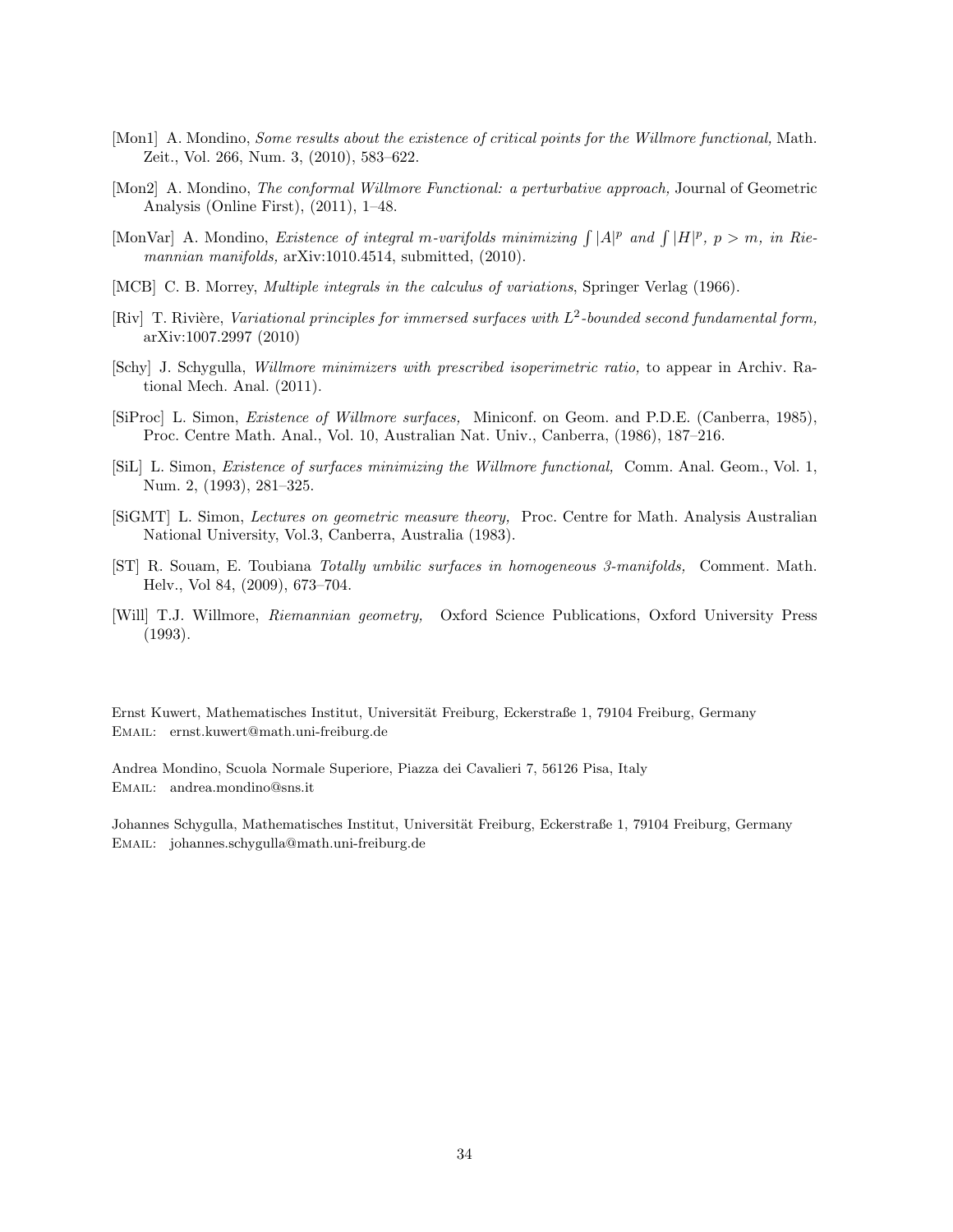[Mon1] A. Mondino, *Some results about the existence of critical points for the Willmore functional,* Math. Zeit., Vol. 266, Num. 3, (2010), 583–622.

[Mon2] A. Mondino, *The conformal Willmore Functional: a perturbative approach,* Journal of Geometric Analysis (Online First), (2011), 1–48.

[MonVar] A. Mondino, *Existence of integral $m$-varifolds minimizing $\int |A|^p$ and $\int |H|^p$, $p > m$, in Riemannian manifolds,* arXiv:1010.4514, submitted, (2010).

[MCB] C. B. Morrey, *Multiple integrals in the calculus of variations*, Springer Verlag (1966).

[Riv] T. Rivière, *Variational principles for immersed surfaces with $L^2$-bounded second fundamental form,* arXiv:1007.2997 (2010)

[Schy] J. Schygulla, *Willmore minimizers with prescribed isoperimetric ratio,* to appear in Archiv. Rational Mech. Anal. (2011).

[SiProc] L. Simon, *Existence of Willmore surfaces,* Miniconf. on Geom. and P.D.E. (Canberra, 1985), Proc. Centre Math. Anal., Vol. 10, Australian Nat. Univ., Canberra, (1986), 187–216.

[SiL] L. Simon, *Existence of surfaces minimizing the Willmore functional,* Comm. Anal. Geom., Vol. 1, Num. 2, (1993), 281–325.

[SiGMT] L. Simon, *Lectures on geometric measure theory,* Proc. Centre for Math. Analysis Australian National University, Vol.3, Canberra, Australia (1983).

[ST] R. Souam, E. Toubiana *Totally umbilic surfaces in homogeneous 3-manifolds,* Comment. Math. Helv., Vol 84, (2009), 673–704.

[Will] T.J. Willmore, *Riemannian geometry,* Oxford Science Publications, Oxford University Press (1993).

Ernst Kuwert, Mathematisches Institut, Universität Freiburg, Eckerstraße 1, 79104 Freiburg, Germany
EMAIL: ernst.kuwert@math.uni-freiburg.de

Andrea Mondino, Scuola Normale Superiore, Piazza dei Cavalieri 7, 56126 Pisa, Italy
EMAIL: andrea.mondino@sns.it

Johannes Schygulla, Mathematisches Institut, Universität Freiburg, Eckerstraße 1, 79104 Freiburg, Germany
EMAIL: johannes.schygulla@math.uni-freiburg.de